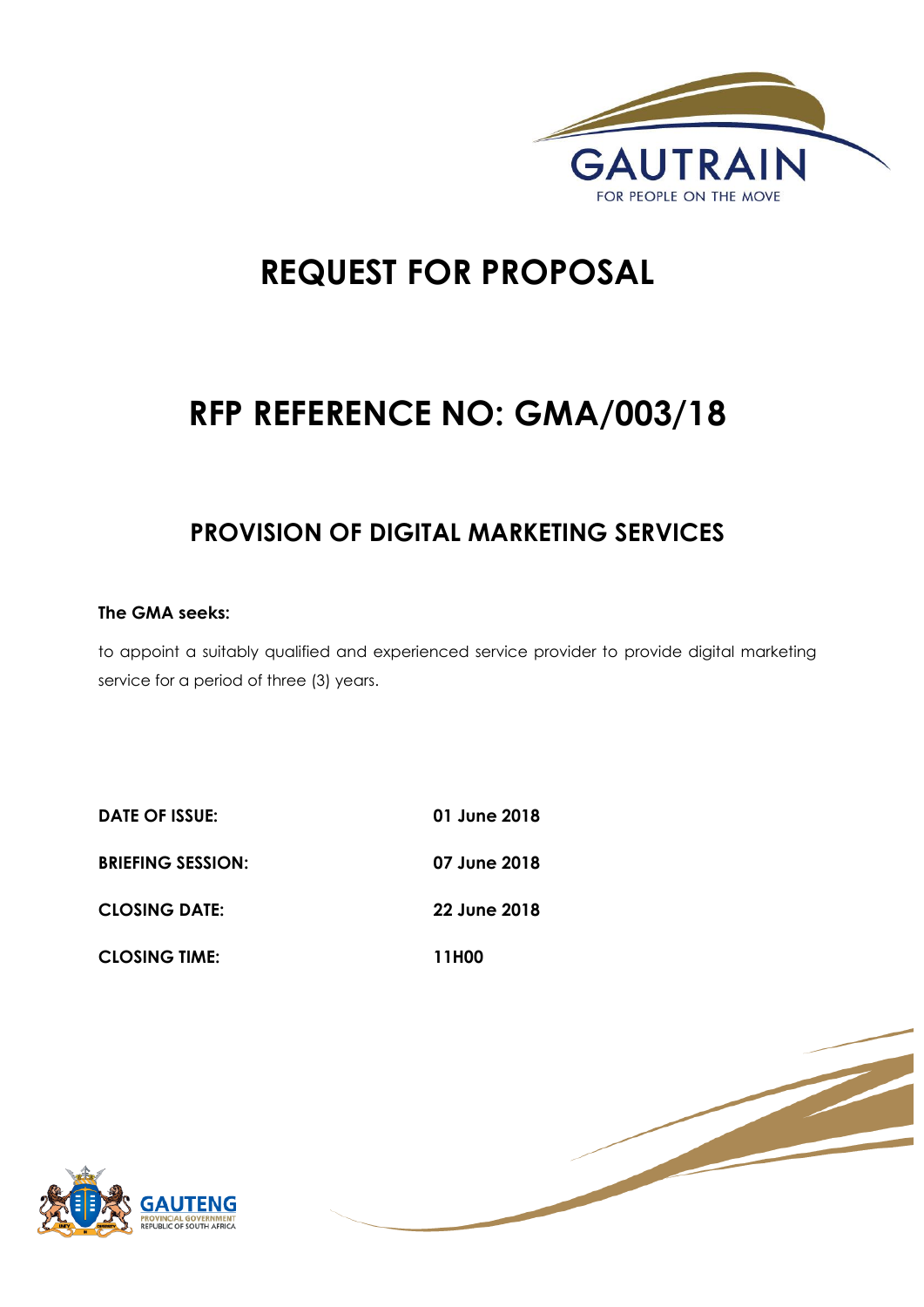GAUTRAIN

FOR PEOPLE ON THE MOVE

# REQUEST FOR PROPOSAL

# RFP REFERENCE NO: GMA/003/18

## PROVISION OF DIGITAL MARKETING SERVICES

**The GMA seeks:**

to appoint a suitably qualified and experienced service provider to provide digital marketing service for a period of three (3) years.

| | |
|---|---|
| **DATE OF ISSUE:** | **01 June 2018** |
| **BRIEFING SESSION:** | **07 June 2018** |
| **CLOSING DATE:** | **22 June 2018** |
| **CLOSING TIME:** | **11H00** |

GAUTENG PROVINCIAL GOVERNMENT
REPUBLIC OF SOUTH AFRICA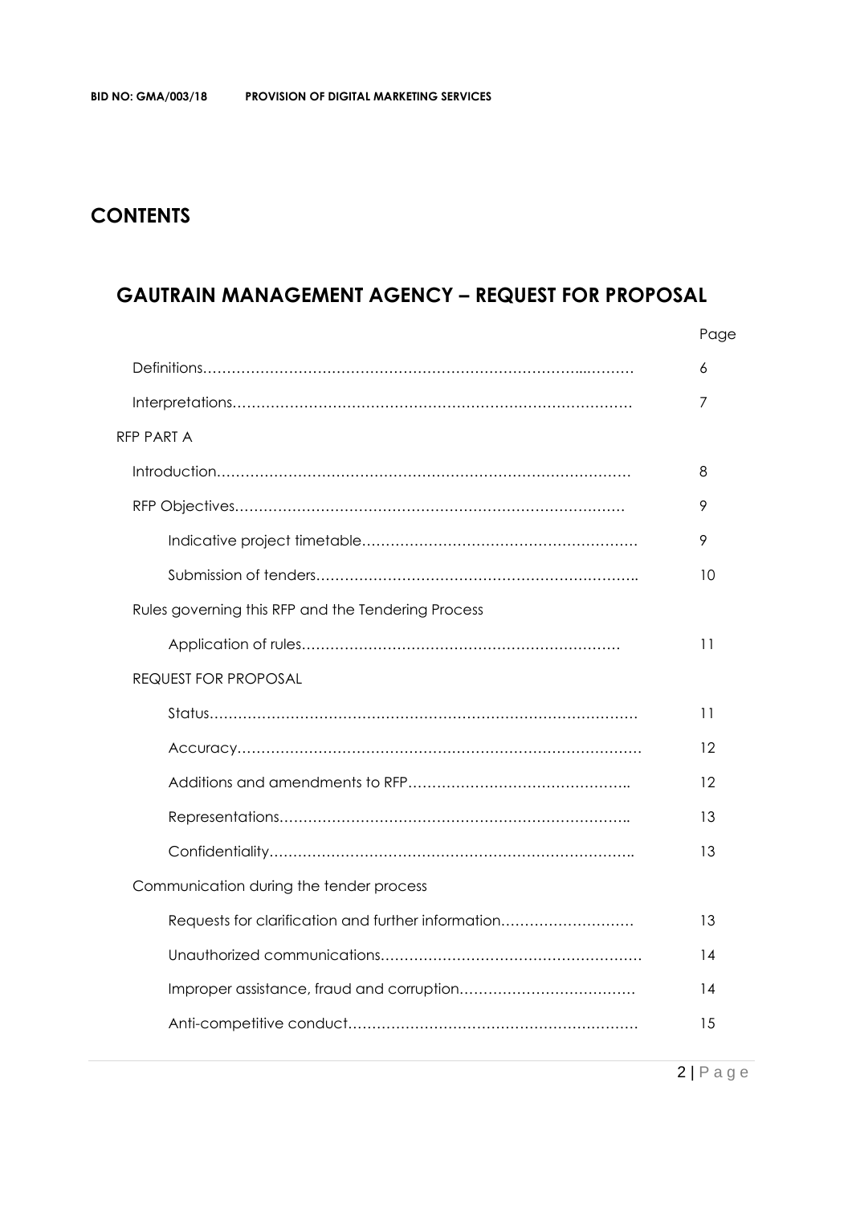## CONTENTS

## GAUTRAIN MANAGEMENT AGENCY – REQUEST FOR PROPOSAL

| | Page |
|---|---|
| Definitions | 6 |
| Interpretations | 7 |
| RFP PART A | |
| Introduction | 8 |
| RFP Objectives | 9 |
| Indicative project timetable | 9 |
| Submission of tenders | 10 |
| Rules governing this RFP and the Tendering Process | |
| Application of rules | 11 |
| REQUEST FOR PROPOSAL | |
| Status | 11 |
| Accuracy | 12 |
| Additions and amendments to RFP | 12 |
| Representations | 13 |
| Confidentiality | 13 |
| Communication during the tender process | |
| Requests for clarification and further information | 13 |
| Unauthorized communications | 14 |
| Improper assistance, fraud and corruption | 14 |
| Anti-competitive conduct | 15 |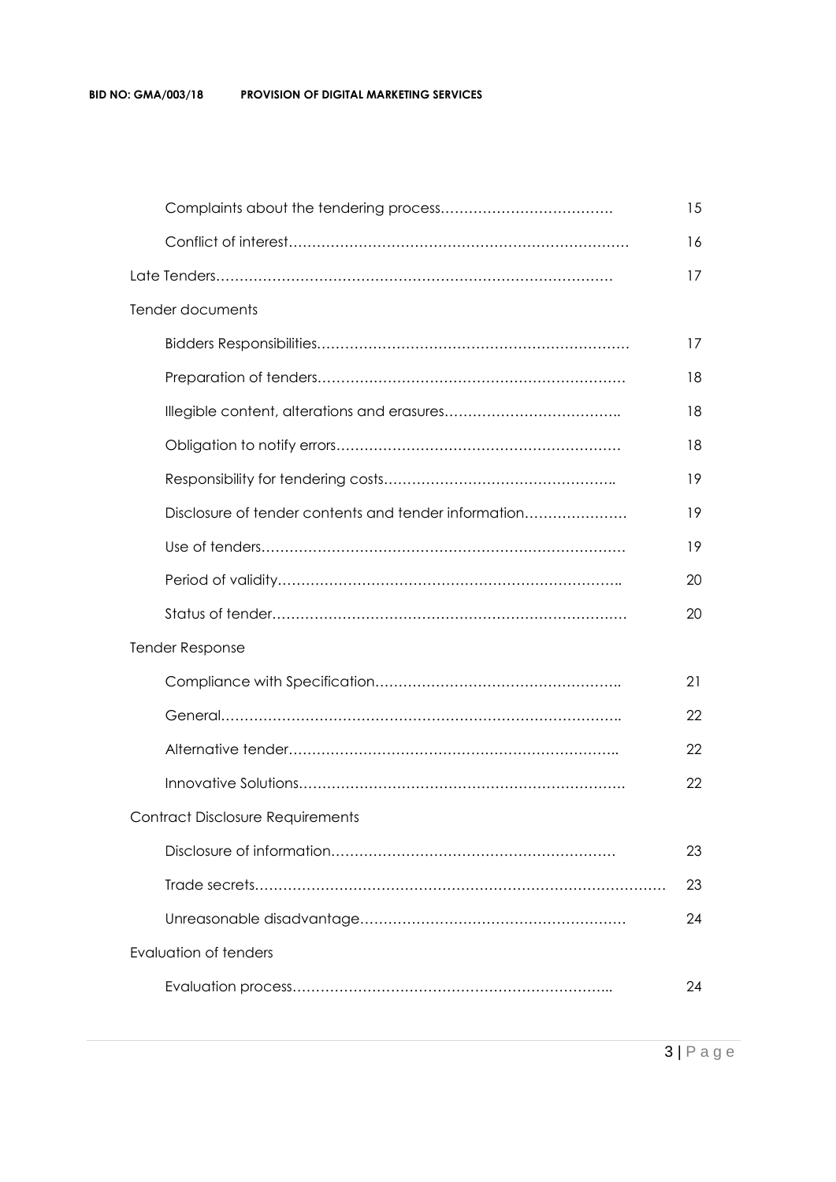| | |
|---|---|
| Complaints about the tendering process………………………………. | 15 |
| Conflict of interest………………………………………………………………… | 16 |
| Late Tenders…………………………………………………………………………… | 17 |
| Tender documents | |
| Bidders Responsibilities………………………………………………………… | 17 |
| Preparation of tenders………………………………………………………… | 18 |
| Illegible content, alterations and erasures……………………………….. | 18 |
| Obligation to notify errors…………………………………………………… | 18 |
| Responsibility for tendering costs………………………………………….. | 19 |
| Disclosure of tender contents and tender information………………… | 19 |
| Use of tenders…………………………………………………………………… | 19 |
| Period of validity……………………………………………………………….. | 20 |
| Status of tender………………………………………………………………… | 20 |
| Tender Response | |
| Compliance with Specification…………………………………………….. | 21 |
| General…………………………………………………………………………….. | 22 |
| Alternative tender…………………………………………………………….. | 22 |
| Innovative Solutions……………………………………………………………. | 22 |
| Contract Disclosure Requirements | |
| Disclosure of information…………………………………………………… | 23 |
| Trade secrets…………………………………………………………………………… | 23 |
| Unreasonable disadvantage………………………………………………… | 24 |
| Evaluation of tenders | |
| Evaluation process…………………………………………………………….. | 24 |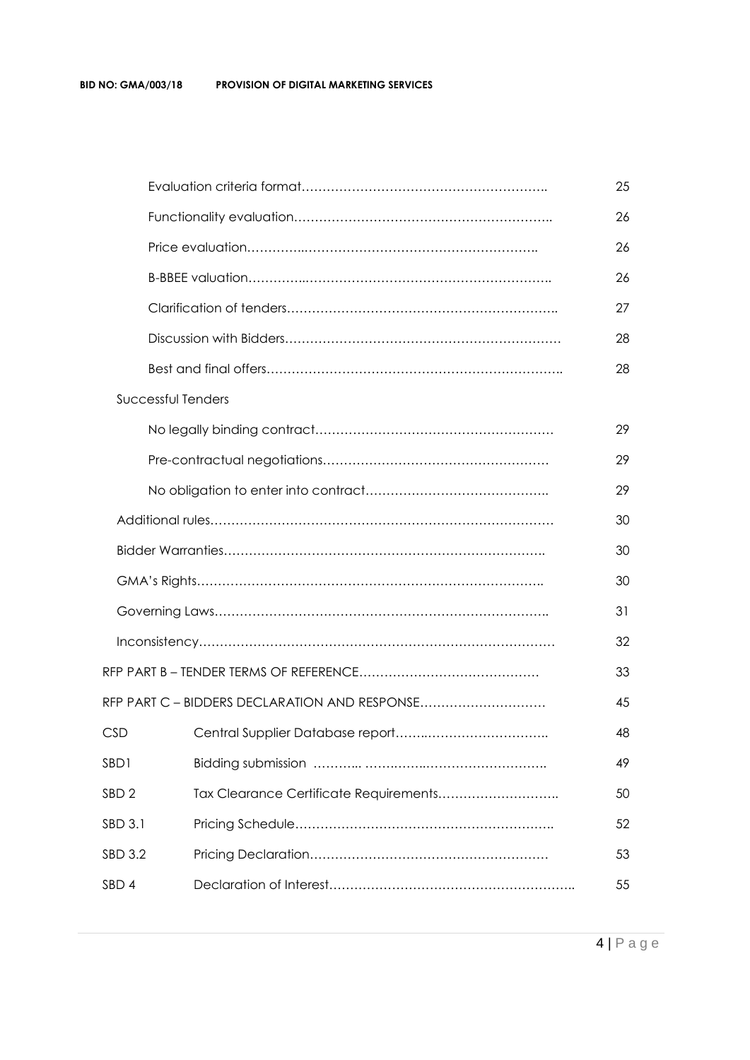| | | |
|---|---|---|
| | Evaluation criteria format………………………………………………….. | 25 |
| | Functionality evaluation…………………………………………………….. | 26 |
| | Price evaluation…………..……………………………………………. | 26 |
| | B-BBEE valuation………..……………………………………………….. | 26 |
| | Clarification of tenders……………………………………………………….. | 27 |
| | Discussion with Bidders………………………………………………………… | 28 |
| | Best and final offers…………………………………………………………….. | 28 |
| Successful Tenders | | |
| | No legally binding contract………………………………………………… | 29 |
| | Pre-contractual negotiations……………………………………………… | 29 |
| | No obligation to enter into contract…………………………………….. | 29 |
| Additional rules……………………………………………………………………… | | 30 |
| Bidder Warranties………………………………………………………………….. | | 30 |
| GMA's Rights……………………………………………………………………….. | | 30 |
| Governing Laws…………………………………………………………………….. | | 31 |
| Inconsistency………………………………………………………………………… | | 32 |
| RFP PART B – TENDER TERMS OF REFERENCE…………………………………… | | 33 |
| RFP PART C – BIDDERS DECLARATION AND RESPONSE………………………… | | 45 |
| CSD | Central Supplier Database report…….……………………….. | 48 |
| SBD1 | Bidding submission ……….. ……..……..…………………………. | 49 |
| SBD 2 | Tax Clearance Certificate Requirements……………………….. | 50 |
| SBD 3.1 | Pricing Schedule…………………………………………………….. | 52 |
| SBD 3.2 | Pricing Declaration………………………………………………… | 53 |
| SBD 4 | Declaration of Interest………………………………………………….. | 55 |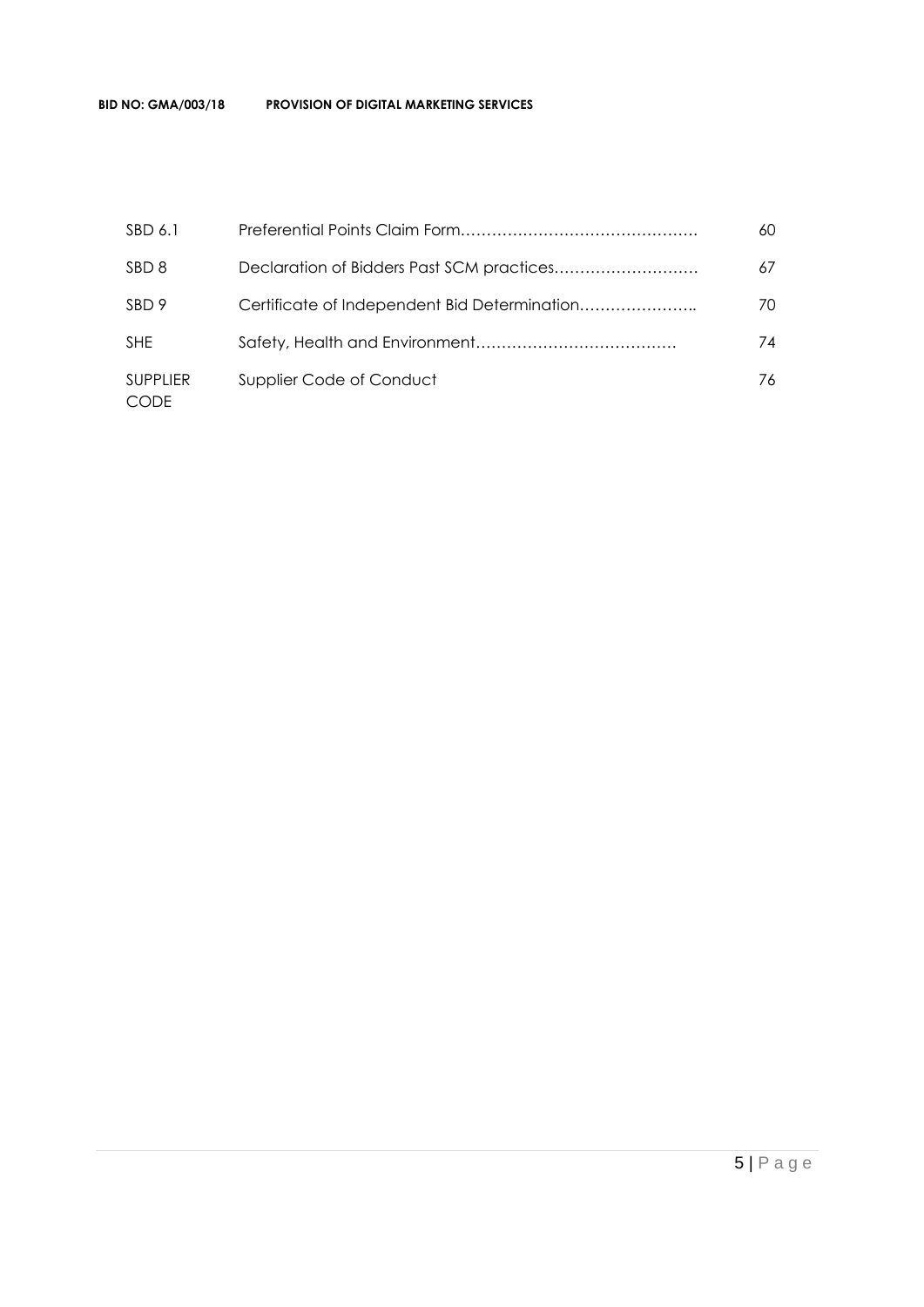| | | |
|---|---|---|
| SBD 6.1 | Preferential Points Claim Form………………………………………. | 60 |
| SBD 8 | Declaration of Bidders Past SCM practices………………………. | 67 |
| SBD 9 | Certificate of Independent Bid Determination………………….. | 70 |
| SHE | Safety, Health and Environment………………………………… | 74 |
| SUPPLIER CODE | Supplier Code of Conduct | 76 |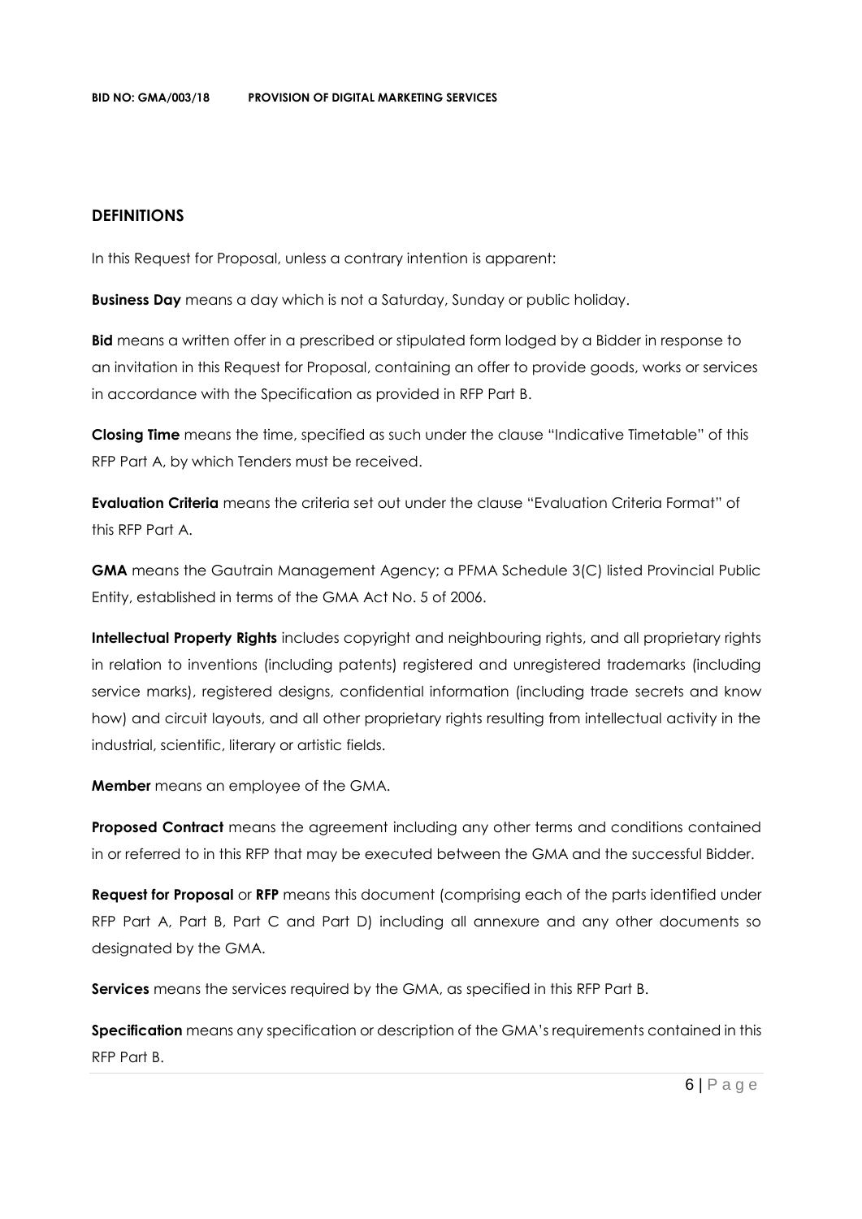## DEFINITIONS

In this Request for Proposal, unless a contrary intention is apparent:

**Business Day** means a day which is not a Saturday, Sunday or public holiday.

**Bid** means a written offer in a prescribed or stipulated form lodged by a Bidder in response to an invitation in this Request for Proposal, containing an offer to provide goods, works or services in accordance with the Specification as provided in RFP Part B.

**Closing Time** means the time, specified as such under the clause "Indicative Timetable" of this RFP Part A, by which Tenders must be received.

**Evaluation Criteria** means the criteria set out under the clause "Evaluation Criteria Format" of this RFP Part A.

**GMA** means the Gautrain Management Agency; a PFMA Schedule 3(C) listed Provincial Public Entity, established in terms of the GMA Act No. 5 of 2006.

**Intellectual Property Rights** includes copyright and neighbouring rights, and all proprietary rights in relation to inventions (including patents) registered and unregistered trademarks (including service marks), registered designs, confidential information (including trade secrets and know how) and circuit layouts, and all other proprietary rights resulting from intellectual activity in the industrial, scientific, literary or artistic fields.

**Member** means an employee of the GMA.

**Proposed Contract** means the agreement including any other terms and conditions contained in or referred to in this RFP that may be executed between the GMA and the successful Bidder.

**Request for Proposal** or **RFP** means this document (comprising each of the parts identified under RFP Part A, Part B, Part C and Part D) including all annexure and any other documents so designated by the GMA.

**Services** means the services required by the GMA, as specified in this RFP Part B.

**Specification** means any specification or description of the GMA's requirements contained in this RFP Part B.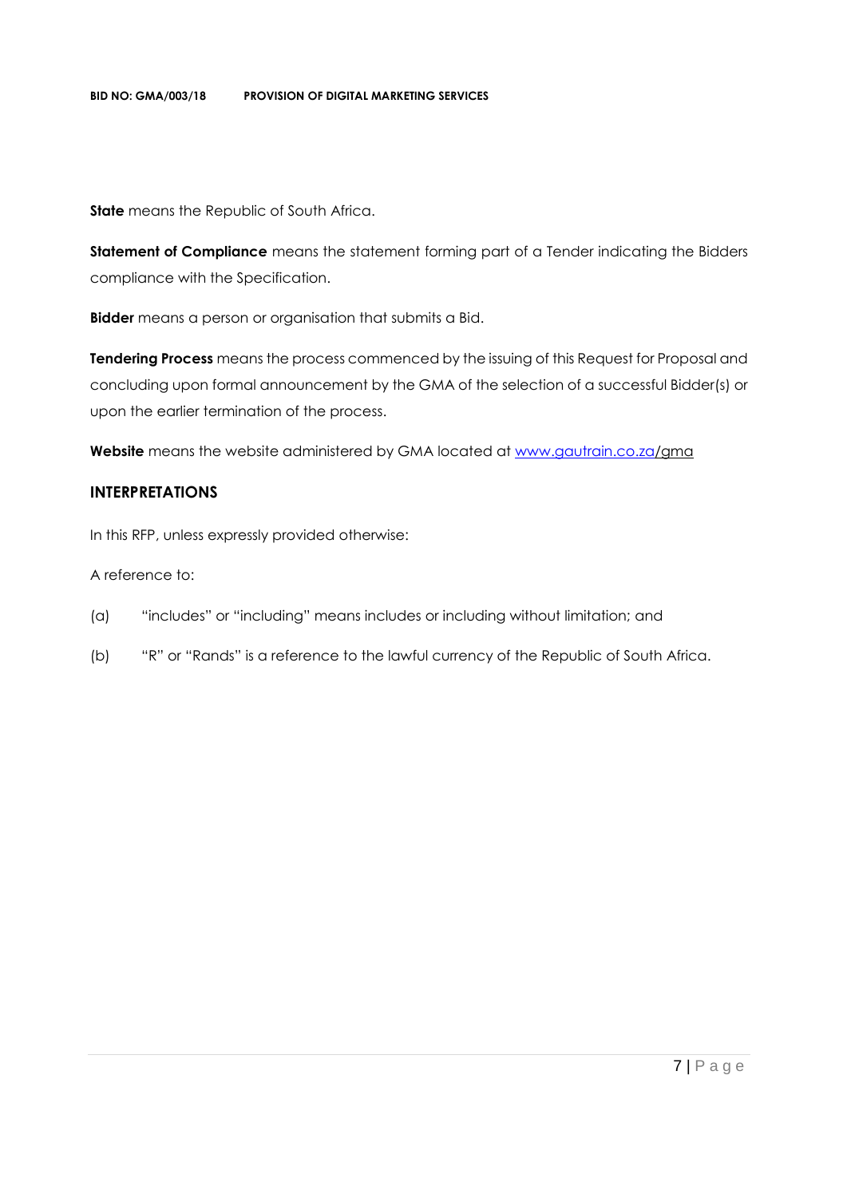**State** means the Republic of South Africa.

**Statement of Compliance** means the statement forming part of a Tender indicating the Bidders compliance with the Specification.

**Bidder** means a person or organisation that submits a Bid.

**Tendering Process** means the process commenced by the issuing of this Request for Proposal and concluding upon formal announcement by the GMA of the selection of a successful Bidder(s) or upon the earlier termination of the process.

**Website** means the website administered by GMA located at www.gautrain.co.za/gma

## INTERPRETATIONS

In this RFP, unless expressly provided otherwise:

A reference to:

(a) "includes" or "including" means includes or including without limitation; and

(b) "R" or "Rands" is a reference to the lawful currency of the Republic of South Africa.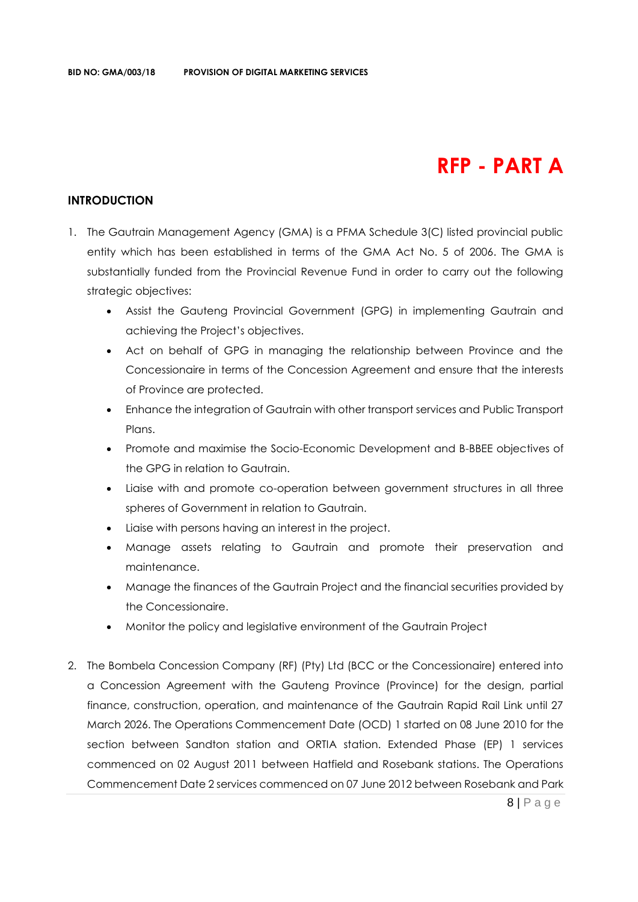# RFP - PART A

## INTRODUCTION

1. The Gautrain Management Agency (GMA) is a PFMA Schedule 3(C) listed provincial public entity which has been established in terms of the GMA Act No. 5 of 2006. The GMA is substantially funded from the Provincial Revenue Fund in order to carry out the following strategic objectives:
   - Assist the Gauteng Provincial Government (GPG) in implementing Gautrain and achieving the Project's objectives.
   - Act on behalf of GPG in managing the relationship between Province and the Concessionaire in terms of the Concession Agreement and ensure that the interests of Province are protected.
   - Enhance the integration of Gautrain with other transport services and Public Transport Plans.
   - Promote and maximise the Socio-Economic Development and B-BBEE objectives of the GPG in relation to Gautrain.
   - Liaise with and promote co-operation between government structures in all three spheres of Government in relation to Gautrain.
   - Liaise with persons having an interest in the project.
   - Manage assets relating to Gautrain and promote their preservation and maintenance.
   - Manage the finances of the Gautrain Project and the financial securities provided by the Concessionaire.
   - Monitor the policy and legislative environment of the Gautrain Project

2. The Bombela Concession Company (RF) (Pty) Ltd (BCC or the Concessionaire) entered into a Concession Agreement with the Gauteng Province (Province) for the design, partial finance, construction, operation, and maintenance of the Gautrain Rapid Rail Link until 27 March 2026. The Operations Commencement Date (OCD) 1 started on 08 June 2010 for the section between Sandton station and ORTIA station. Extended Phase (EP) 1 services commenced on 02 August 2011 between Hatfield and Rosebank stations. The Operations Commencement Date 2 services commenced on 07 June 2012 between Rosebank and Park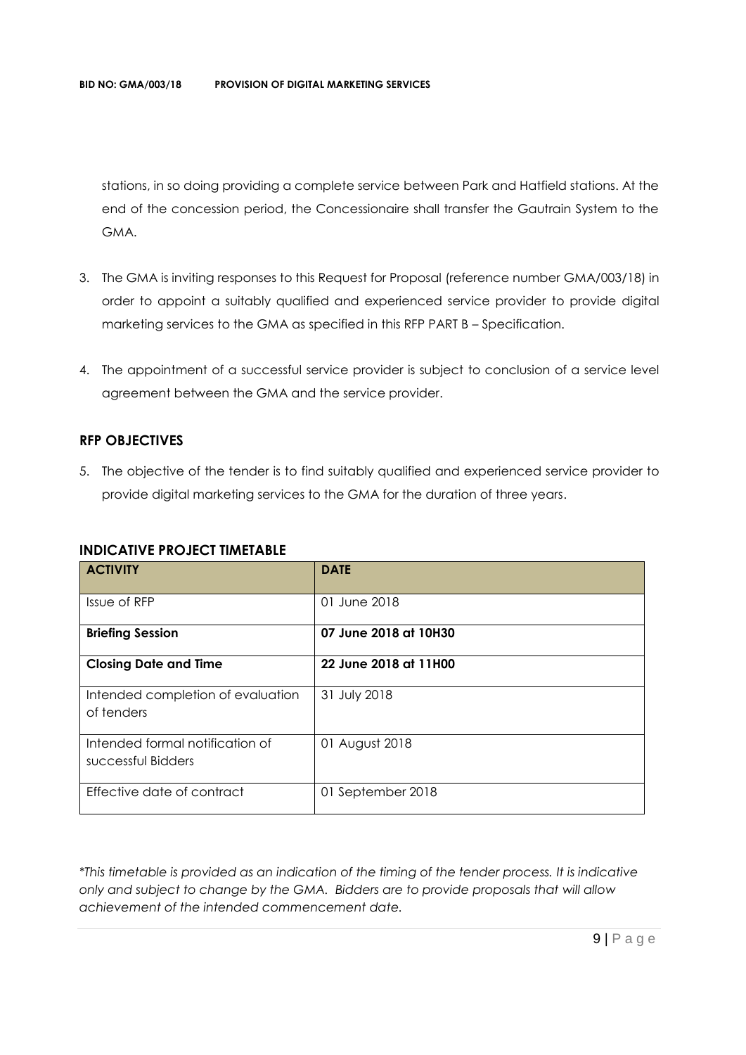stations, in so doing providing a complete service between Park and Hatfield stations. At the end of the concession period, the Concessionaire shall transfer the Gautrain System to the GMA.

3. The GMA is inviting responses to this Request for Proposal (reference number GMA/003/18) in order to appoint a suitably qualified and experienced service provider to provide digital marketing services to the GMA as specified in this RFP PART B – Specification.

4. The appointment of a successful service provider is subject to conclusion of a service level agreement between the GMA and the service provider.

## RFP OBJECTIVES

5. The objective of the tender is to find suitably qualified and experienced service provider to provide digital marketing services to the GMA for the duration of three years.

## INDICATIVE PROJECT TIMETABLE

| ACTIVITY | DATE |
|---|---|
| Issue of RFP | 01 June 2018 |
| **Briefing Session** | **07 June 2018 at 10H30** |
| **Closing Date and Time** | **22 June 2018 at 11H00** |
| Intended completion of evaluation of tenders | 31 July 2018 |
| Intended formal notification of successful Bidders | 01 August 2018 |
| Effective date of contract | 01 September 2018 |

*\*This timetable is provided as an indication of the timing of the tender process. It is indicative only and subject to change by the GMA. Bidders are to provide proposals that will allow achievement of the intended commencement date.*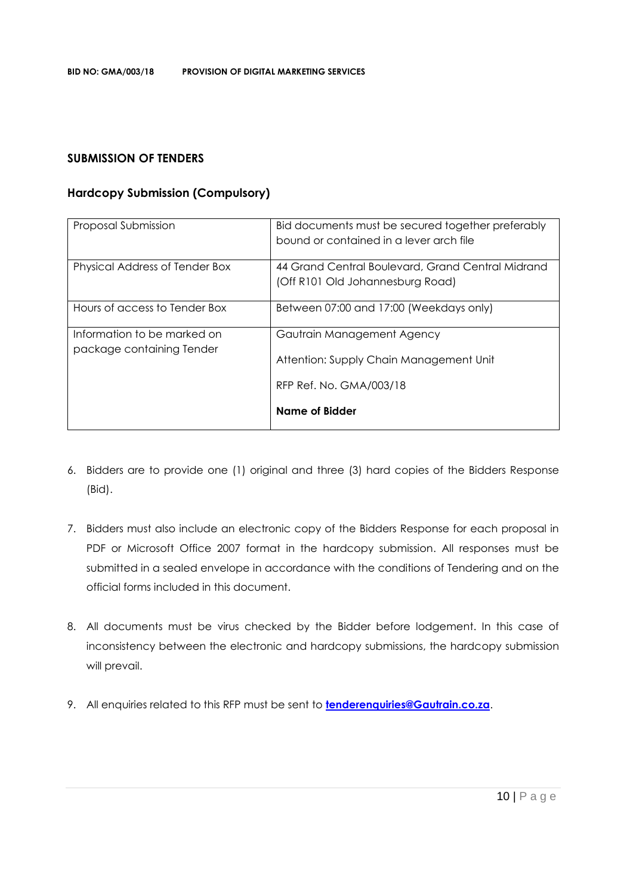## SUBMISSION OF TENDERS

### Hardcopy Submission (Compulsory)

| | |
|---|---|
| Proposal Submission | Bid documents must be secured together preferably bound or contained in a lever arch file |
| Physical Address of Tender Box | 44 Grand Central Boulevard, Grand Central Midrand (Off R101 Old Johannesburg Road) |
| Hours of access to Tender Box | Between 07:00 and 17:00 (Weekdays only) |
| Information to be marked on package containing Tender | Gautrain Management Agency<br><br>Attention: Supply Chain Management Unit<br><br>RFP Ref. No. GMA/003/18<br><br>**Name of Bidder** |

6. Bidders are to provide one (1) original and three (3) hard copies of the Bidders Response (Bid).

7. Bidders must also include an electronic copy of the Bidders Response for each proposal in PDF or Microsoft Office 2007 format in the hardcopy submission. All responses must be submitted in a sealed envelope in accordance with the conditions of Tendering and on the official forms included in this document.

8. All documents must be virus checked by the Bidder before lodgement. In this case of inconsistency between the electronic and hardcopy submissions, the hardcopy submission will prevail.

9. All enquiries related to this RFP must be sent to **tenderenquiries@Gautrain.co.za**.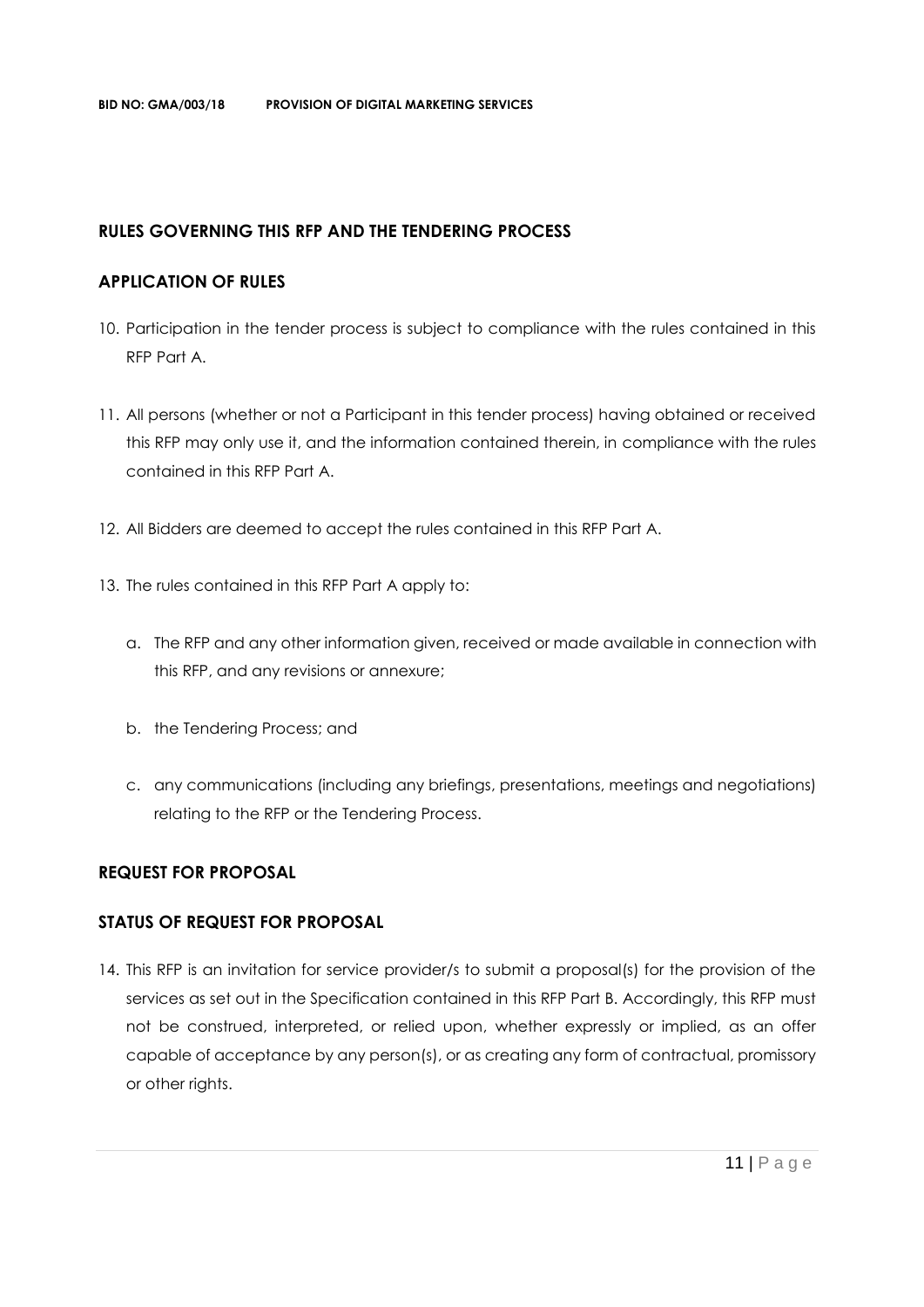## RULES GOVERNING THIS RFP AND THE TENDERING PROCESS

## APPLICATION OF RULES

10. Participation in the tender process is subject to compliance with the rules contained in this RFP Part A.

11. All persons (whether or not a Participant in this tender process) having obtained or received this RFP may only use it, and the information contained therein, in compliance with the rules contained in this RFP Part A.

12. All Bidders are deemed to accept the rules contained in this RFP Part A.

13. The rules contained in this RFP Part A apply to:

    a. The RFP and any other information given, received or made available in connection with this RFP, and any revisions or annexure;

    b. the Tendering Process; and

    c. any communications (including any briefings, presentations, meetings and negotiations) relating to the RFP or the Tendering Process.

## REQUEST FOR PROPOSAL

## STATUS OF REQUEST FOR PROPOSAL

14. This RFP is an invitation for service provider/s to submit a proposal(s) for the provision of the services as set out in the Specification contained in this RFP Part B. Accordingly, this RFP must not be construed, interpreted, or relied upon, whether expressly or implied, as an offer capable of acceptance by any person(s), or as creating any form of contractual, promissory or other rights.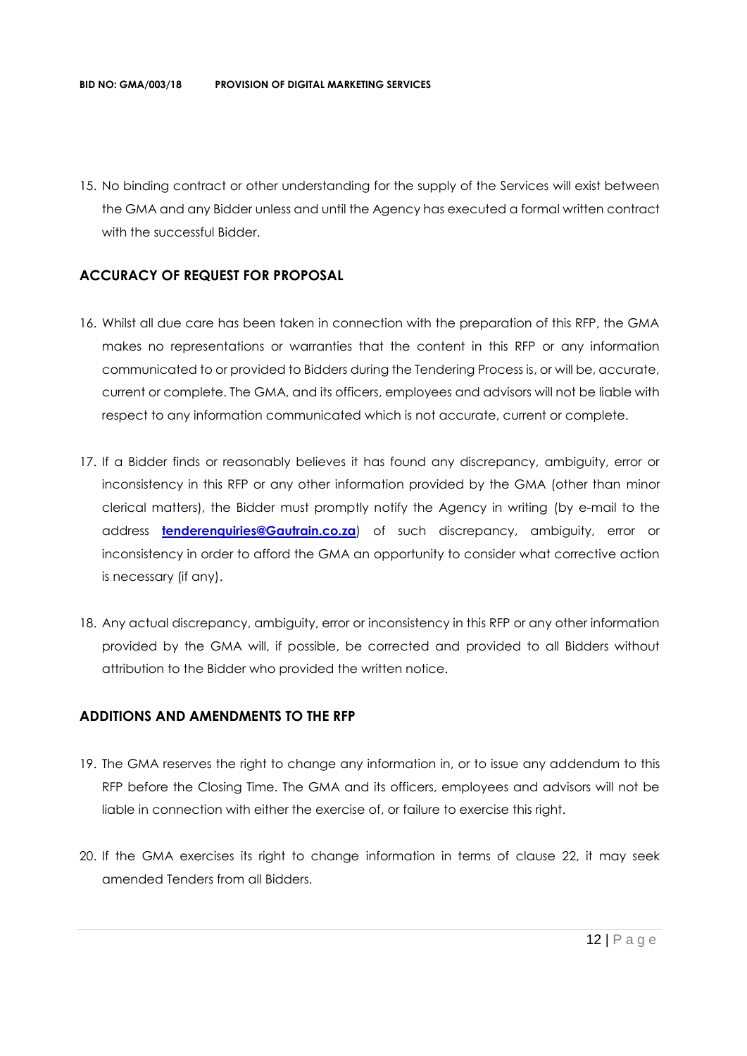15. No binding contract or other understanding for the supply of the Services will exist between the GMA and any Bidder unless and until the Agency has executed a formal written contract with the successful Bidder.

## ACCURACY OF REQUEST FOR PROPOSAL

16. Whilst all due care has been taken in connection with the preparation of this RFP, the GMA makes no representations or warranties that the content in this RFP or any information communicated to or provided to Bidders during the Tendering Process is, or will be, accurate, current or complete. The GMA, and its officers, employees and advisors will not be liable with respect to any information communicated which is not accurate, current or complete.

17. If a Bidder finds or reasonably believes it has found any discrepancy, ambiguity, error or inconsistency in this RFP or any other information provided by the GMA (other than minor clerical matters), the Bidder must promptly notify the Agency in writing (by e-mail to the address **tenderenquiries@Gautrain.co.za**) of such discrepancy, ambiguity, error or inconsistency in order to afford the GMA an opportunity to consider what corrective action is necessary (if any).

18. Any actual discrepancy, ambiguity, error or inconsistency in this RFP or any other information provided by the GMA will, if possible, be corrected and provided to all Bidders without attribution to the Bidder who provided the written notice.

## ADDITIONS AND AMENDMENTS TO THE RFP

19. The GMA reserves the right to change any information in, or to issue any addendum to this RFP before the Closing Time. The GMA and its officers, employees and advisors will not be liable in connection with either the exercise of, or failure to exercise this right.

20. If the GMA exercises its right to change information in terms of clause 22, it may seek amended Tenders from all Bidders.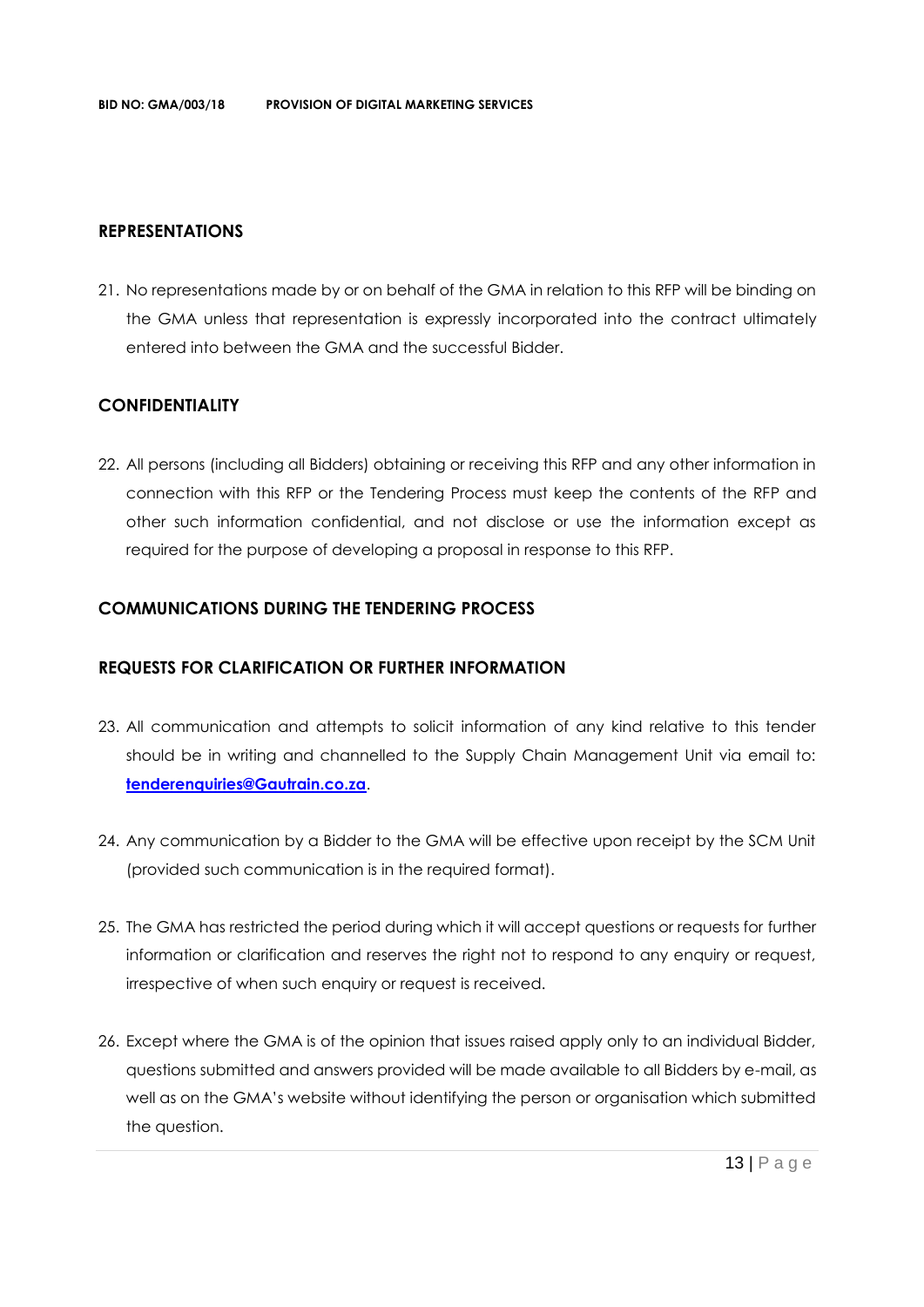## REPRESENTATIONS

21. No representations made by or on behalf of the GMA in relation to this RFP will be binding on the GMA unless that representation is expressly incorporated into the contract ultimately entered into between the GMA and the successful Bidder.

## CONFIDENTIALITY

22. All persons (including all Bidders) obtaining or receiving this RFP and any other information in connection with this RFP or the Tendering Process must keep the contents of the RFP and other such information confidential, and not disclose or use the information except as required for the purpose of developing a proposal in response to this RFP.

## COMMUNICATIONS DURING THE TENDERING PROCESS

## REQUESTS FOR CLARIFICATION OR FURTHER INFORMATION

23. All communication and attempts to solicit information of any kind relative to this tender should be in writing and channelled to the Supply Chain Management Unit via email to: **tenderenquiries@Gautrain.co.za**.

24. Any communication by a Bidder to the GMA will be effective upon receipt by the SCM Unit (provided such communication is in the required format).

25. The GMA has restricted the period during which it will accept questions or requests for further information or clarification and reserves the right not to respond to any enquiry or request, irrespective of when such enquiry or request is received.

26. Except where the GMA is of the opinion that issues raised apply only to an individual Bidder, questions submitted and answers provided will be made available to all Bidders by e-mail, as well as on the GMA's website without identifying the person or organisation which submitted the question.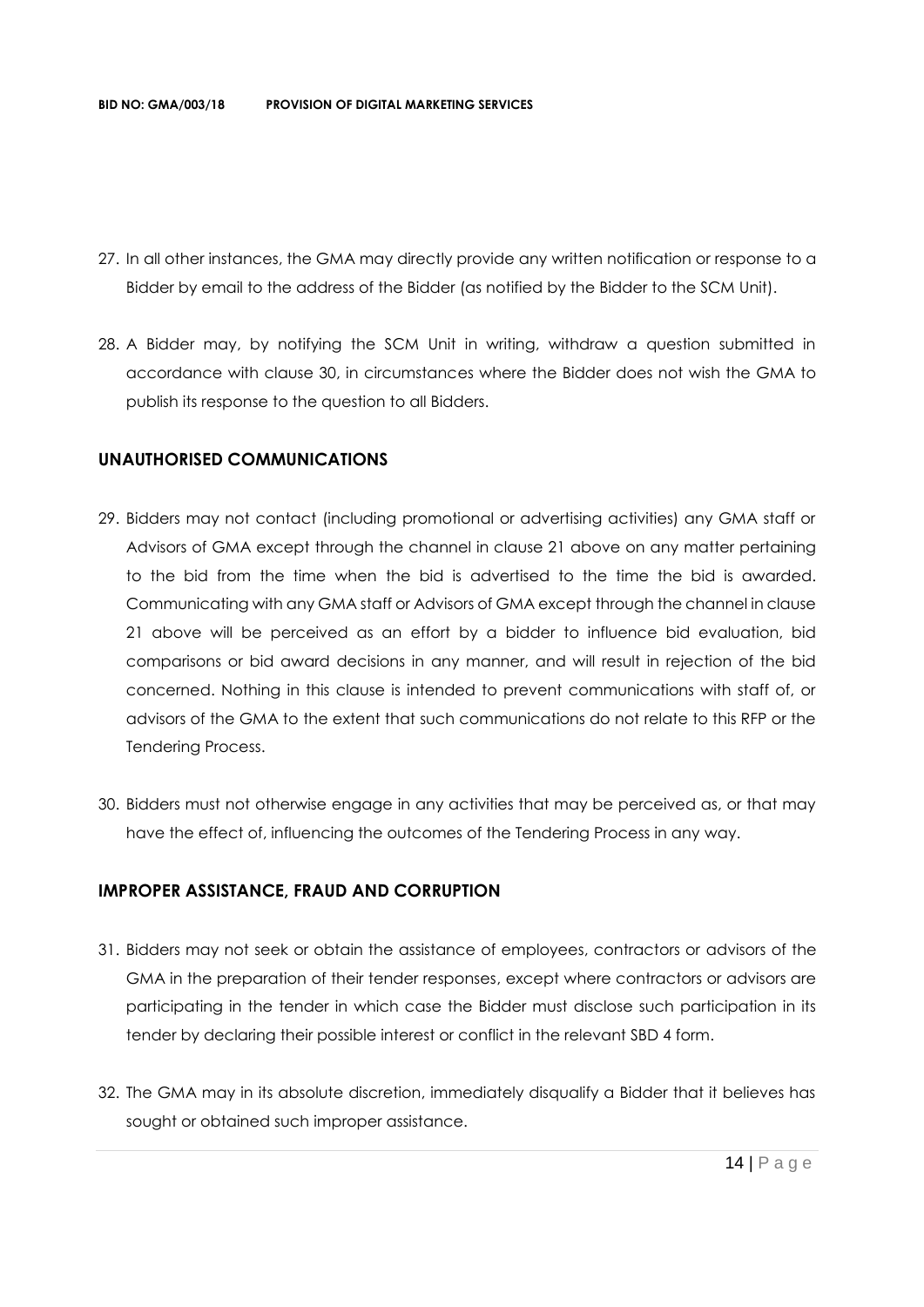27. In all other instances, the GMA may directly provide any written notification or response to a Bidder by email to the address of the Bidder (as notified by the Bidder to the SCM Unit).

28. A Bidder may, by notifying the SCM Unit in writing, withdraw a question submitted in accordance with clause 30, in circumstances where the Bidder does not wish the GMA to publish its response to the question to all Bidders.

## UNAUTHORISED COMMUNICATIONS

29. Bidders may not contact (including promotional or advertising activities) any GMA staff or Advisors of GMA except through the channel in clause 21 above on any matter pertaining to the bid from the time when the bid is advertised to the time the bid is awarded. Communicating with any GMA staff or Advisors of GMA except through the channel in clause 21 above will be perceived as an effort by a bidder to influence bid evaluation, bid comparisons or bid award decisions in any manner, and will result in rejection of the bid concerned. Nothing in this clause is intended to prevent communications with staff of, or advisors of the GMA to the extent that such communications do not relate to this RFP or the Tendering Process.

30. Bidders must not otherwise engage in any activities that may be perceived as, or that may have the effect of, influencing the outcomes of the Tendering Process in any way.

## IMPROPER ASSISTANCE, FRAUD AND CORRUPTION

31. Bidders may not seek or obtain the assistance of employees, contractors or advisors of the GMA in the preparation of their tender responses, except where contractors or advisors are participating in the tender in which case the Bidder must disclose such participation in its tender by declaring their possible interest or conflict in the relevant SBD 4 form.

32. The GMA may in its absolute discretion, immediately disqualify a Bidder that it believes has sought or obtained such improper assistance.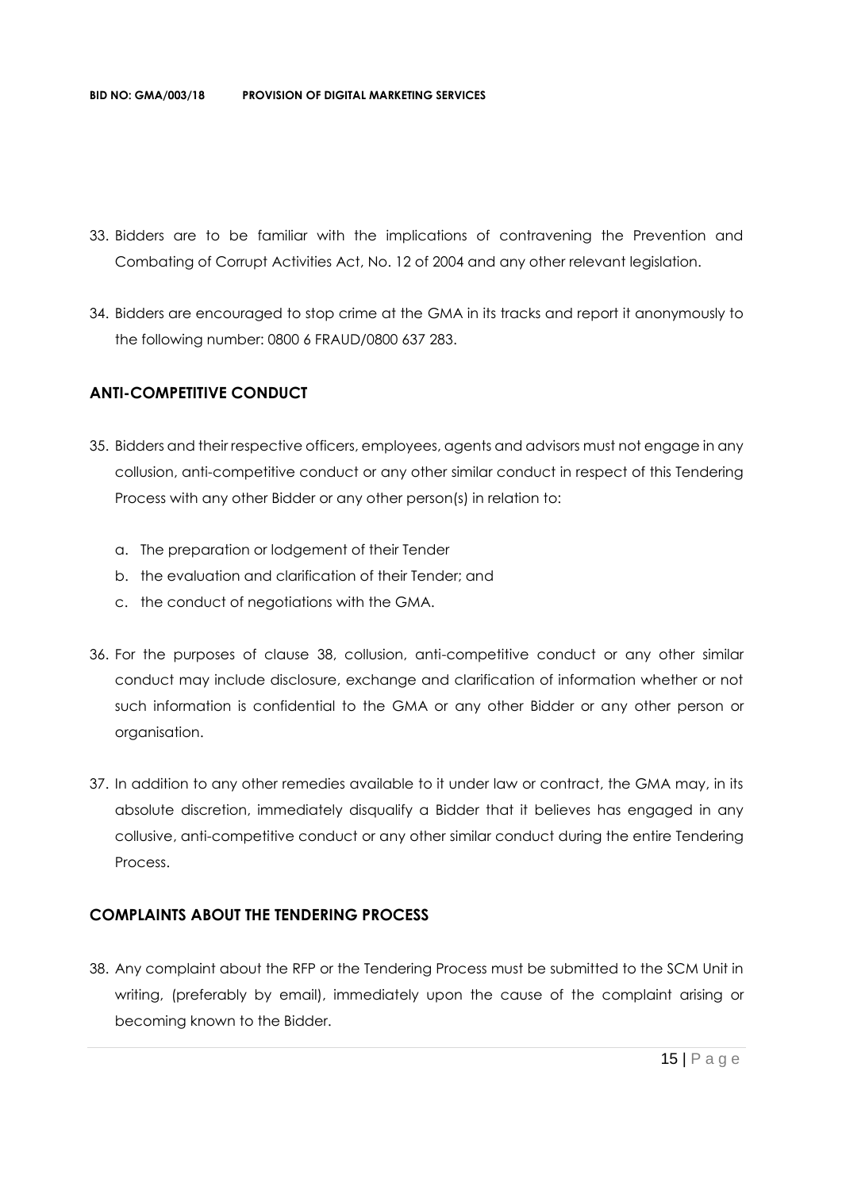33. Bidders are to be familiar with the implications of contravening the Prevention and Combating of Corrupt Activities Act, No. 12 of 2004 and any other relevant legislation.

34. Bidders are encouraged to stop crime at the GMA in its tracks and report it anonymously to the following number: 0800 6 FRAUD/0800 637 283.

## ANTI-COMPETITIVE CONDUCT

35. Bidders and their respective officers, employees, agents and advisors must not engage in any collusion, anti-competitive conduct or any other similar conduct in respect of this Tendering Process with any other Bidder or any other person(s) in relation to:

    a. The preparation or lodgement of their Tender
    b. the evaluation and clarification of their Tender; and
    c. the conduct of negotiations with the GMA.

36. For the purposes of clause 38, collusion, anti-competitive conduct or any other similar conduct may include disclosure, exchange and clarification of information whether or not such information is confidential to the GMA or any other Bidder or any other person or organisation.

37. In addition to any other remedies available to it under law or contract, the GMA may, in its absolute discretion, immediately disqualify a Bidder that it believes has engaged in any collusive, anti-competitive conduct or any other similar conduct during the entire Tendering Process.

## COMPLAINTS ABOUT THE TENDERING PROCESS

38. Any complaint about the RFP or the Tendering Process must be submitted to the SCM Unit in writing, (preferably by email), immediately upon the cause of the complaint arising or becoming known to the Bidder.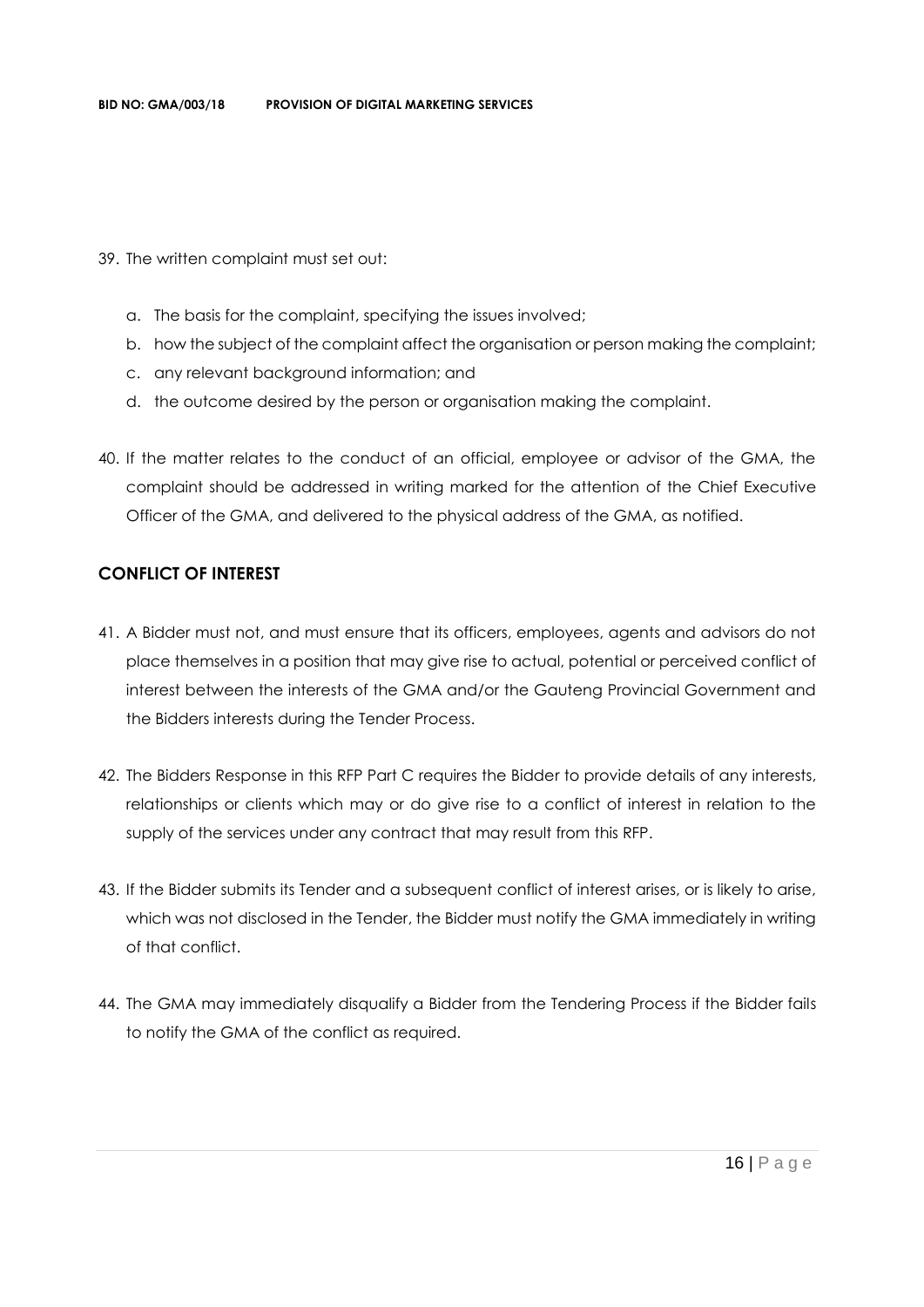39. The written complaint must set out:

    a. The basis for the complaint, specifying the issues involved;
    b. how the subject of the complaint affect the organisation or person making the complaint;
    c. any relevant background information; and
    d. the outcome desired by the person or organisation making the complaint.

40. If the matter relates to the conduct of an official, employee or advisor of the GMA, the complaint should be addressed in writing marked for the attention of the Chief Executive Officer of the GMA, and delivered to the physical address of the GMA, as notified.

## CONFLICT OF INTEREST

41. A Bidder must not, and must ensure that its officers, employees, agents and advisors do not place themselves in a position that may give rise to actual, potential or perceived conflict of interest between the interests of the GMA and/or the Gauteng Provincial Government and the Bidders interests during the Tender Process.

42. The Bidders Response in this RFP Part C requires the Bidder to provide details of any interests, relationships or clients which may or do give rise to a conflict of interest in relation to the supply of the services under any contract that may result from this RFP.

43. If the Bidder submits its Tender and a subsequent conflict of interest arises, or is likely to arise, which was not disclosed in the Tender, the Bidder must notify the GMA immediately in writing of that conflict.

44. The GMA may immediately disqualify a Bidder from the Tendering Process if the Bidder fails to notify the GMA of the conflict as required.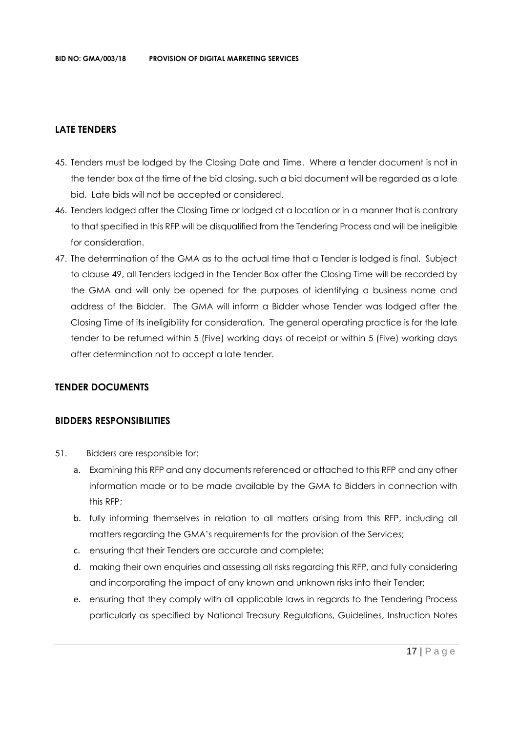## LATE TENDERS

45. Tenders must be lodged by the Closing Date and Time. Where a tender document is not in the tender box at the time of the bid closing, such a bid document will be regarded as a late bid. Late bids will not be accepted or considered.
46. Tenders lodged after the Closing Time or lodged at a location or in a manner that is contrary to that specified in this RFP will be disqualified from the Tendering Process and will be ineligible for consideration.
47. The determination of the GMA as to the actual time that a Tender is lodged is final. Subject to clause 49, all Tenders lodged in the Tender Box after the Closing Time will be recorded by the GMA and will only be opened for the purposes of identifying a business name and address of the Bidder. The GMA will inform a Bidder whose Tender was lodged after the Closing Time of its ineligibility for consideration. The general operating practice is for the late tender to be returned within 5 (Five) working days of receipt or within 5 (Five) working days after determination not to accept a late tender.

## TENDER DOCUMENTS

## BIDDERS RESPONSIBILITIES

51. Bidders are responsible for:
    a. Examining this RFP and any documents referenced or attached to this RFP and any other information made or to be made available by the GMA to Bidders in connection with this RFP;
    b. fully informing themselves in relation to all matters arising from this RFP, including all matters regarding the GMA's requirements for the provision of the Services;
    c. ensuring that their Tenders are accurate and complete;
    d. making their own enquiries and assessing all risks regarding this RFP, and fully considering and incorporating the impact of any known and unknown risks into their Tender;
    e. ensuring that they comply with all applicable laws in regards to the Tendering Process particularly as specified by National Treasury Regulations, Guidelines, Instruction Notes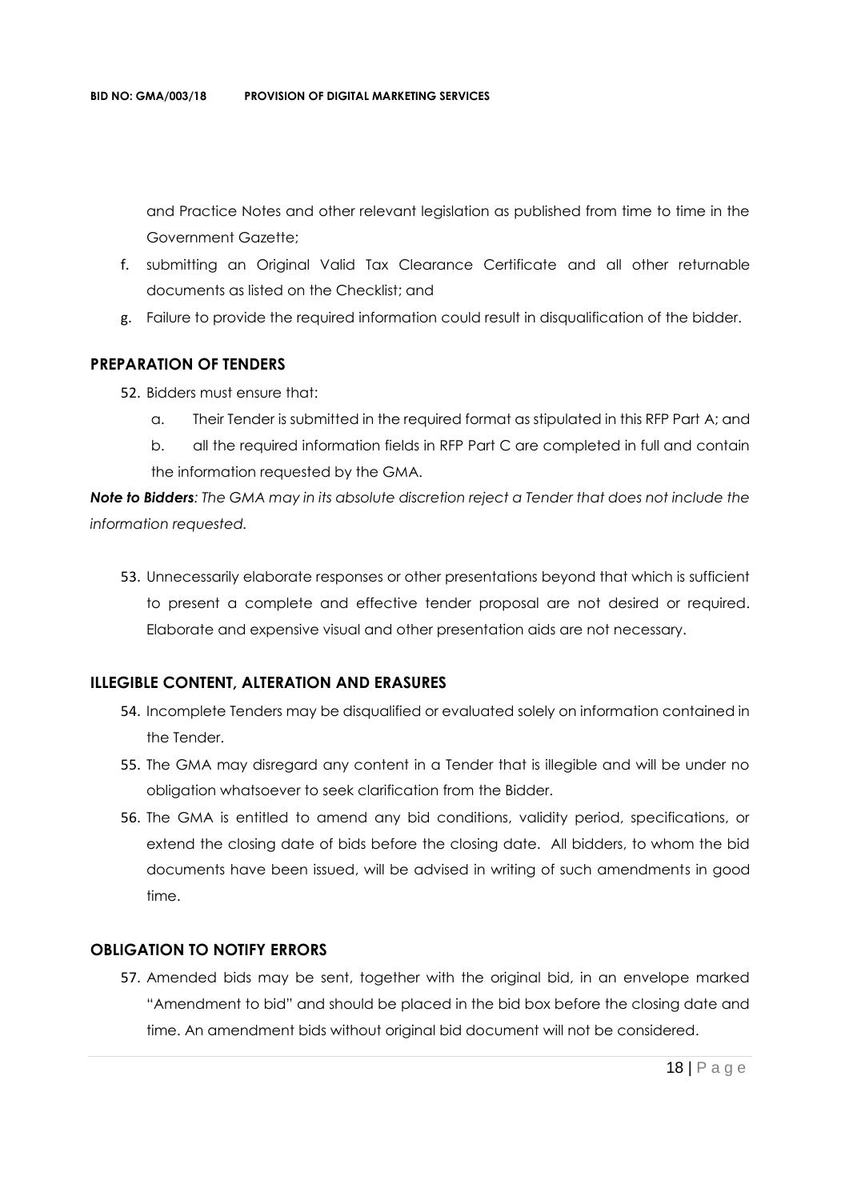and Practice Notes and other relevant legislation as published from time to time in the Government Gazette;

f. submitting an Original Valid Tax Clearance Certificate and all other returnable documents as listed on the Checklist; and

g. Failure to provide the required information could result in disqualification of the bidder.

## PREPARATION OF TENDERS

52. Bidders must ensure that:

    a. Their Tender is submitted in the required format as stipulated in this RFP Part A; and

    b. all the required information fields in RFP Part C are completed in full and contain the information requested by the GMA.

***Note to Bidders****: The GMA may in its absolute discretion reject a Tender that does not include the information requested.*

53. Unnecessarily elaborate responses or other presentations beyond that which is sufficient to present a complete and effective tender proposal are not desired or required. Elaborate and expensive visual and other presentation aids are not necessary.

## ILLEGIBLE CONTENT, ALTERATION AND ERASURES

54. Incomplete Tenders may be disqualified or evaluated solely on information contained in the Tender.

55. The GMA may disregard any content in a Tender that is illegible and will be under no obligation whatsoever to seek clarification from the Bidder.

56. The GMA is entitled to amend any bid conditions, validity period, specifications, or extend the closing date of bids before the closing date. All bidders, to whom the bid documents have been issued, will be advised in writing of such amendments in good time.

## OBLIGATION TO NOTIFY ERRORS

57. Amended bids may be sent, together with the original bid, in an envelope marked "Amendment to bid" and should be placed in the bid box before the closing date and time. An amendment bids without original bid document will not be considered.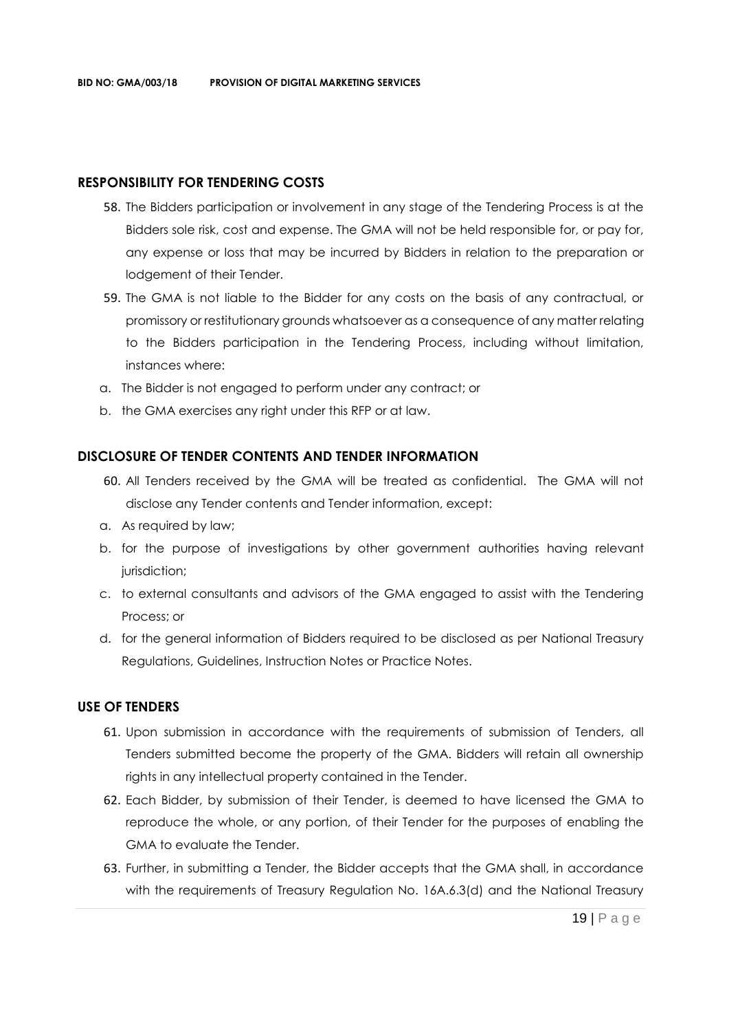## RESPONSIBILITY FOR TENDERING COSTS

58. The Bidders participation or involvement in any stage of the Tendering Process is at the Bidders sole risk, cost and expense. The GMA will not be held responsible for, or pay for, any expense or loss that may be incurred by Bidders in relation to the preparation or lodgement of their Tender.
59. The GMA is not liable to the Bidder for any costs on the basis of any contractual, or promissory or restitutionary grounds whatsoever as a consequence of any matter relating to the Bidders participation in the Tendering Process, including without limitation, instances where:

a. The Bidder is not engaged to perform under any contract; or
b. the GMA exercises any right under this RFP or at law.

## DISCLOSURE OF TENDER CONTENTS AND TENDER INFORMATION

60. All Tenders received by the GMA will be treated as confidential. The GMA will not disclose any Tender contents and Tender information, except:

a. As required by law;
b. for the purpose of investigations by other government authorities having relevant jurisdiction;
c. to external consultants and advisors of the GMA engaged to assist with the Tendering Process; or
d. for the general information of Bidders required to be disclosed as per National Treasury Regulations, Guidelines, Instruction Notes or Practice Notes.

## USE OF TENDERS

61. Upon submission in accordance with the requirements of submission of Tenders, all Tenders submitted become the property of the GMA. Bidders will retain all ownership rights in any intellectual property contained in the Tender.
62. Each Bidder, by submission of their Tender, is deemed to have licensed the GMA to reproduce the whole, or any portion, of their Tender for the purposes of enabling the GMA to evaluate the Tender.
63. Further, in submitting a Tender, the Bidder accepts that the GMA shall, in accordance with the requirements of Treasury Regulation No. 16A.6.3(d) and the National Treasury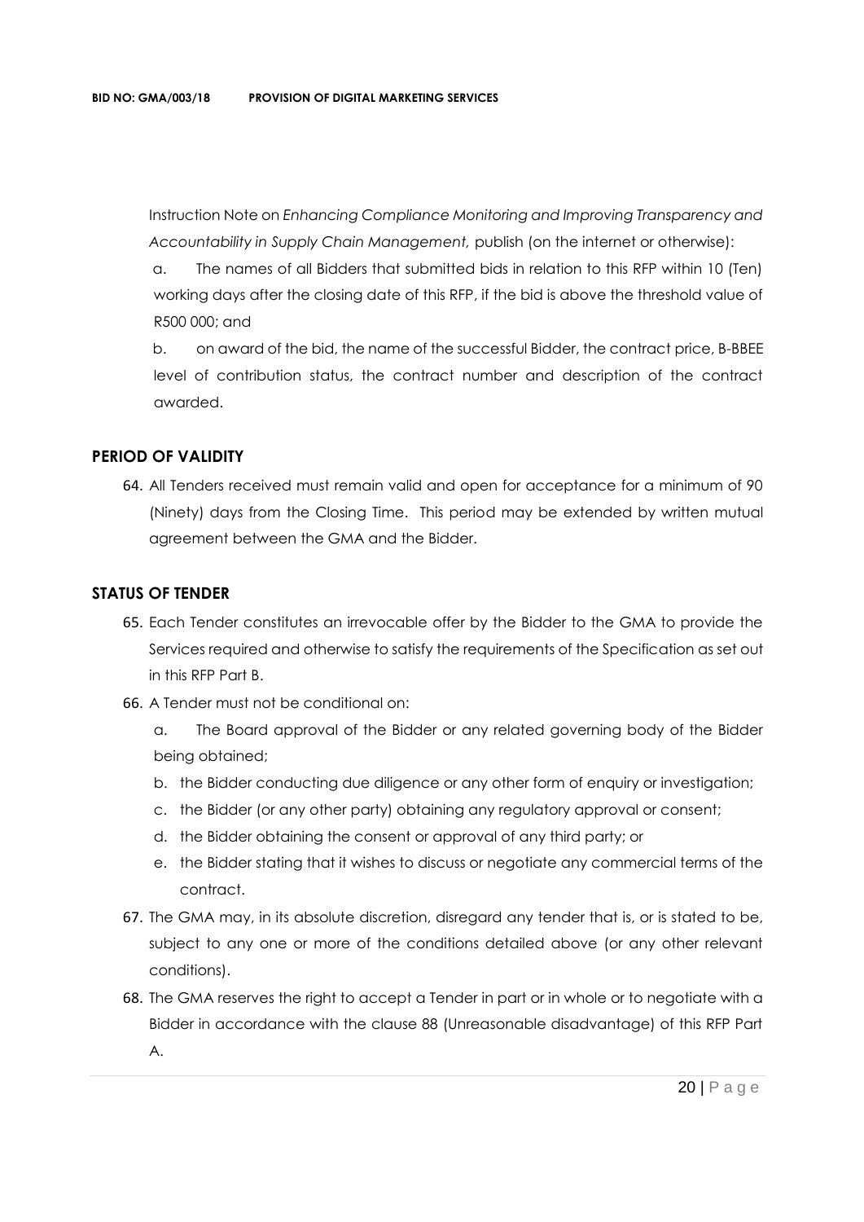Instruction Note on *Enhancing Compliance Monitoring and Improving Transparency and Accountability in Supply Chain Management,* publish (on the internet or otherwise):

a. The names of all Bidders that submitted bids in relation to this RFP within 10 (Ten) working days after the closing date of this RFP, if the bid is above the threshold value of R500 000; and

b. on award of the bid, the name of the successful Bidder, the contract price, B-BBEE level of contribution status, the contract number and description of the contract awarded.

## PERIOD OF VALIDITY

64. All Tenders received must remain valid and open for acceptance for a minimum of 90 (Ninety) days from the Closing Time. This period may be extended by written mutual agreement between the GMA and the Bidder.

## STATUS OF TENDER

65. Each Tender constitutes an irrevocable offer by the Bidder to the GMA to provide the Services required and otherwise to satisfy the requirements of the Specification as set out in this RFP Part B.
66. A Tender must not be conditional on:
    a. The Board approval of the Bidder or any related governing body of the Bidder being obtained;
    b. the Bidder conducting due diligence or any other form of enquiry or investigation;
    c. the Bidder (or any other party) obtaining any regulatory approval or consent;
    d. the Bidder obtaining the consent or approval of any third party; or
    e. the Bidder stating that it wishes to discuss or negotiate any commercial terms of the contract.
67. The GMA may, in its absolute discretion, disregard any tender that is, or is stated to be, subject to any one or more of the conditions detailed above (or any other relevant conditions).
68. The GMA reserves the right to accept a Tender in part or in whole or to negotiate with a Bidder in accordance with the clause 88 (Unreasonable disadvantage) of this RFP Part A.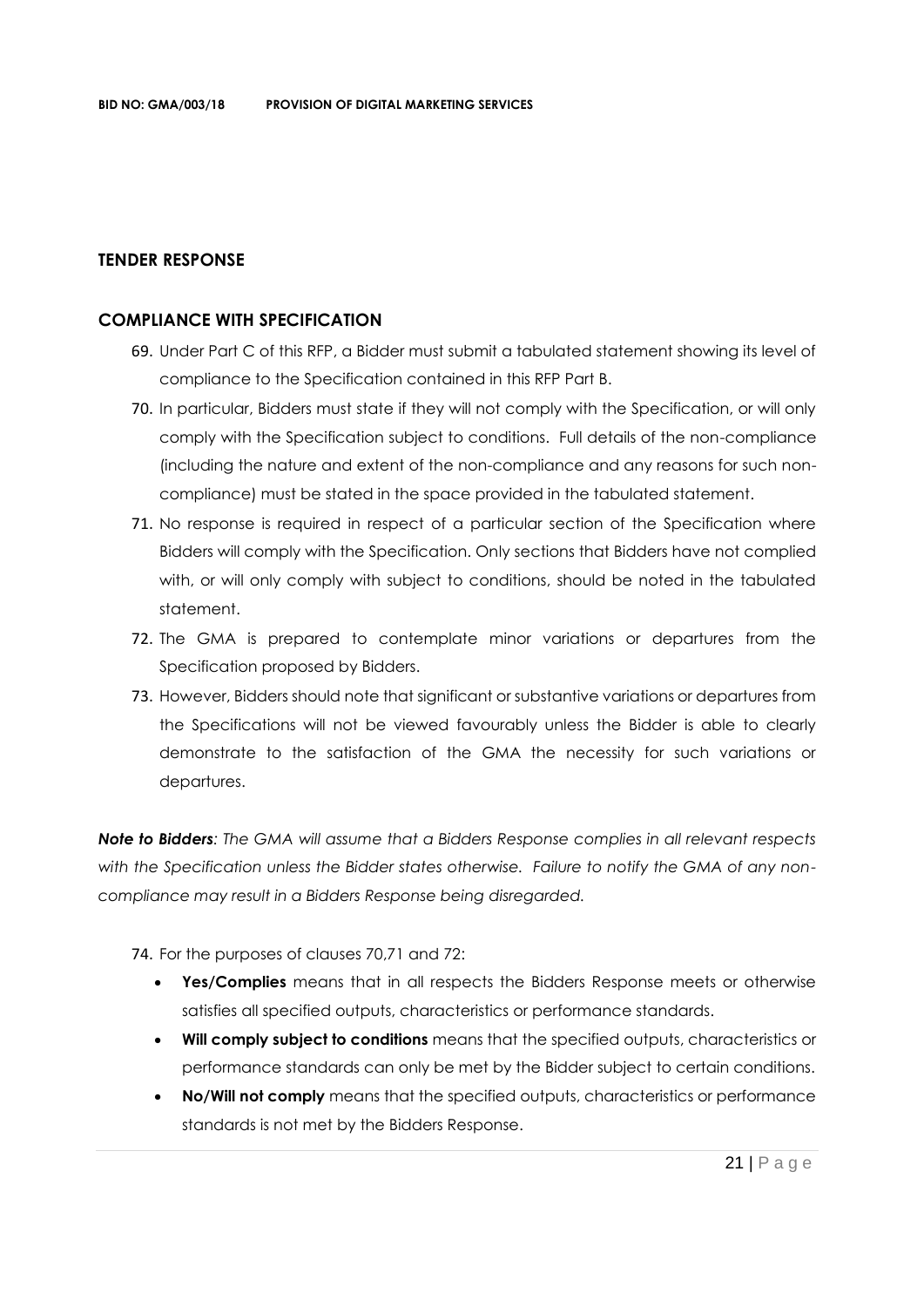## TENDER RESPONSE

### COMPLIANCE WITH SPECIFICATION

69. Under Part C of this RFP, a Bidder must submit a tabulated statement showing its level of compliance to the Specification contained in this RFP Part B.
70. In particular, Bidders must state if they will not comply with the Specification, or will only comply with the Specification subject to conditions. Full details of the non-compliance (including the nature and extent of the non-compliance and any reasons for such non-compliance) must be stated in the space provided in the tabulated statement.
71. No response is required in respect of a particular section of the Specification where Bidders will comply with the Specification. Only sections that Bidders have not complied with, or will only comply with subject to conditions, should be noted in the tabulated statement.
72. The GMA is prepared to contemplate minor variations or departures from the Specification proposed by Bidders.
73. However, Bidders should note that significant or substantive variations or departures from the Specifications will not be viewed favourably unless the Bidder is able to clearly demonstrate to the satisfaction of the GMA the necessity for such variations or departures.

***Note to Bidders****: The GMA will assume that a Bidders Response complies in all relevant respects with the Specification unless the Bidder states otherwise. Failure to notify the GMA of any non-compliance may result in a Bidders Response being disregarded.*

74. For the purposes of clauses 70,71 and 72:
    - **Yes/Complies** means that in all respects the Bidders Response meets or otherwise satisfies all specified outputs, characteristics or performance standards.
    - **Will comply subject to conditions** means that the specified outputs, characteristics or performance standards can only be met by the Bidder subject to certain conditions.
    - **No/Will not comply** means that the specified outputs, characteristics or performance standards is not met by the Bidders Response.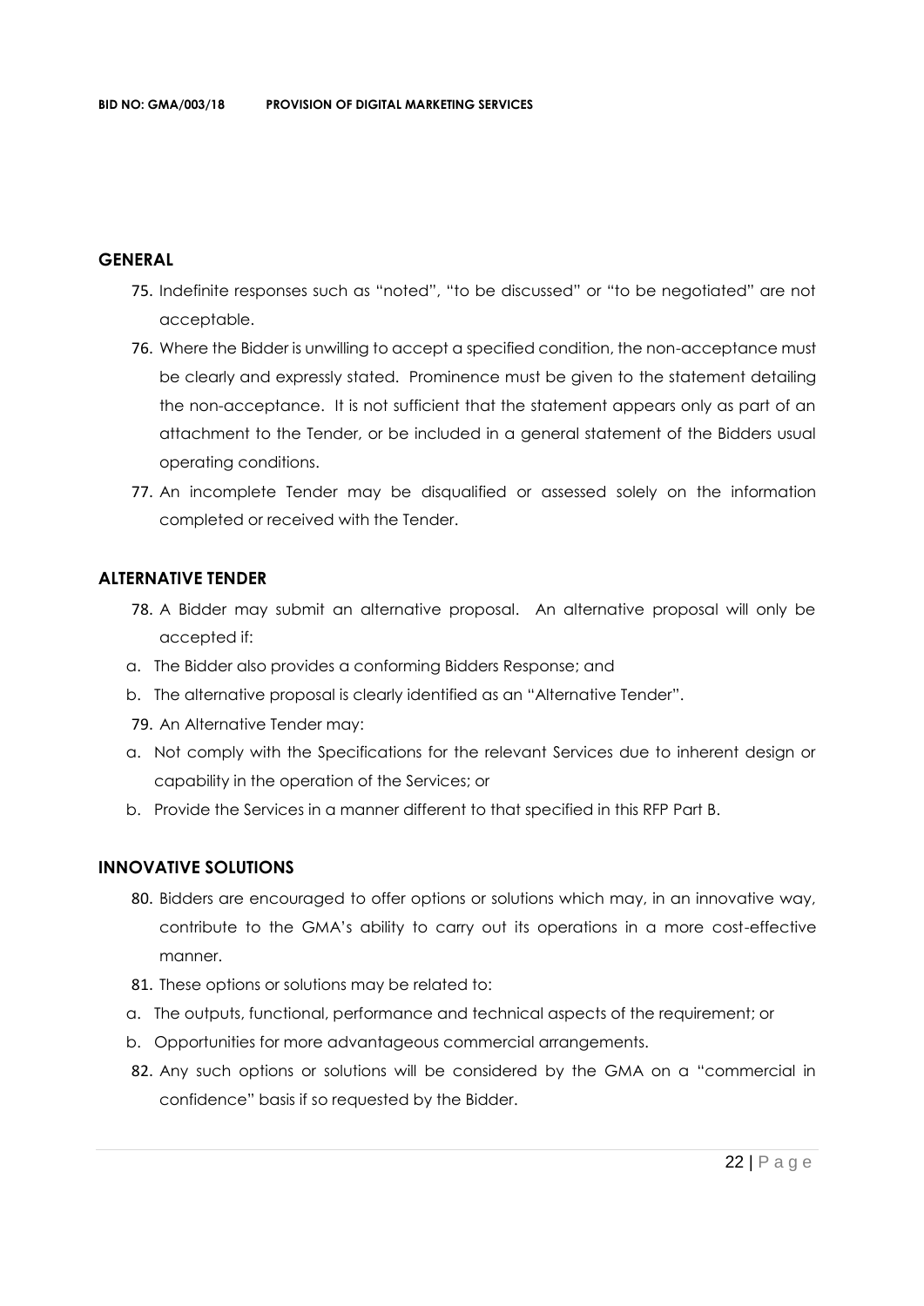## GENERAL

75. Indefinite responses such as "noted", "to be discussed" or "to be negotiated" are not acceptable.
76. Where the Bidder is unwilling to accept a specified condition, the non-acceptance must be clearly and expressly stated. Prominence must be given to the statement detailing the non-acceptance. It is not sufficient that the statement appears only as part of an attachment to the Tender, or be included in a general statement of the Bidders usual operating conditions.
77. An incomplete Tender may be disqualified or assessed solely on the information completed or received with the Tender.

## ALTERNATIVE TENDER

78. A Bidder may submit an alternative proposal. An alternative proposal will only be accepted if:

a. The Bidder also provides a conforming Bidders Response; and
b. The alternative proposal is clearly identified as an "Alternative Tender".

79. An Alternative Tender may:

a. Not comply with the Specifications for the relevant Services due to inherent design or capability in the operation of the Services; or
b. Provide the Services in a manner different to that specified in this RFP Part B.

## INNOVATIVE SOLUTIONS

80. Bidders are encouraged to offer options or solutions which may, in an innovative way, contribute to the GMA's ability to carry out its operations in a more cost-effective manner.
81. These options or solutions may be related to:

a. The outputs, functional, performance and technical aspects of the requirement; or
b. Opportunities for more advantageous commercial arrangements.

82. Any such options or solutions will be considered by the GMA on a "commercial in confidence" basis if so requested by the Bidder.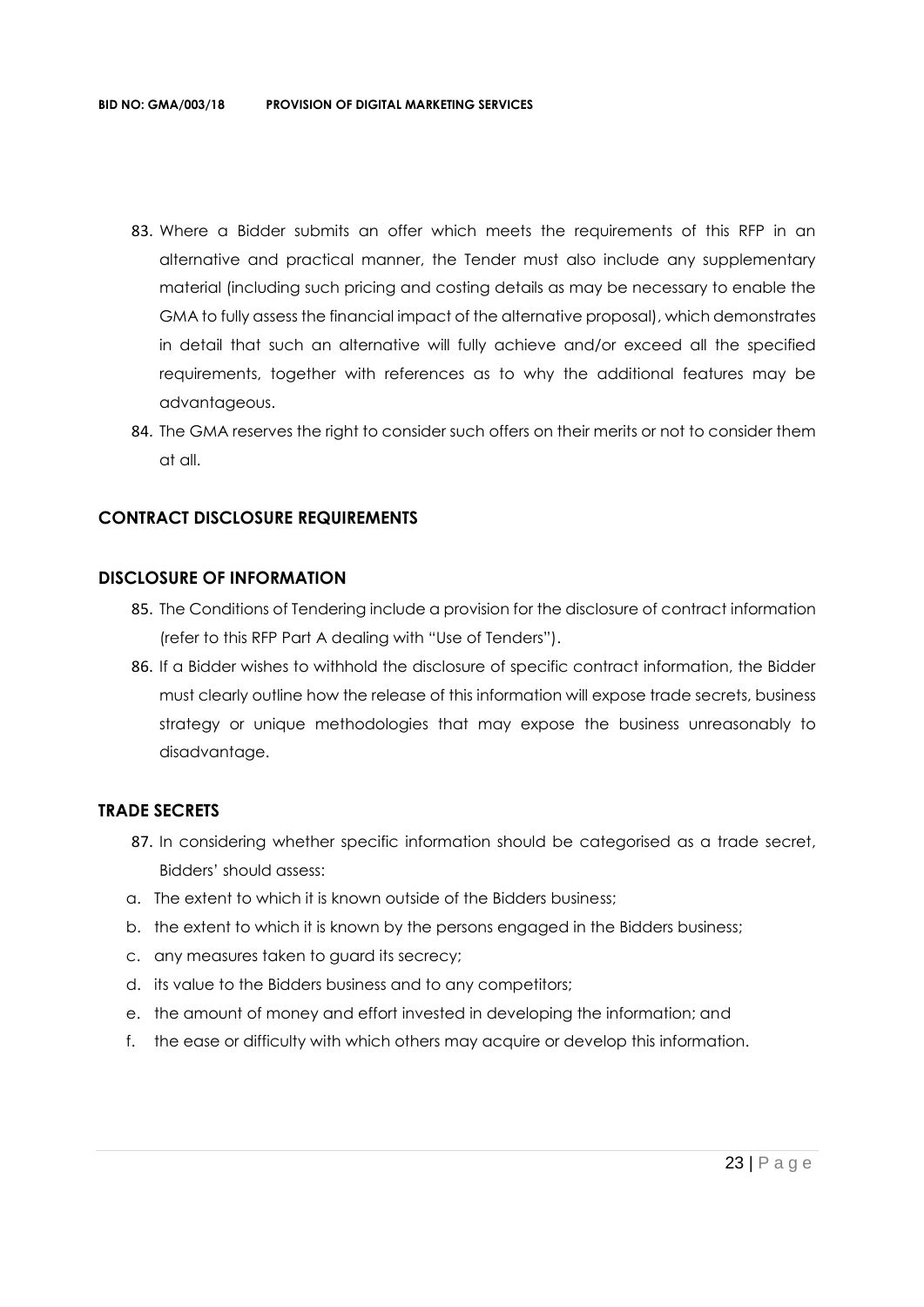83. Where a Bidder submits an offer which meets the requirements of this RFP in an alternative and practical manner, the Tender must also include any supplementary material (including such pricing and costing details as may be necessary to enable the GMA to fully assess the financial impact of the alternative proposal), which demonstrates in detail that such an alternative will fully achieve and/or exceed all the specified requirements, together with references as to why the additional features may be advantageous.
84. The GMA reserves the right to consider such offers on their merits or not to consider them at all.

## CONTRACT DISCLOSURE REQUIREMENTS

### DISCLOSURE OF INFORMATION

85. The Conditions of Tendering include a provision for the disclosure of contract information (refer to this RFP Part A dealing with "Use of Tenders").
86. If a Bidder wishes to withhold the disclosure of specific contract information, the Bidder must clearly outline how the release of this information will expose trade secrets, business strategy or unique methodologies that may expose the business unreasonably to disadvantage.

### TRADE SECRETS

87. In considering whether specific information should be categorised as a trade secret, Bidders' should assess:

a. The extent to which it is known outside of the Bidders business;
b. the extent to which it is known by the persons engaged in the Bidders business;
c. any measures taken to guard its secrecy;
d. its value to the Bidders business and to any competitors;
e. the amount of money and effort invested in developing the information; and
f. the ease or difficulty with which others may acquire or develop this information.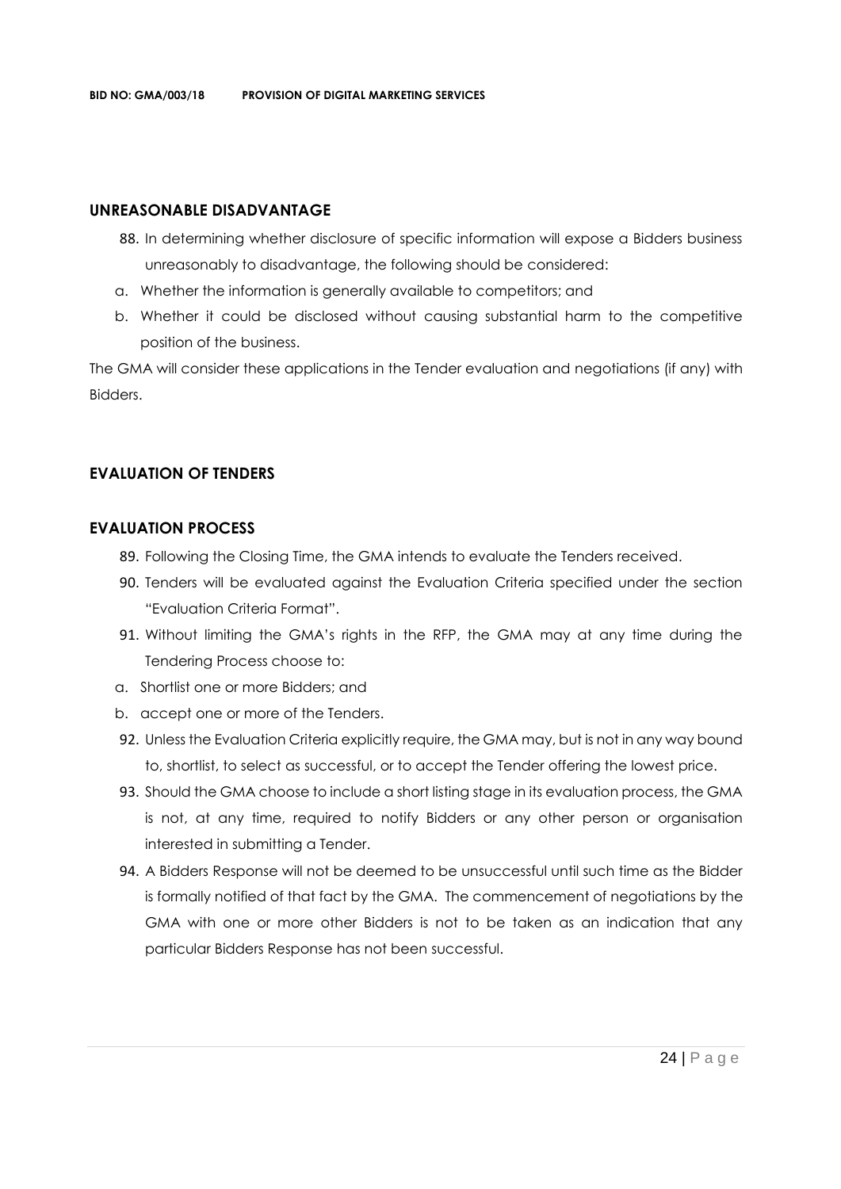## UNREASONABLE DISADVANTAGE

88. In determining whether disclosure of specific information will expose a Bidders business unreasonably to disadvantage, the following should be considered:

a. Whether the information is generally available to competitors; and

b. Whether it could be disclosed without causing substantial harm to the competitive position of the business.

The GMA will consider these applications in the Tender evaluation and negotiations (if any) with Bidders.

## EVALUATION OF TENDERS

## EVALUATION PROCESS

89. Following the Closing Time, the GMA intends to evaluate the Tenders received.

90. Tenders will be evaluated against the Evaluation Criteria specified under the section "Evaluation Criteria Format".

91. Without limiting the GMA's rights in the RFP, the GMA may at any time during the Tendering Process choose to:

a. Shortlist one or more Bidders; and

b. accept one or more of the Tenders.

92. Unless the Evaluation Criteria explicitly require, the GMA may, but is not in any way bound to, shortlist, to select as successful, or to accept the Tender offering the lowest price.

93. Should the GMA choose to include a short listing stage in its evaluation process, the GMA is not, at any time, required to notify Bidders or any other person or organisation interested in submitting a Tender.

94. A Bidders Response will not be deemed to be unsuccessful until such time as the Bidder is formally notified of that fact by the GMA. The commencement of negotiations by the GMA with one or more other Bidders is not to be taken as an indication that any particular Bidders Response has not been successful.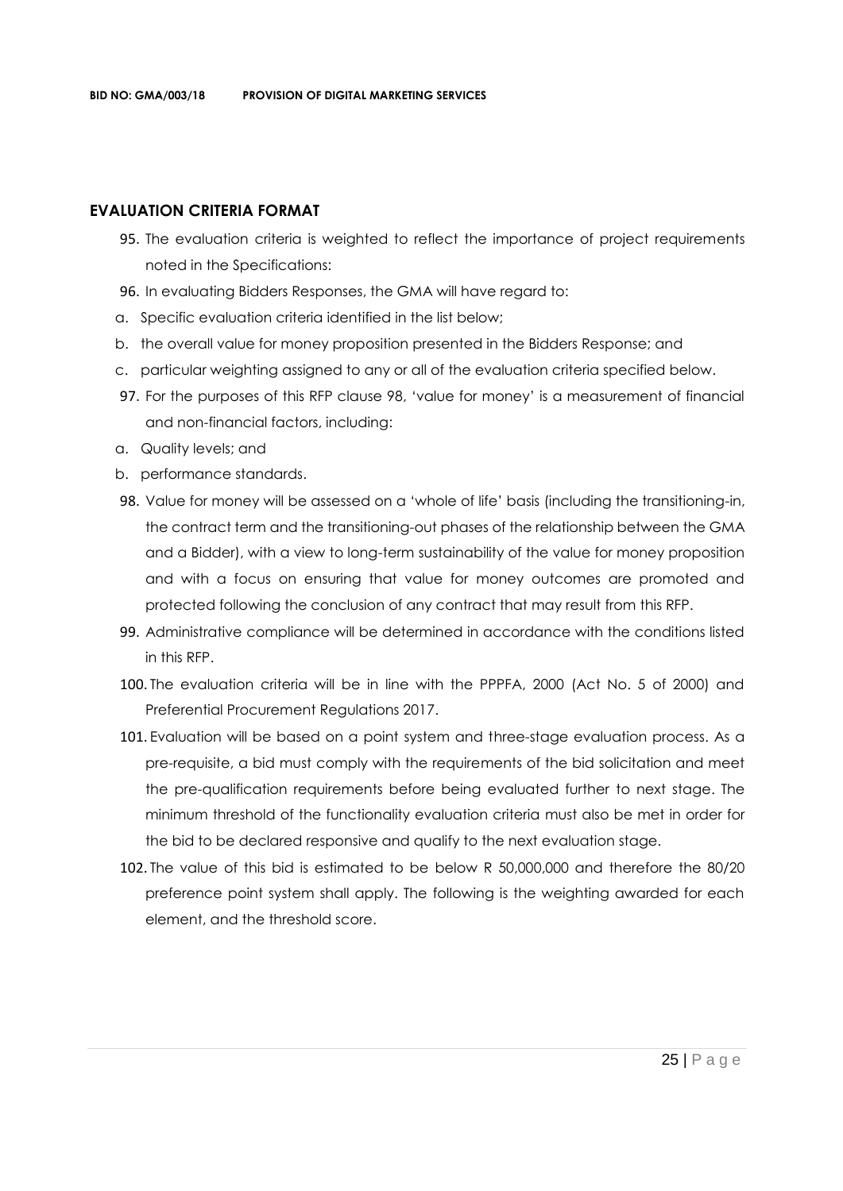## EVALUATION CRITERIA FORMAT

95. The evaluation criteria is weighted to reflect the importance of project requirements noted in the Specifications:
96. In evaluating Bidders Responses, the GMA will have regard to:

a. Specific evaluation criteria identified in the list below;

b. the overall value for money proposition presented in the Bidders Response; and

c. particular weighting assigned to any or all of the evaluation criteria specified below.

97. For the purposes of this RFP clause 98, 'value for money' is a measurement of financial and non-financial factors, including:

a. Quality levels; and

b. performance standards.

98. Value for money will be assessed on a 'whole of life' basis (including the transitioning-in, the contract term and the transitioning-out phases of the relationship between the GMA and a Bidder), with a view to long-term sustainability of the value for money proposition and with a focus on ensuring that value for money outcomes are promoted and protected following the conclusion of any contract that may result from this RFP.
99. Administrative compliance will be determined in accordance with the conditions listed in this RFP.
100. The evaluation criteria will be in line with the PPPFA, 2000 (Act No. 5 of 2000) and Preferential Procurement Regulations 2017.
101. Evaluation will be based on a point system and three-stage evaluation process. As a pre-requisite, a bid must comply with the requirements of the bid solicitation and meet the pre-qualification requirements before being evaluated further to next stage. The minimum threshold of the functionality evaluation criteria must also be met in order for the bid to be declared responsive and qualify to the next evaluation stage.
102. The value of this bid is estimated to be below R 50,000,000 and therefore the 80/20 preference point system shall apply. The following is the weighting awarded for each element, and the threshold score.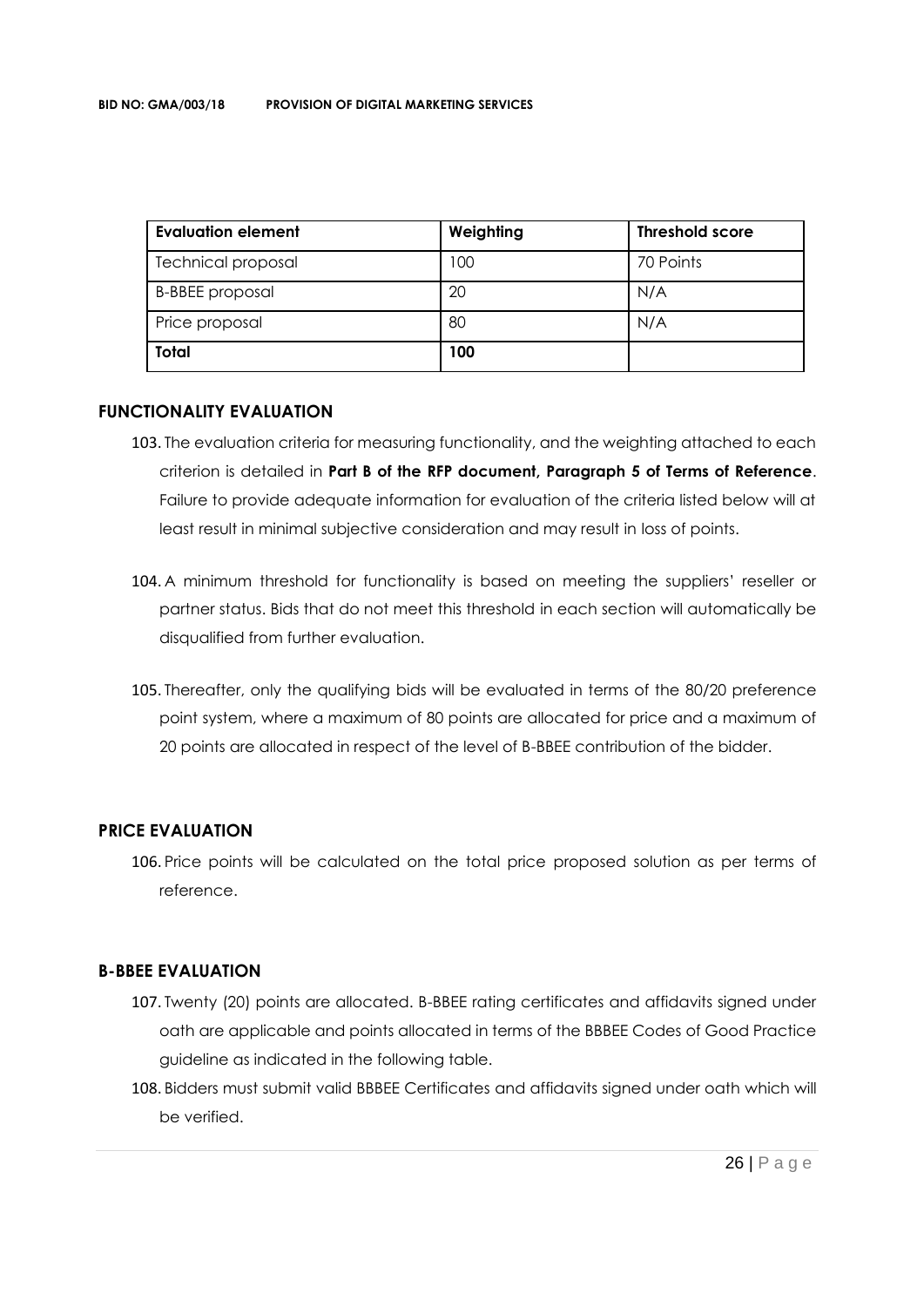| Evaluation element | Weighting | Threshold score |
|---|---|---|
| Technical proposal | 100 | 70 Points |
| B-BBEE proposal | 20 | N/A |
| Price proposal | 80 | N/A |
| **Total** | **100** | |

## FUNCTIONALITY EVALUATION

103. The evaluation criteria for measuring functionality, and the weighting attached to each criterion is detailed in **Part B of the RFP document, Paragraph 5 of Terms of Reference**. Failure to provide adequate information for evaluation of the criteria listed below will at least result in minimal subjective consideration and may result in loss of points.

104. A minimum threshold for functionality is based on meeting the suppliers' reseller or partner status. Bids that do not meet this threshold in each section will automatically be disqualified from further evaluation.

105. Thereafter, only the qualifying bids will be evaluated in terms of the 80/20 preference point system, where a maximum of 80 points are allocated for price and a maximum of 20 points are allocated in respect of the level of B-BBEE contribution of the bidder.

## PRICE EVALUATION

106. Price points will be calculated on the total price proposed solution as per terms of reference.

## B-BBEE EVALUATION

107. Twenty (20) points are allocated. B-BBEE rating certificates and affidavits signed under oath are applicable and points allocated in terms of the BBBEE Codes of Good Practice guideline as indicated in the following table.

108. Bidders must submit valid BBBEE Certificates and affidavits signed under oath which will be verified.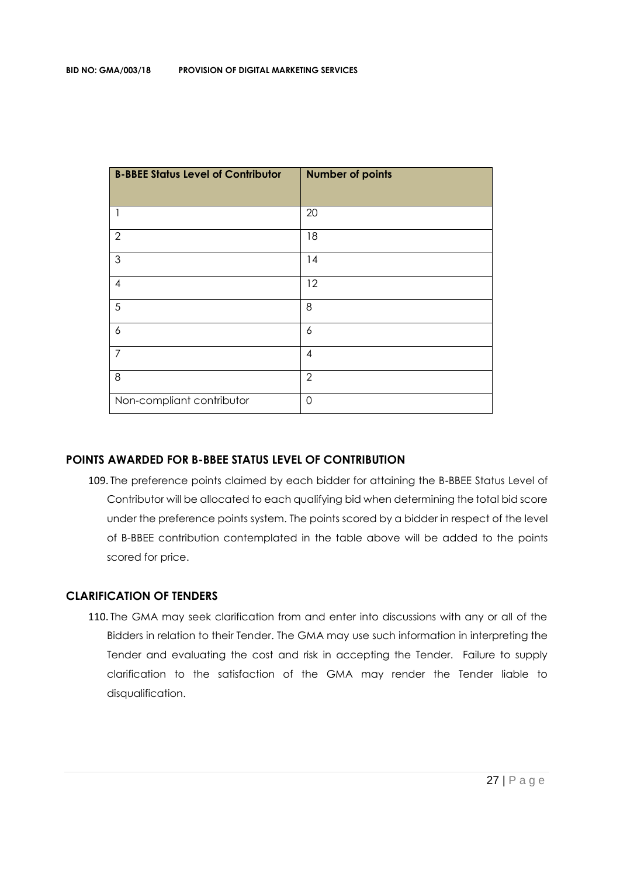| B-BBEE Status Level of Contributor | Number of points |
|---|---|
| 1 | 20 |
| 2 | 18 |
| 3 | 14 |
| 4 | 12 |
| 5 | 8 |
| 6 | 6 |
| 7 | 4 |
| 8 | 2 |
| Non-compliant contributor | 0 |

## POINTS AWARDED FOR B-BBEE STATUS LEVEL OF CONTRIBUTION

109. The preference points claimed by each bidder for attaining the B-BBEE Status Level of Contributor will be allocated to each qualifying bid when determining the total bid score under the preference points system. The points scored by a bidder in respect of the level of B-BBEE contribution contemplated in the table above will be added to the points scored for price.

## CLARIFICATION OF TENDERS

110. The GMA may seek clarification from and enter into discussions with any or all of the Bidders in relation to their Tender. The GMA may use such information in interpreting the Tender and evaluating the cost and risk in accepting the Tender. Failure to supply clarification to the satisfaction of the GMA may render the Tender liable to disqualification.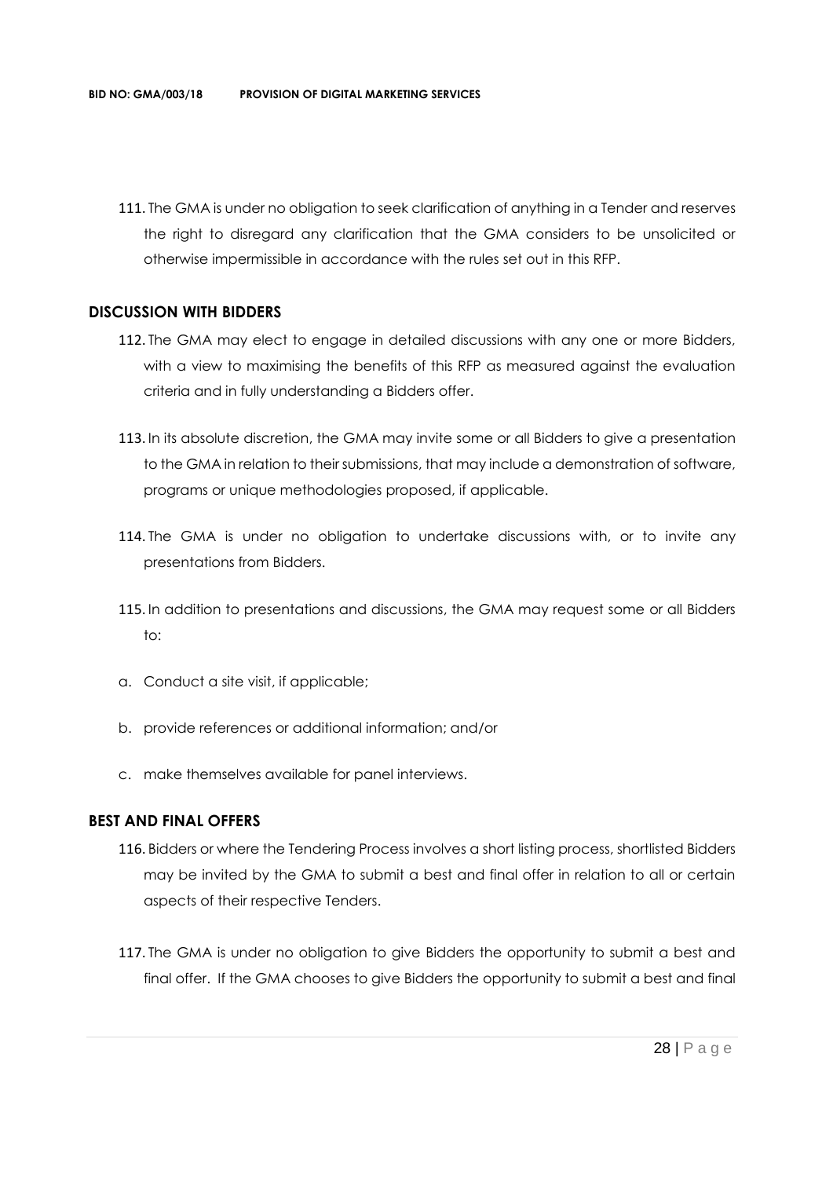111. The GMA is under no obligation to seek clarification of anything in a Tender and reserves the right to disregard any clarification that the GMA considers to be unsolicited or otherwise impermissible in accordance with the rules set out in this RFP.

## DISCUSSION WITH BIDDERS

112. The GMA may elect to engage in detailed discussions with any one or more Bidders, with a view to maximising the benefits of this RFP as measured against the evaluation criteria and in fully understanding a Bidders offer.

113. In its absolute discretion, the GMA may invite some or all Bidders to give a presentation to the GMA in relation to their submissions, that may include a demonstration of software, programs or unique methodologies proposed, if applicable.

114. The GMA is under no obligation to undertake discussions with, or to invite any presentations from Bidders.

115. In addition to presentations and discussions, the GMA may request some or all Bidders to:

a. Conduct a site visit, if applicable;

b. provide references or additional information; and/or

c. make themselves available for panel interviews.

## BEST AND FINAL OFFERS

116. Bidders or where the Tendering Process involves a short listing process, shortlisted Bidders may be invited by the GMA to submit a best and final offer in relation to all or certain aspects of their respective Tenders.

117. The GMA is under no obligation to give Bidders the opportunity to submit a best and final offer. If the GMA chooses to give Bidders the opportunity to submit a best and final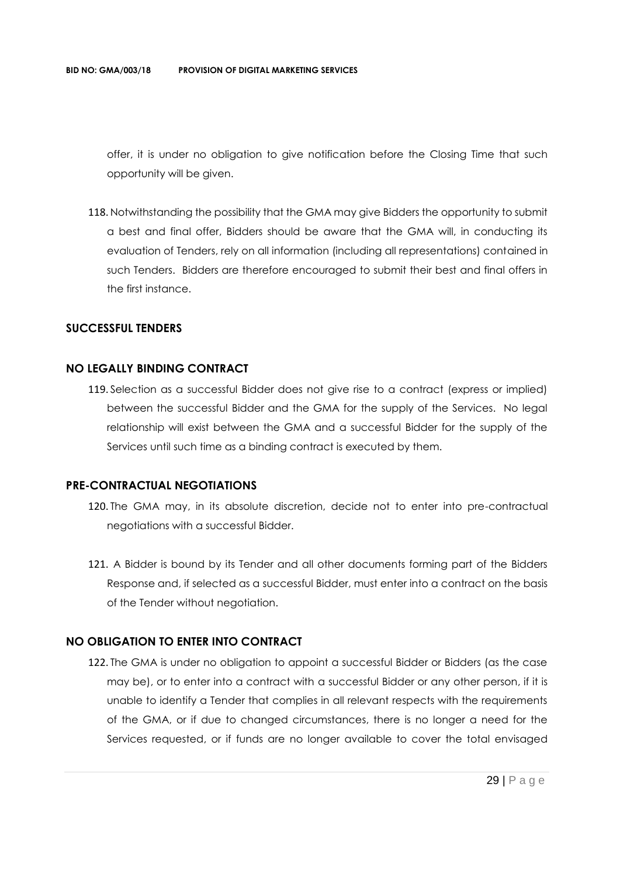offer, it is under no obligation to give notification before the Closing Time that such opportunity will be given.

118. Notwithstanding the possibility that the GMA may give Bidders the opportunity to submit a best and final offer, Bidders should be aware that the GMA will, in conducting its evaluation of Tenders, rely on all information (including all representations) contained in such Tenders. Bidders are therefore encouraged to submit their best and final offers in the first instance.

## SUCCESSFUL TENDERS

## NO LEGALLY BINDING CONTRACT

119. Selection as a successful Bidder does not give rise to a contract (express or implied) between the successful Bidder and the GMA for the supply of the Services. No legal relationship will exist between the GMA and a successful Bidder for the supply of the Services until such time as a binding contract is executed by them.

## PRE-CONTRACTUAL NEGOTIATIONS

120. The GMA may, in its absolute discretion, decide not to enter into pre-contractual negotiations with a successful Bidder.

121. A Bidder is bound by its Tender and all other documents forming part of the Bidders Response and, if selected as a successful Bidder, must enter into a contract on the basis of the Tender without negotiation.

## NO OBLIGATION TO ENTER INTO CONTRACT

122. The GMA is under no obligation to appoint a successful Bidder or Bidders (as the case may be), or to enter into a contract with a successful Bidder or any other person, if it is unable to identify a Tender that complies in all relevant respects with the requirements of the GMA, or if due to changed circumstances, there is no longer a need for the Services requested, or if funds are no longer available to cover the total envisaged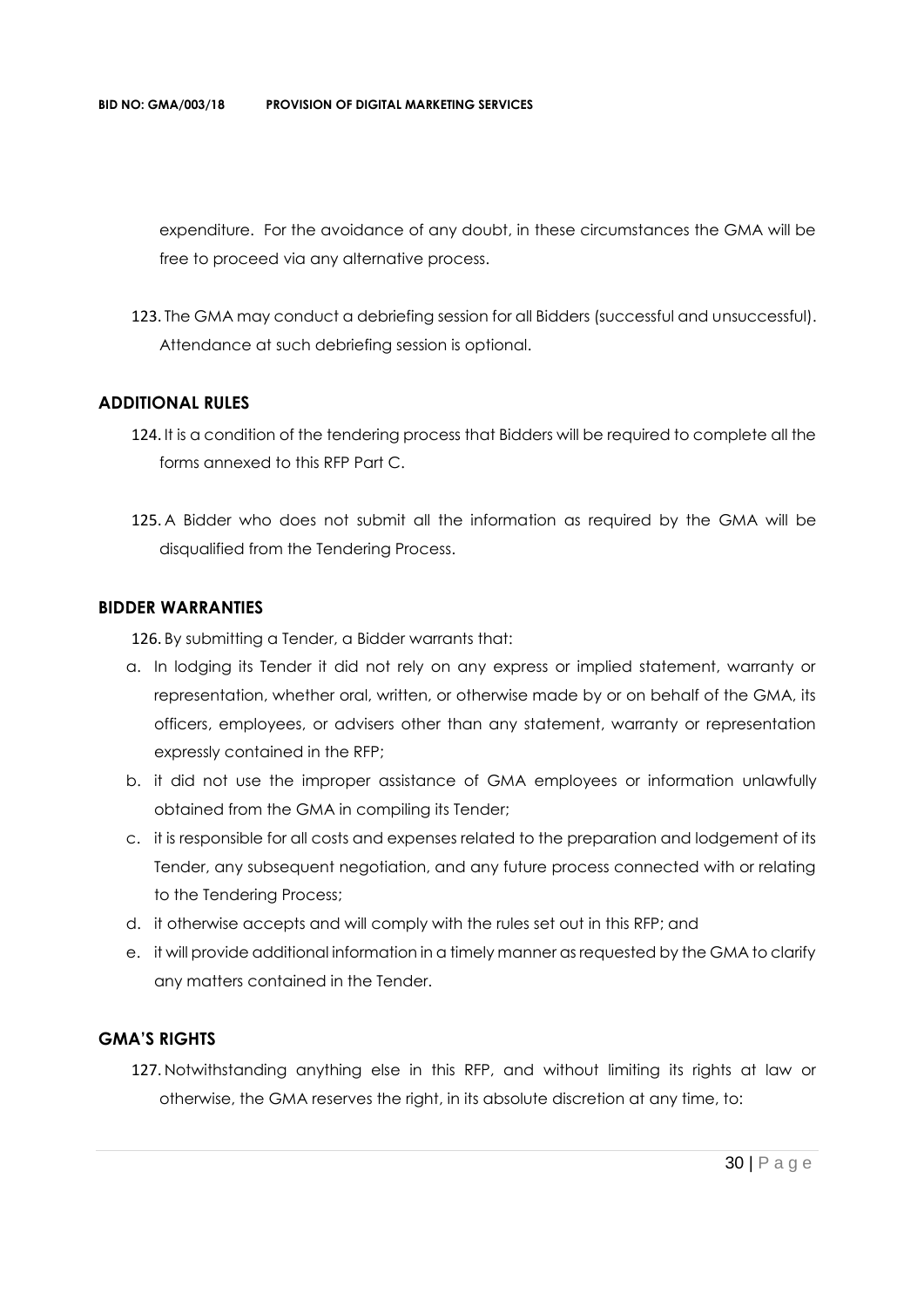expenditure. For the avoidance of any doubt, in these circumstances the GMA will be free to proceed via any alternative process.

123. The GMA may conduct a debriefing session for all Bidders (successful and unsuccessful). Attendance at such debriefing session is optional.

## ADDITIONAL RULES

124. It is a condition of the tendering process that Bidders will be required to complete all the forms annexed to this RFP Part C.

125. A Bidder who does not submit all the information as required by the GMA will be disqualified from the Tendering Process.

## BIDDER WARRANTIES

126. By submitting a Tender, a Bidder warrants that:

a. In lodging its Tender it did not rely on any express or implied statement, warranty or representation, whether oral, written, or otherwise made by or on behalf of the GMA, its officers, employees, or advisers other than any statement, warranty or representation expressly contained in the RFP;
b. it did not use the improper assistance of GMA employees or information unlawfully obtained from the GMA in compiling its Tender;
c. it is responsible for all costs and expenses related to the preparation and lodgement of its Tender, any subsequent negotiation, and any future process connected with or relating to the Tendering Process;
d. it otherwise accepts and will comply with the rules set out in this RFP; and
e. it will provide additional information in a timely manner as requested by the GMA to clarify any matters contained in the Tender.

## GMA'S RIGHTS

127. Notwithstanding anything else in this RFP, and without limiting its rights at law or otherwise, the GMA reserves the right, in its absolute discretion at any time, to: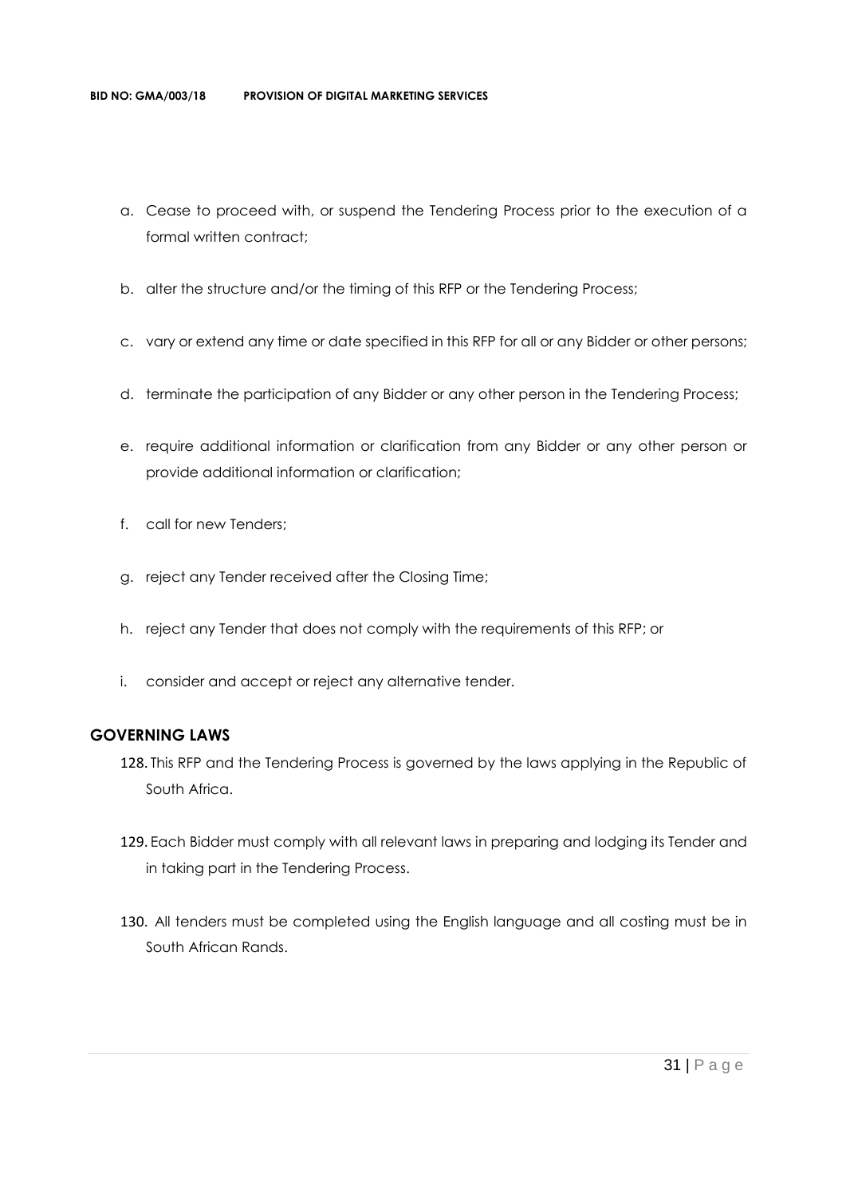a. Cease to proceed with, or suspend the Tendering Process prior to the execution of a formal written contract;

b. alter the structure and/or the timing of this RFP or the Tendering Process;

c. vary or extend any time or date specified in this RFP for all or any Bidder or other persons;

d. terminate the participation of any Bidder or any other person in the Tendering Process;

e. require additional information or clarification from any Bidder or any other person or provide additional information or clarification;

f. call for new Tenders;

g. reject any Tender received after the Closing Time;

h. reject any Tender that does not comply with the requirements of this RFP; or

i. consider and accept or reject any alternative tender.

## GOVERNING LAWS

128. This RFP and the Tendering Process is governed by the laws applying in the Republic of South Africa.

129. Each Bidder must comply with all relevant laws in preparing and lodging its Tender and in taking part in the Tendering Process.

130. All tenders must be completed using the English language and all costing must be in South African Rands.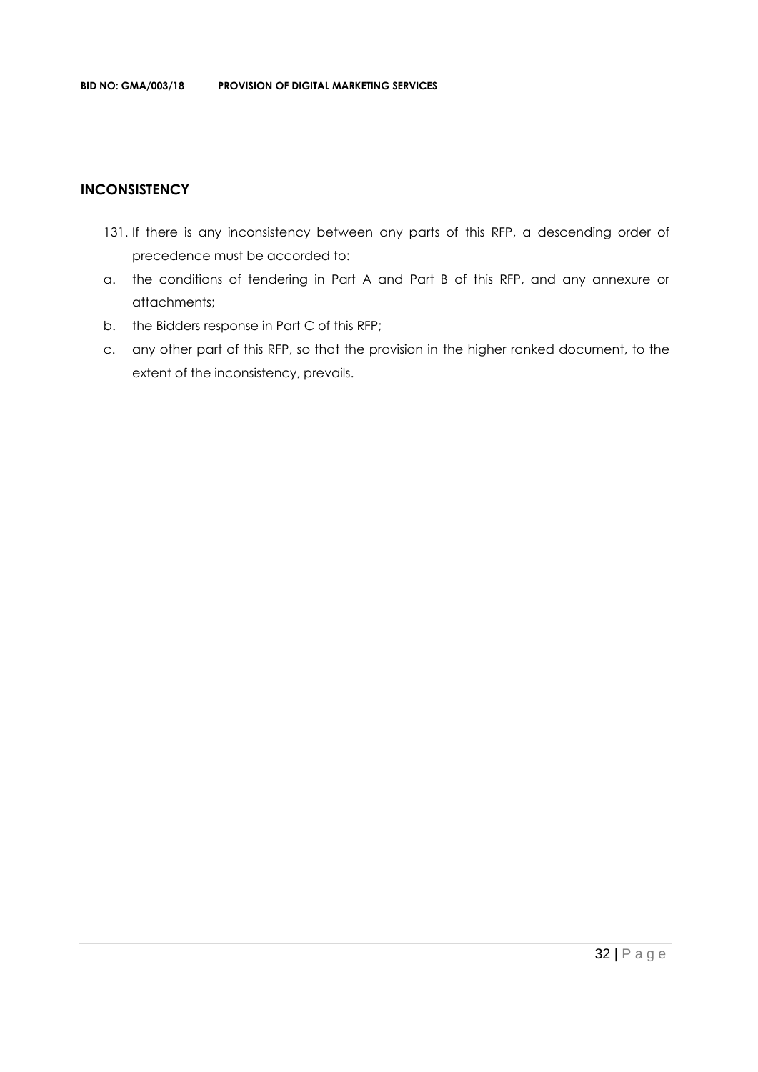## INCONSISTENCY

131. If there is any inconsistency between any parts of this RFP, a descending order of precedence must be accorded to:

a. the conditions of tendering in Part A and Part B of this RFP, and any annexure or attachments;

b. the Bidders response in Part C of this RFP;

c. any other part of this RFP, so that the provision in the higher ranked document, to the extent of the inconsistency, prevails.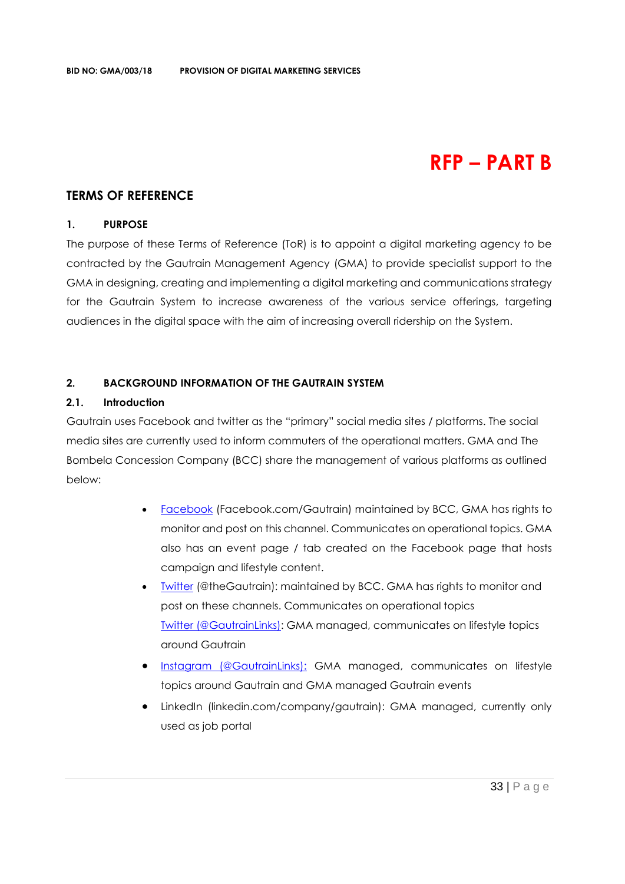# RFP – PART B

## TERMS OF REFERENCE

### 1. PURPOSE

The purpose of these Terms of Reference (ToR) is to appoint a digital marketing agency to be contracted by the Gautrain Management Agency (GMA) to provide specialist support to the GMA in designing, creating and implementing a digital marketing and communications strategy for the Gautrain System to increase awareness of the various service offerings, targeting audiences in the digital space with the aim of increasing overall ridership on the System.

### 2. BACKGROUND INFORMATION OF THE GAUTRAIN SYSTEM

#### 2.1. Introduction

Gautrain uses Facebook and twitter as the "primary" social media sites / platforms. The social media sites are currently used to inform commuters of the operational matters. GMA and The Bombela Concession Company (BCC) share the management of various platforms as outlined below:

- Facebook (Facebook.com/Gautrain) maintained by BCC, GMA has rights to monitor and post on this channel. Communicates on operational topics. GMA also has an event page / tab created on the Facebook page that hosts campaign and lifestyle content.
- Twitter (@theGautrain): maintained by BCC. GMA has rights to monitor and post on these channels. Communicates on operational topics
  Twitter (@GautrainLinks): GMA managed, communicates on lifestyle topics around Gautrain
- Instagram (@GautrainLinks): GMA managed, communicates on lifestyle topics around Gautrain and GMA managed Gautrain events
- LinkedIn (linkedin.com/company/gautrain): GMA managed, currently only used as job portal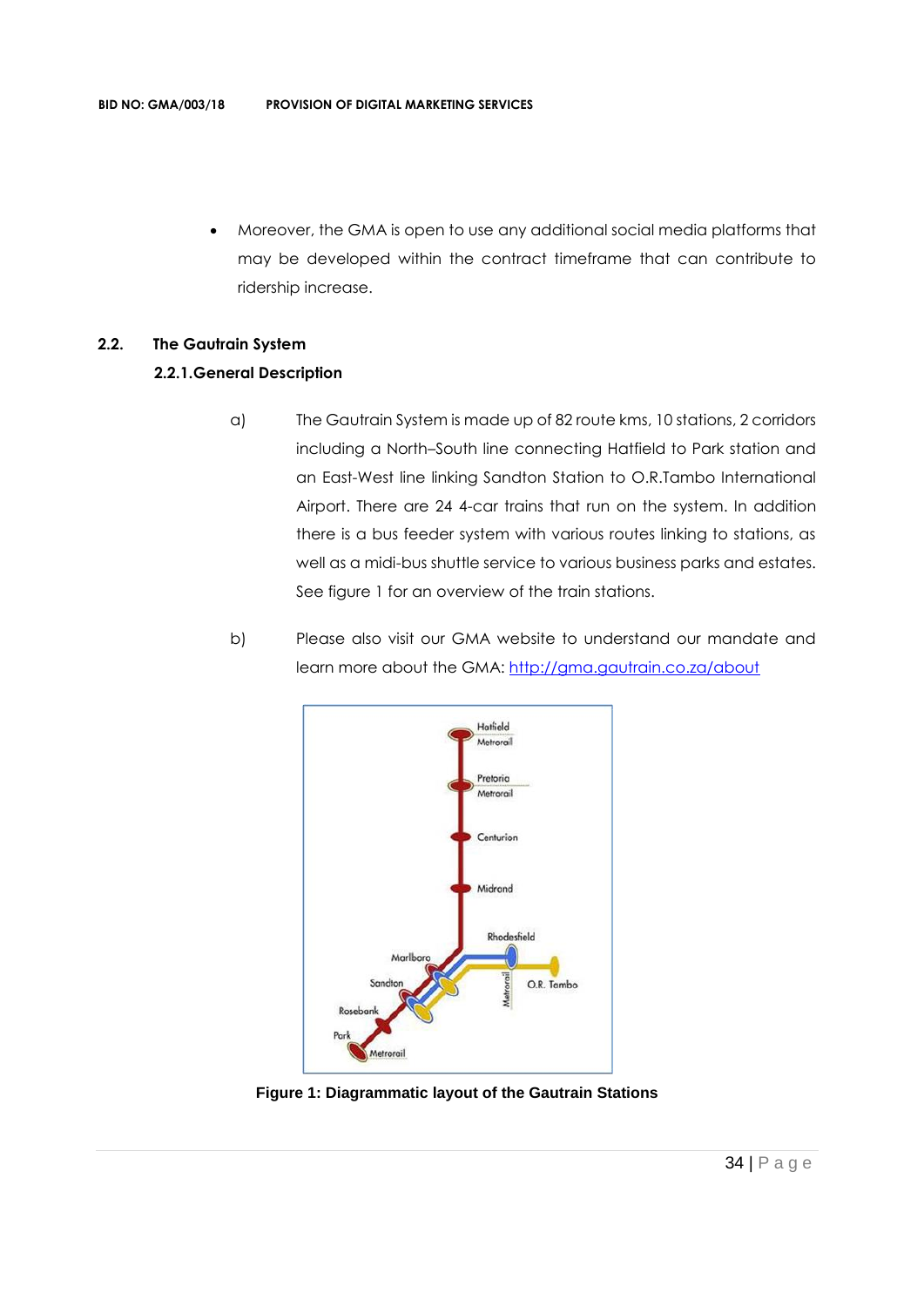- Moreover, the GMA is open to use any additional social media platforms that may be developed within the contract timeframe that can contribute to ridership increase.

## 2.2. The Gautrain System

### 2.2.1. General Description

a) The Gautrain System is made up of 82 route kms, 10 stations, 2 corridors including a North–South line connecting Hatfield to Park station and an East-West line linking Sandton Station to O.R.Tambo International Airport. There are 24 4-car trains that run on the system. In addition there is a bus feeder system with various routes linking to stations, as well as a midi-bus shuttle service to various business parks and estates. See figure 1 for an overview of the train stations.

b) Please also visit our GMA website to understand our mandate and learn more about the GMA: http://gma.gautrain.co.za/about

**Figure 1: Diagrammatic layout of the Gautrain Stations**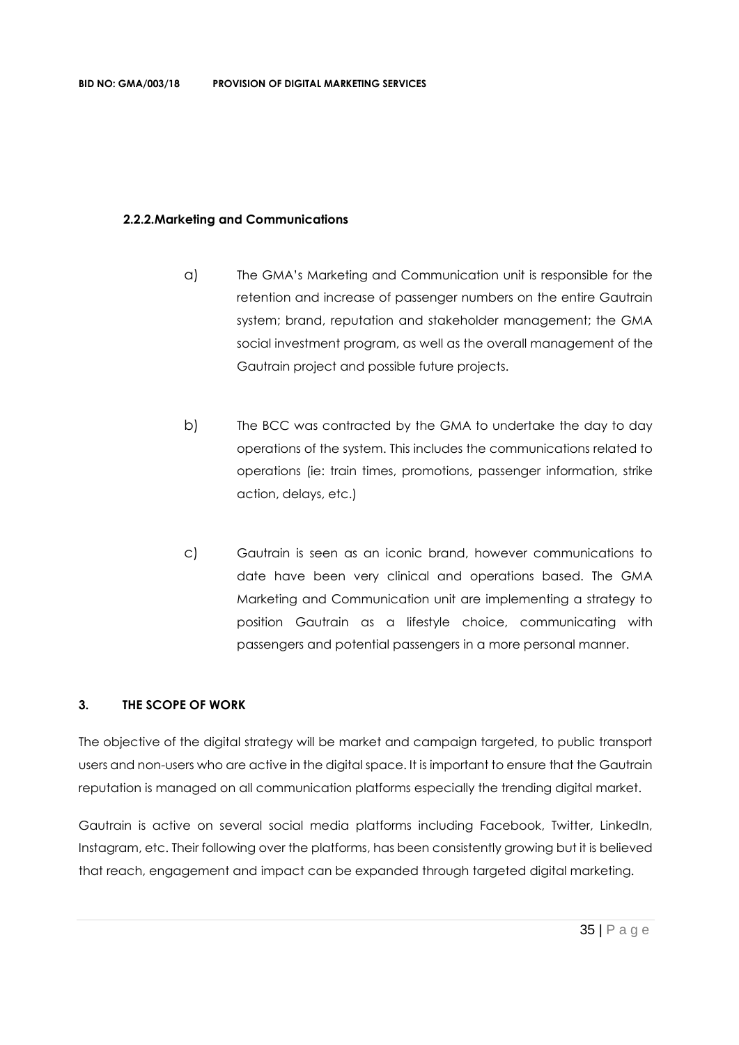### 2.2.2. Marketing and Communications

a) The GMA's Marketing and Communication unit is responsible for the retention and increase of passenger numbers on the entire Gautrain system; brand, reputation and stakeholder management; the GMA social investment program, as well as the overall management of the Gautrain project and possible future projects.

b) The BCC was contracted by the GMA to undertake the day to day operations of the system. This includes the communications related to operations (ie: train times, promotions, passenger information, strike action, delays, etc.)

c) Gautrain is seen as an iconic brand, however communications to date have been very clinical and operations based. The GMA Marketing and Communication unit are implementing a strategy to position Gautrain as a lifestyle choice, communicating with passengers and potential passengers in a more personal manner.

## 3. THE SCOPE OF WORK

The objective of the digital strategy will be market and campaign targeted, to public transport users and non-users who are active in the digital space. It is important to ensure that the Gautrain reputation is managed on all communication platforms especially the trending digital market.

Gautrain is active on several social media platforms including Facebook, Twitter, LinkedIn, Instagram, etc. Their following over the platforms, has been consistently growing but it is believed that reach, engagement and impact can be expanded through targeted digital marketing.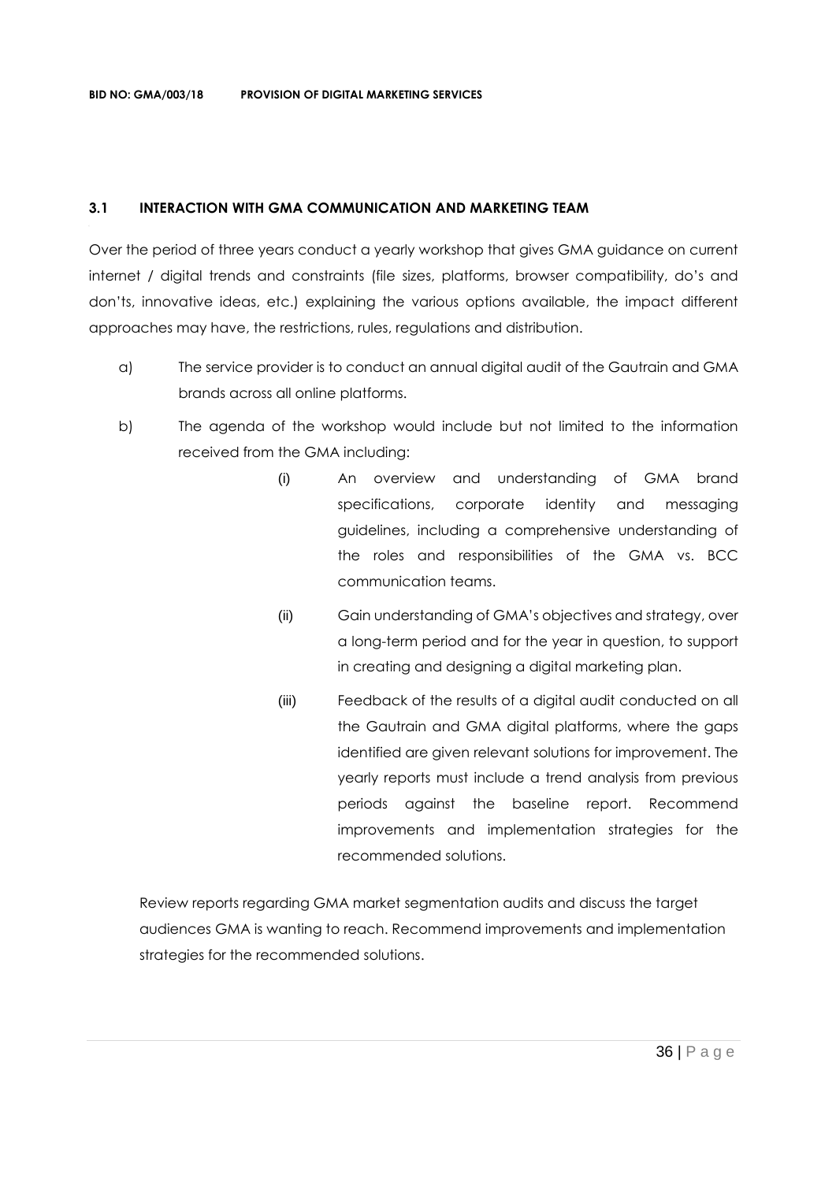### 3.1 INTERACTION WITH GMA COMMUNICATION AND MARKETING TEAM

Over the period of three years conduct a yearly workshop that gives GMA guidance on current internet / digital trends and constraints (file sizes, platforms, browser compatibility, do's and don'ts, innovative ideas, etc.) explaining the various options available, the impact different approaches may have, the restrictions, rules, regulations and distribution.

a) The service provider is to conduct an annual digital audit of the Gautrain and GMA brands across all online platforms.

b) The agenda of the workshop would include but not limited to the information received from the GMA including:

   (i) An overview and understanding of GMA brand specifications, corporate identity and messaging guidelines, including a comprehensive understanding of the roles and responsibilities of the GMA vs. BCC communication teams.

   (ii) Gain understanding of GMA's objectives and strategy, over a long-term period and for the year in question, to support in creating and designing a digital marketing plan.

   (iii) Feedback of the results of a digital audit conducted on all the Gautrain and GMA digital platforms, where the gaps identified are given relevant solutions for improvement. The yearly reports must include a trend analysis from previous periods against the baseline report. Recommend improvements and implementation strategies for the recommended solutions.

Review reports regarding GMA market segmentation audits and discuss the target audiences GMA is wanting to reach. Recommend improvements and implementation strategies for the recommended solutions.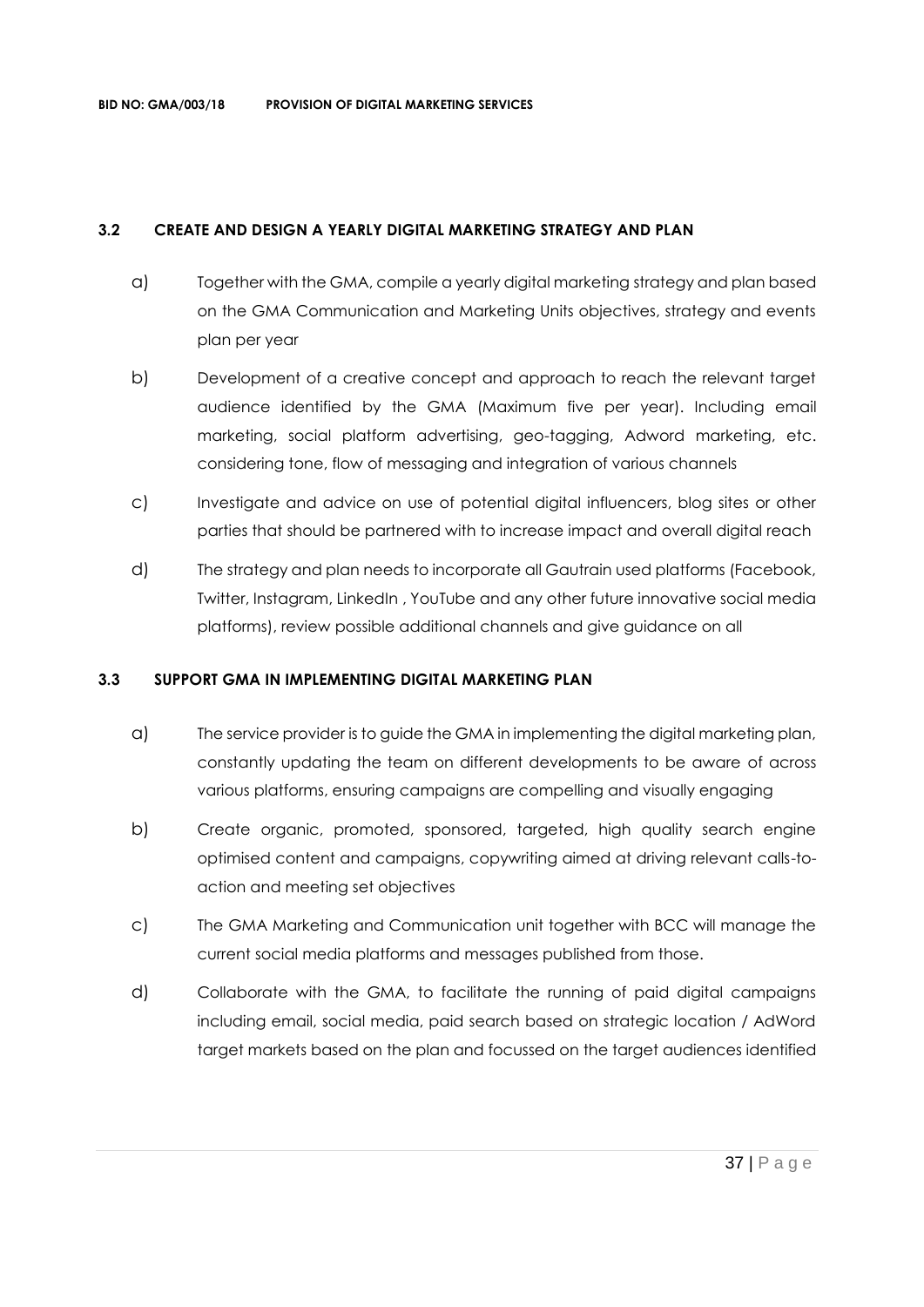### 3.2 CREATE AND DESIGN A YEARLY DIGITAL MARKETING STRATEGY AND PLAN

a) Together with the GMA, compile a yearly digital marketing strategy and plan based on the GMA Communication and Marketing Units objectives, strategy and events plan per year

b) Development of a creative concept and approach to reach the relevant target audience identified by the GMA (Maximum five per year). Including email marketing, social platform advertising, geo-tagging, Adword marketing, etc. considering tone, flow of messaging and integration of various channels

c) Investigate and advice on use of potential digital influencers, blog sites or other parties that should be partnered with to increase impact and overall digital reach

d) The strategy and plan needs to incorporate all Gautrain used platforms (Facebook, Twitter, Instagram, LinkedIn , YouTube and any other future innovative social media platforms), review possible additional channels and give guidance on all

### 3.3 SUPPORT GMA IN IMPLEMENTING DIGITAL MARKETING PLAN

a) The service provider is to guide the GMA in implementing the digital marketing plan, constantly updating the team on different developments to be aware of across various platforms, ensuring campaigns are compelling and visually engaging

b) Create organic, promoted, sponsored, targeted, high quality search engine optimised content and campaigns, copywriting aimed at driving relevant calls-to-action and meeting set objectives

c) The GMA Marketing and Communication unit together with BCC will manage the current social media platforms and messages published from those.

d) Collaborate with the GMA, to facilitate the running of paid digital campaigns including email, social media, paid search based on strategic location / AdWord target markets based on the plan and focussed on the target audiences identified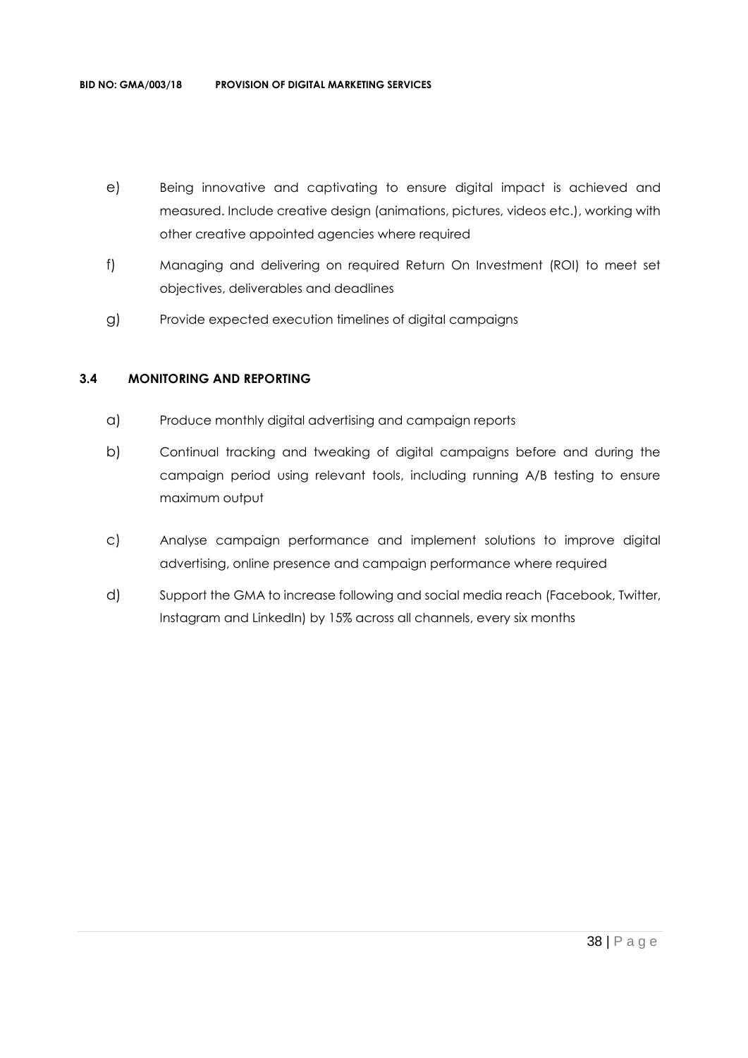e) Being innovative and captivating to ensure digital impact is achieved and measured. Include creative design (animations, pictures, videos etc.), working with other creative appointed agencies where required

f) Managing and delivering on required Return On Investment (ROI) to meet set objectives, deliverables and deadlines

g) Provide expected execution timelines of digital campaigns

### 3.4 MONITORING AND REPORTING

a) Produce monthly digital advertising and campaign reports

b) Continual tracking and tweaking of digital campaigns before and during the campaign period using relevant tools, including running A/B testing to ensure maximum output

c) Analyse campaign performance and implement solutions to improve digital advertising, online presence and campaign performance where required

d) Support the GMA to increase following and social media reach (Facebook, Twitter, Instagram and LinkedIn) by 15% across all channels, every six months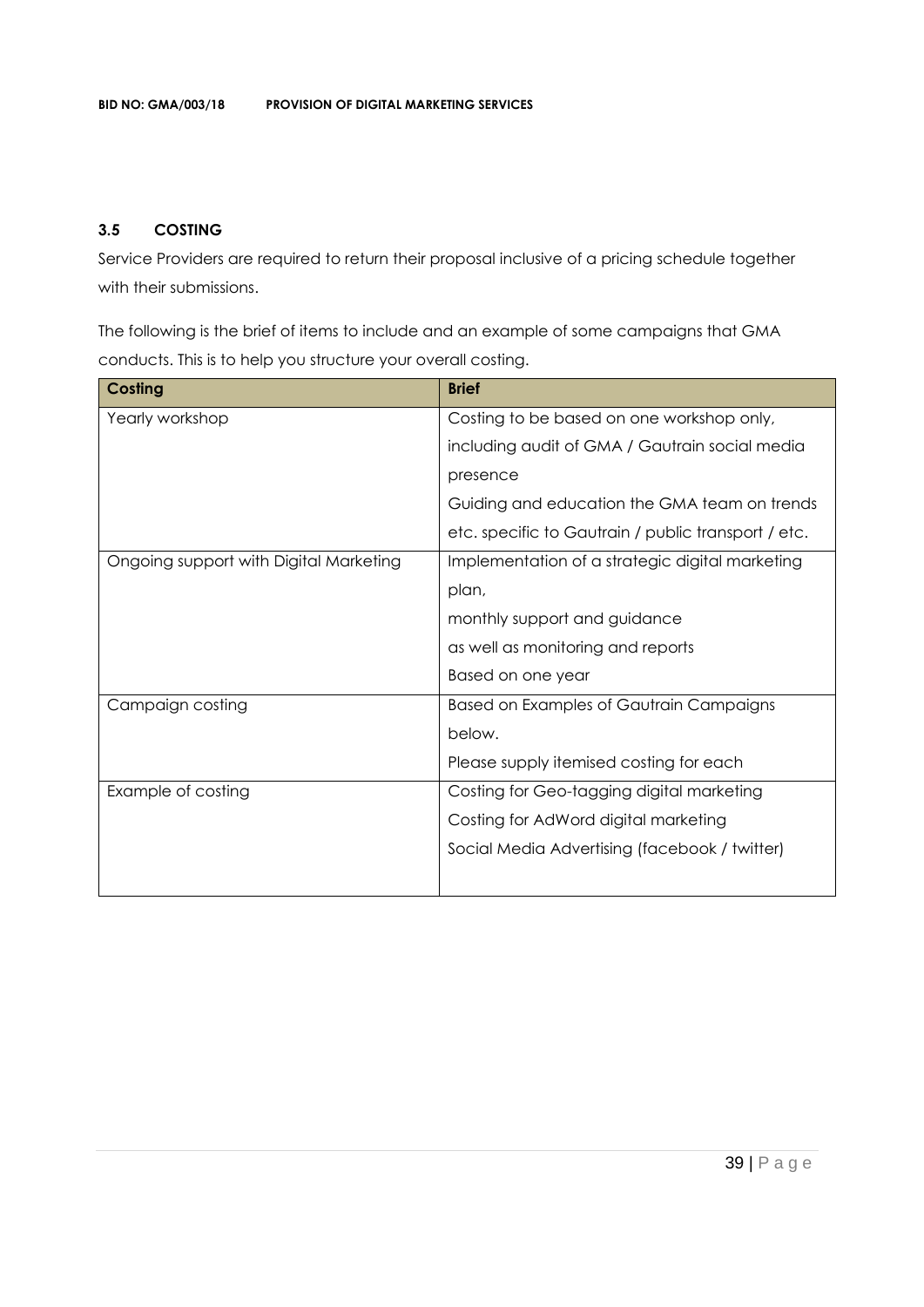### 3.5 COSTING

Service Providers are required to return their proposal inclusive of a pricing schedule together with their submissions.

The following is the brief of items to include and an example of some campaigns that GMA conducts. This is to help you structure your overall costing.

| Costing | Brief |
|---|---|
| Yearly workshop | Costing to be based on one workshop only, including audit of GMA / Gautrain social media presence<br>Guiding and education the GMA team on trends etc. specific to Gautrain / public transport / etc. |
| Ongoing support with Digital Marketing | Implementation of a strategic digital marketing plan,<br>monthly support and guidance<br>as well as monitoring and reports<br>Based on one year |
| Campaign costing | Based on Examples of Gautrain Campaigns below.<br>Please supply itemised costing for each |
| Example of costing | Costing for Geo-tagging digital marketing<br>Costing for AdWord digital marketing<br>Social Media Advertising (facebook / twitter) |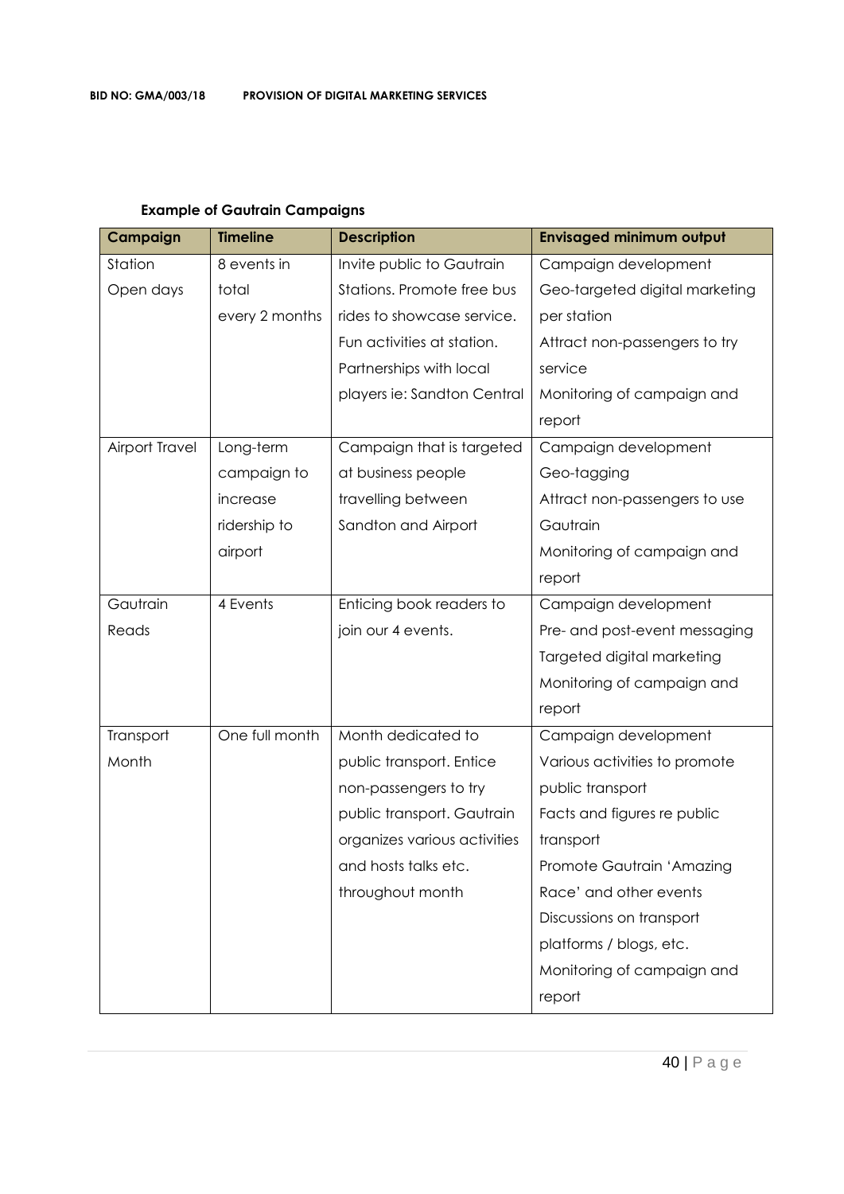**Example of Gautrain Campaigns**

| Campaign | Timeline | Description | Envisaged minimum output |
|---|---|---|---|
| Station Open days | 8 events in total every 2 months | Invite public to Gautrain Stations. Promote free bus rides to showcase service. Fun activities at station. Partnerships with local players ie: Sandton Central | Campaign development<br>Geo-targeted digital marketing per station<br>Attract non-passengers to try service<br>Monitoring of campaign and report |
| Airport Travel | Long-term campaign to increase ridership to airport | Campaign that is targeted at business people travelling between Sandton and Airport | Campaign development<br>Geo-tagging<br>Attract non-passengers to use Gautrain<br>Monitoring of campaign and report |
| Gautrain Reads | 4 Events | Enticing book readers to join our 4 events. | Campaign development<br>Pre- and post-event messaging<br>Targeted digital marketing<br>Monitoring of campaign and report |
| Transport Month | One full month | Month dedicated to public transport. Entice non-passengers to try public transport. Gautrain organizes various activities and hosts talks etc. throughout month | Campaign development<br>Various activities to promote public transport<br>Facts and figures re public transport<br>Promote Gautrain 'Amazing Race' and other events<br>Discussions on transport platforms / blogs, etc.<br>Monitoring of campaign and report |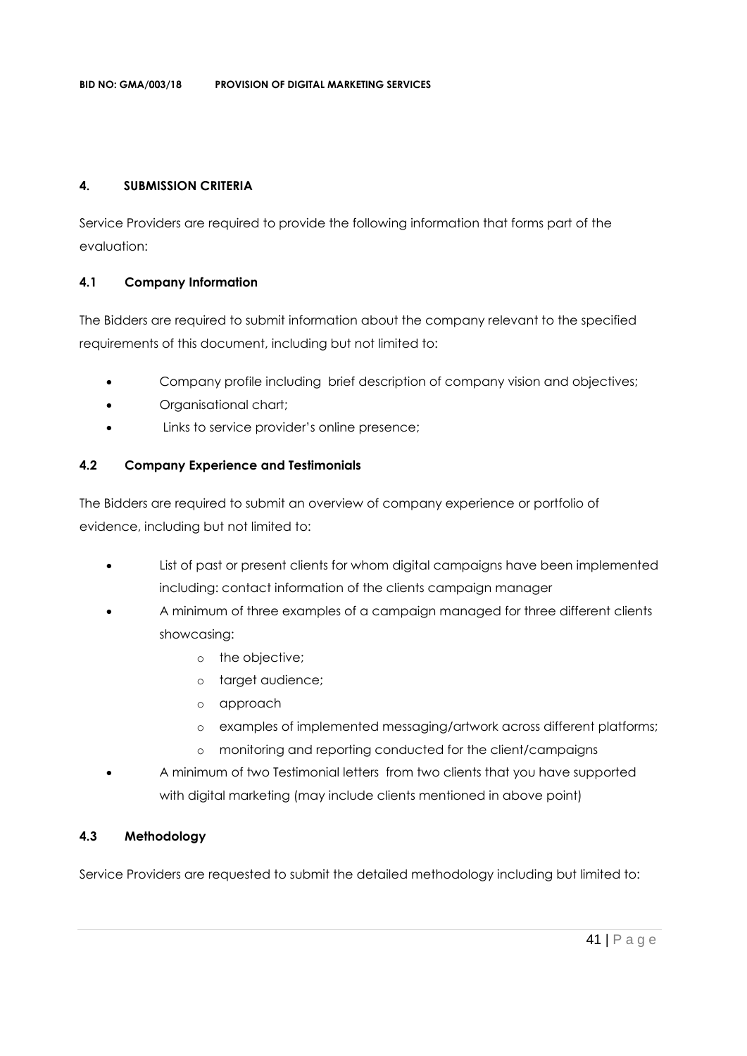## 4. SUBMISSION CRITERIA

Service Providers are required to provide the following information that forms part of the evaluation:

### 4.1 Company Information

The Bidders are required to submit information about the company relevant to the specified requirements of this document, including but not limited to:

- Company profile including brief description of company vision and objectives;
- Organisational chart;
- Links to service provider's online presence;

### 4.2 Company Experience and Testimonials

The Bidders are required to submit an overview of company experience or portfolio of evidence, including but not limited to:

- List of past or present clients for whom digital campaigns have been implemented including: contact information of the clients campaign manager
- A minimum of three examples of a campaign managed for three different clients showcasing:
  - the objective;
  - target audience;
  - approach
  - examples of implemented messaging/artwork across different platforms;
  - monitoring and reporting conducted for the client/campaigns
- A minimum of two Testimonial letters from two clients that you have supported with digital marketing (may include clients mentioned in above point)

### 4.3 Methodology

Service Providers are requested to submit the detailed methodology including but limited to: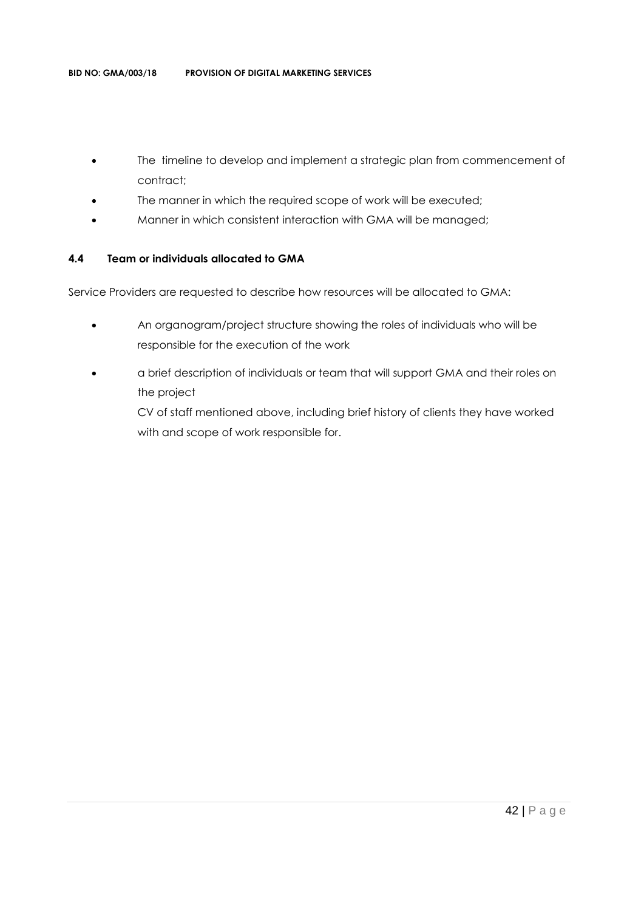- The timeline to develop and implement a strategic plan from commencement of contract;
- The manner in which the required scope of work will be executed;
- Manner in which consistent interaction with GMA will be managed;

### 4.4 Team or individuals allocated to GMA

Service Providers are requested to describe how resources will be allocated to GMA:

- An organogram/project structure showing the roles of individuals who will be responsible for the execution of the work
- a brief description of individuals or team that will support GMA and their roles on the project

  CV of staff mentioned above, including brief history of clients they have worked with and scope of work responsible for.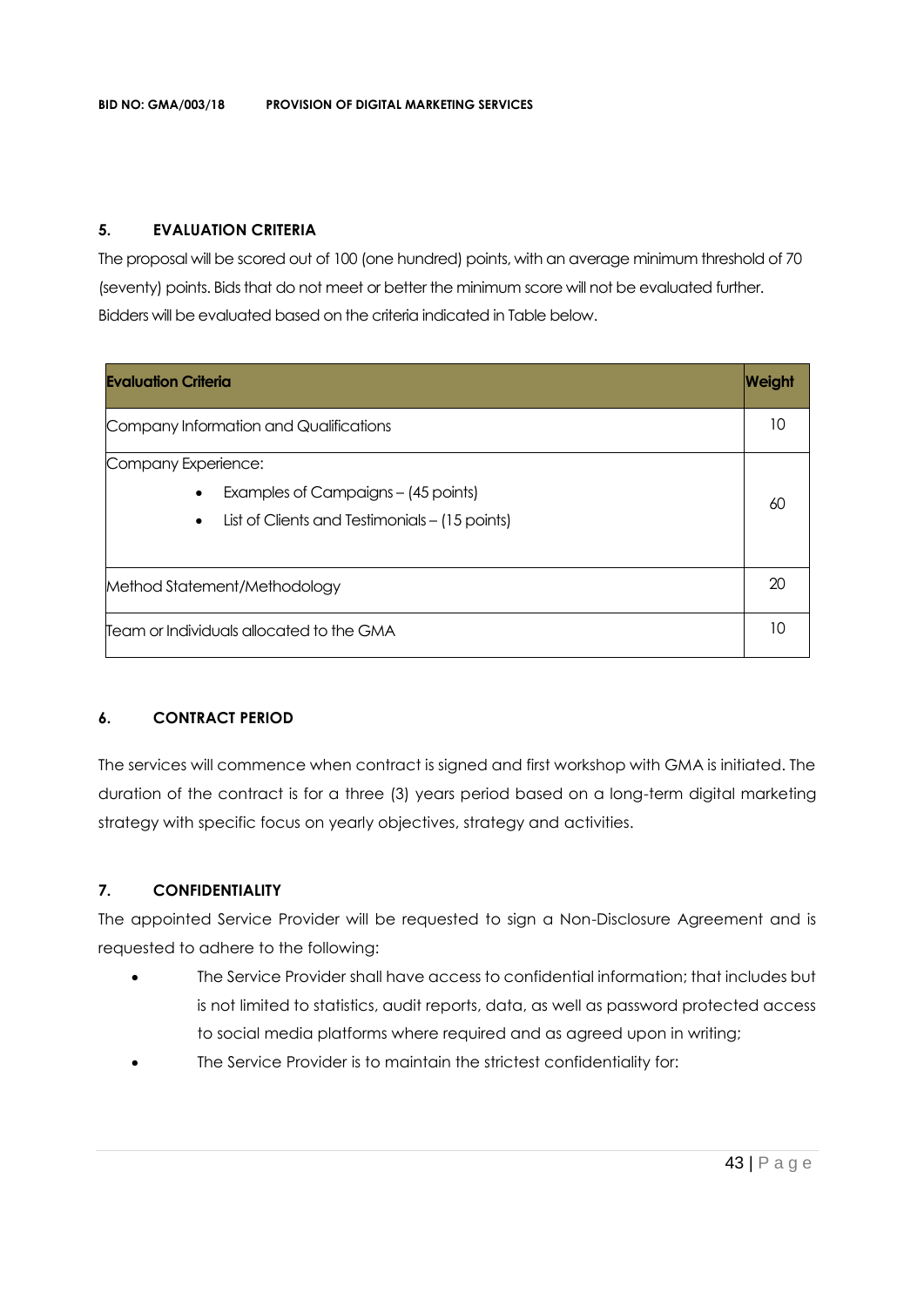## 5. EVALUATION CRITERIA

The proposal will be scored out of 100 (one hundred) points, with an average minimum threshold of 70 (seventy) points. Bids that do not meet or better the minimum score will not be evaluated further. Bidders will be evaluated based on the criteria indicated in Table below.

| **Evaluation Criteria** | **Weight** |
|---|---|
| Company Information and Qualifications | 10 |
| Company Experience:<br>• Examples of Campaigns – (45 points)<br>• List of Clients and Testimonials – (15 points) | 60 |
| Method Statement/Methodology | 20 |
| Team or Individuals allocated to the GMA | 10 |

## 6. CONTRACT PERIOD

The services will commence when contract is signed and first workshop with GMA is initiated. The duration of the contract is for a three (3) years period based on a long-term digital marketing strategy with specific focus on yearly objectives, strategy and activities.

## 7. CONFIDENTIALITY

The appointed Service Provider will be requested to sign a Non-Disclosure Agreement and is requested to adhere to the following:

- The Service Provider shall have access to confidential information; that includes but is not limited to statistics, audit reports, data, as well as password protected access to social media platforms where required and as agreed upon in writing;
- The Service Provider is to maintain the strictest confidentiality for: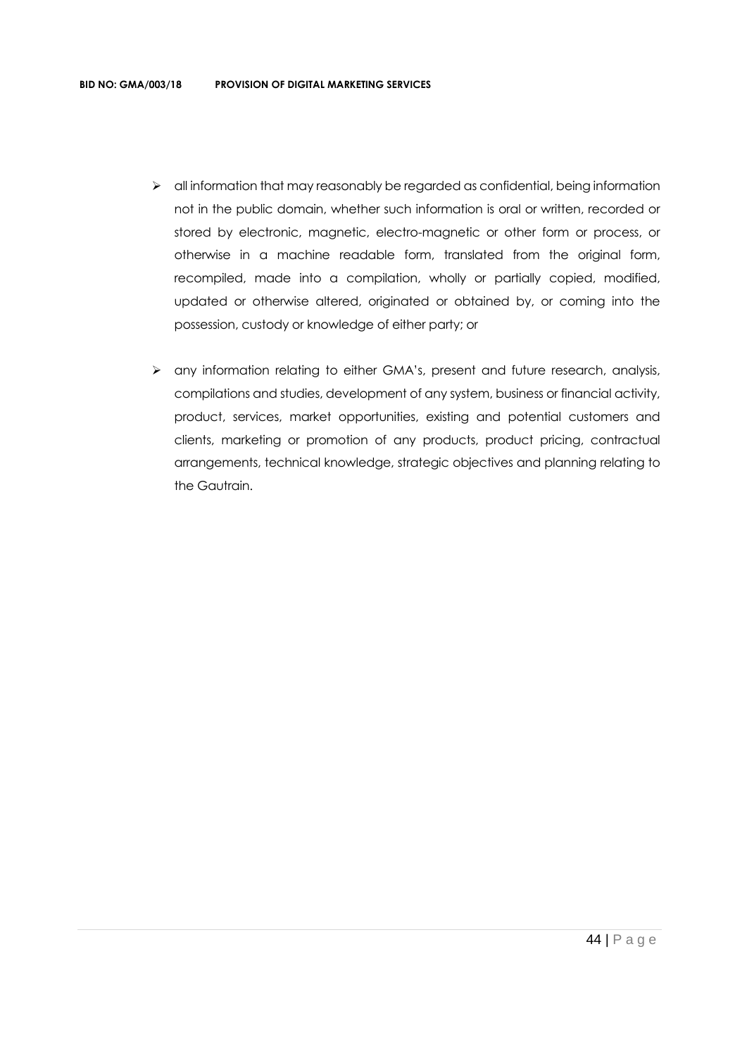- all information that may reasonably be regarded as confidential, being information not in the public domain, whether such information is oral or written, recorded or stored by electronic, magnetic, electro-magnetic or other form or process, or otherwise in a machine readable form, translated from the original form, recompiled, made into a compilation, wholly or partially copied, modified, updated or otherwise altered, originated or obtained by, or coming into the possession, custody or knowledge of either party; or

- any information relating to either GMA's, present and future research, analysis, compilations and studies, development of any system, business or financial activity, product, services, market opportunities, existing and potential customers and clients, marketing or promotion of any products, product pricing, contractual arrangements, technical knowledge, strategic objectives and planning relating to the Gautrain.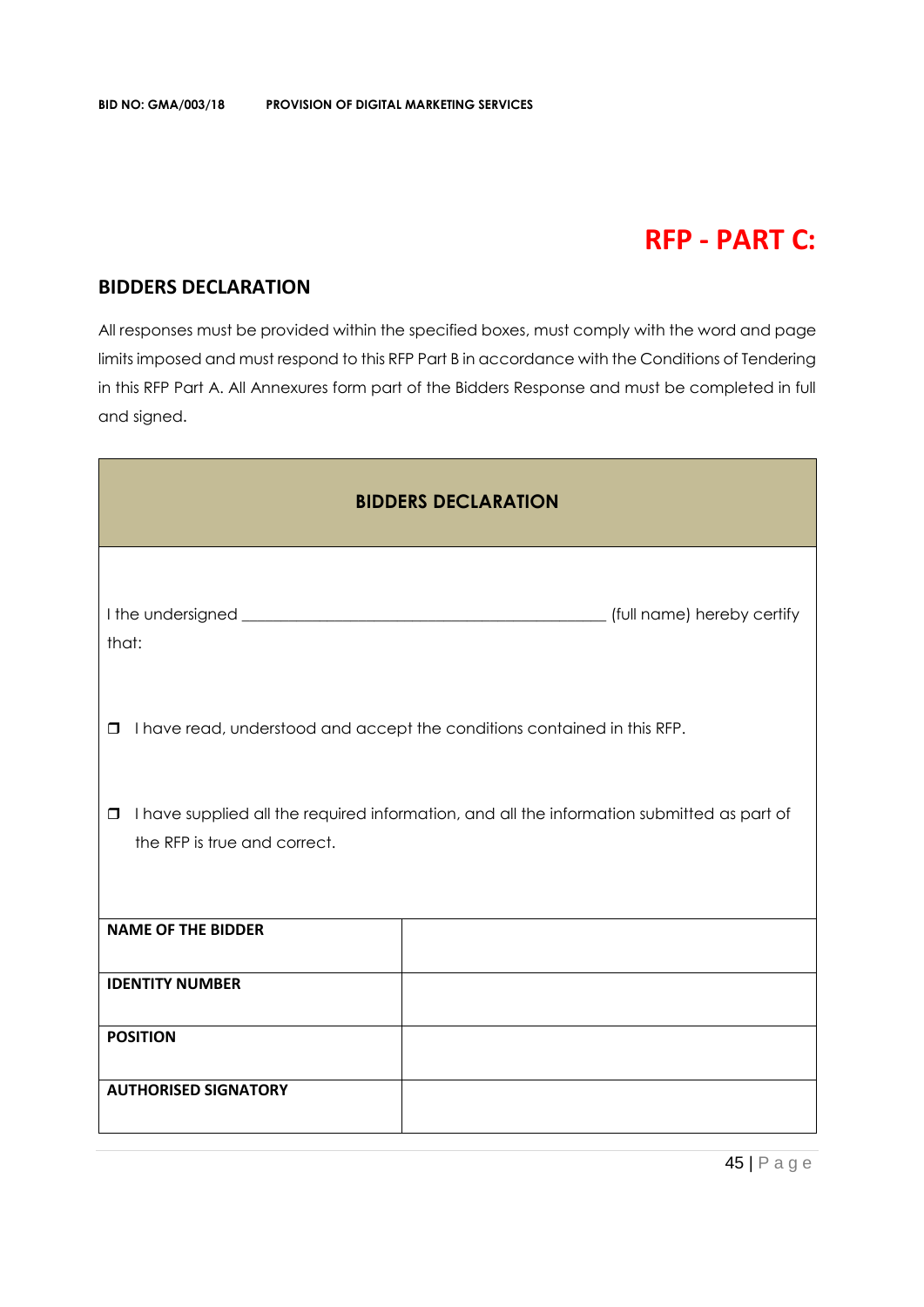# RFP - PART C:

## BIDDERS DECLARATION

All responses must be provided within the specified boxes, must comply with the word and page limits imposed and must respond to this RFP Part B in accordance with the Conditions of Tendering in this RFP Part A. All Annexures form part of the Bidders Response and must be completed in full and signed.

| BIDDERS DECLARATION | |
|---|---|
| I the undersigned ____________________________________________ (full name) hereby certify that:<br><br>❒ I have read, understood and accept the conditions contained in this RFP.<br><br>❒ I have supplied all the required information, and all the information submitted as part of the RFP is true and correct. | |
| **NAME OF THE BIDDER** | |
| **IDENTITY NUMBER** | |
| **POSITION** | |
| **AUTHORISED SIGNATORY** | |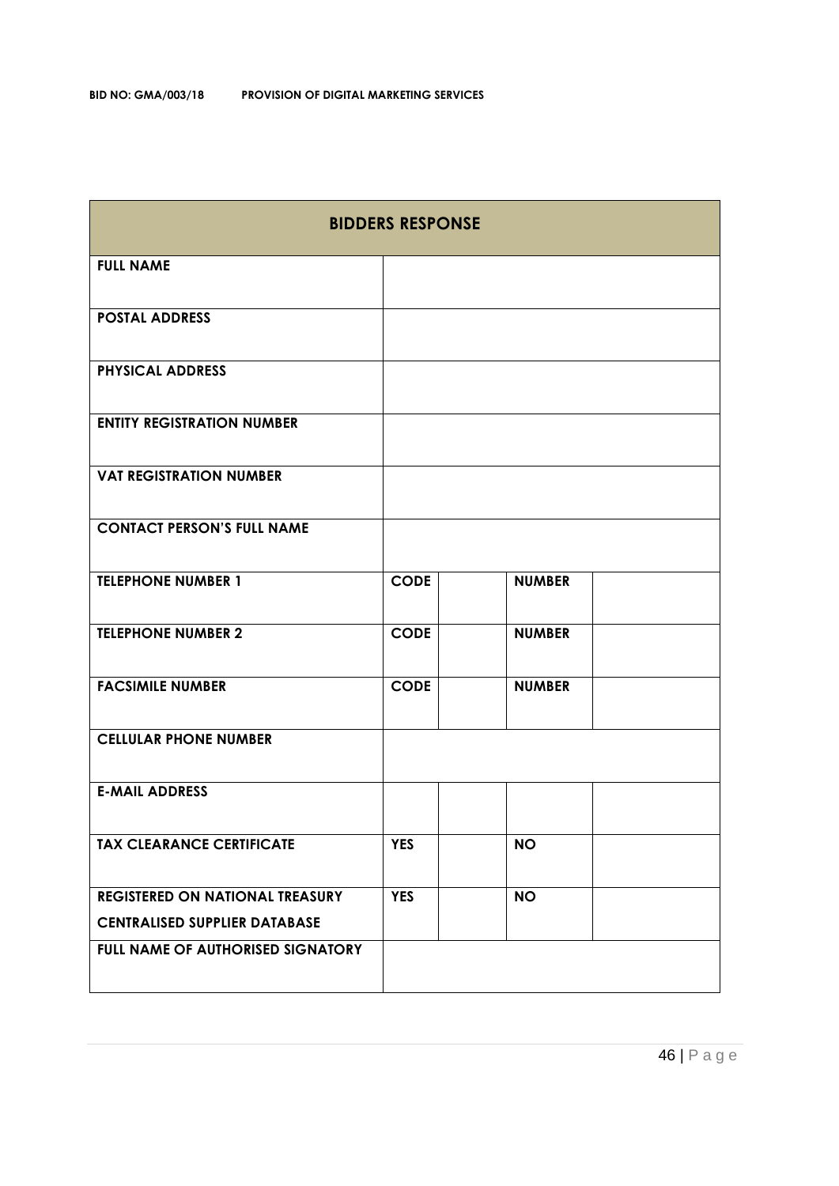| BIDDERS RESPONSE | | | | |
|---|---|---|---|---|
| **FULL NAME** | | | | |
| **POSTAL ADDRESS** | | | | |
| **PHYSICAL ADDRESS** | | | | |
| **ENTITY REGISTRATION NUMBER** | | | | |
| **VAT REGISTRATION NUMBER** | | | | |
| **CONTACT PERSON'S FULL NAME** | | | | |
| **TELEPHONE NUMBER 1** | **CODE** | | **NUMBER** | |
| **TELEPHONE NUMBER 2** | **CODE** | | **NUMBER** | |
| **FACSIMILE NUMBER** | **CODE** | | **NUMBER** | |
| **CELLULAR PHONE NUMBER** | | | | |
| **E-MAIL ADDRESS** | | | | |
| **TAX CLEARANCE CERTIFICATE** | **YES** | | **NO** | |
| **REGISTERED ON NATIONAL TREASURY CENTRALISED SUPPLIER DATABASE** | **YES** | | **NO** | |
| **FULL NAME OF AUTHORISED SIGNATORY** | | | | |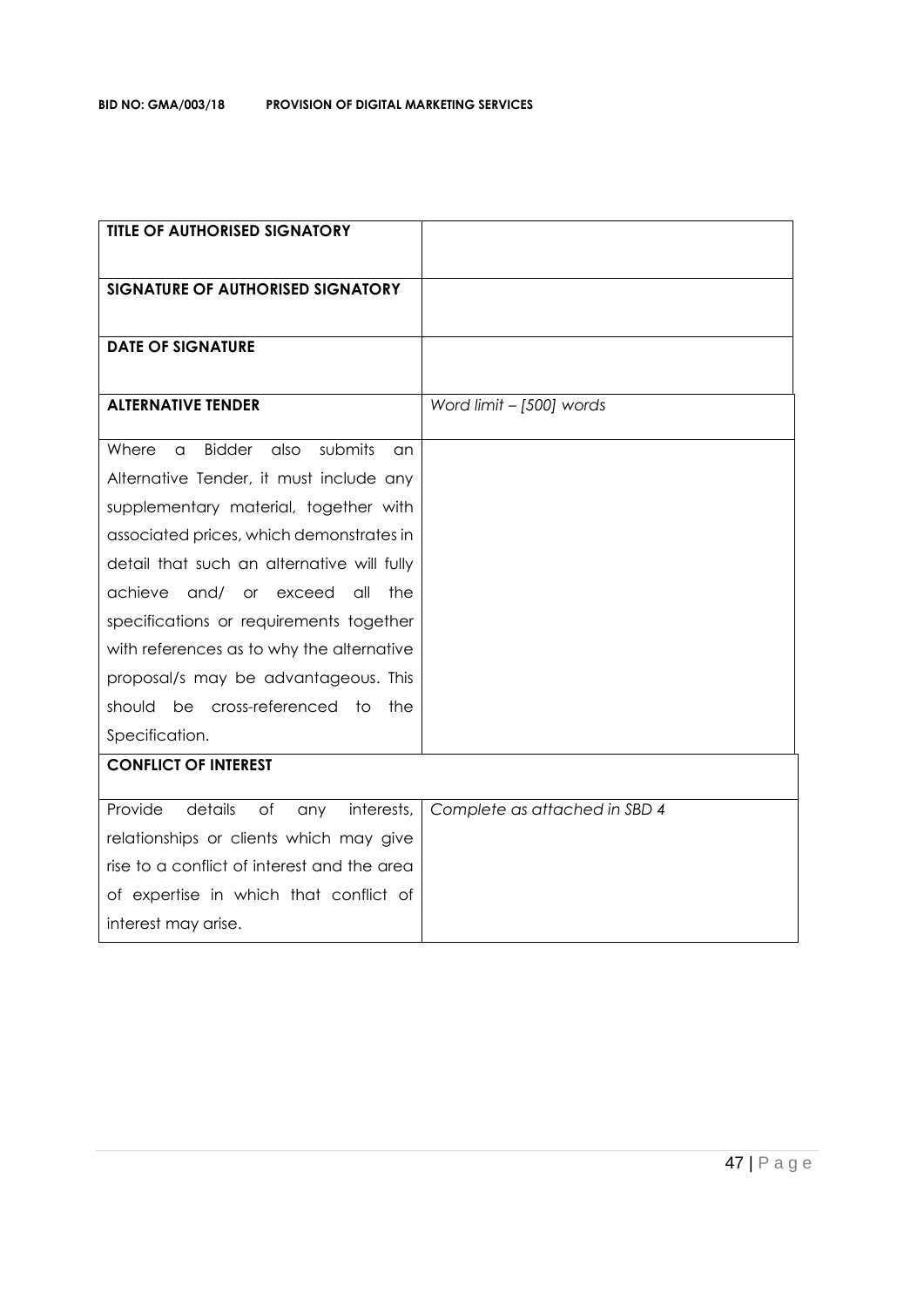| **TITLE OF AUTHORISED SIGNATORY** | |
|---|---|
| **SIGNATURE OF AUTHORISED SIGNATORY** | |
| **DATE OF SIGNATURE** | |
| **ALTERNATIVE TENDER** | *Word limit – [500] words* |
| Where a Bidder also submits an Alternative Tender, it must include any supplementary material, together with associated prices, which demonstrates in detail that such an alternative will fully achieve and/ or exceed all the specifications or requirements together with references as to why the alternative proposal/s may be advantageous. This should be cross-referenced to the Specification. | |
| **CONFLICT OF INTEREST** | |
| Provide details of any interests, relationships or clients which may give rise to a conflict of interest and the area of expertise in which that conflict of interest may arise. | *Complete as attached in SBD 4* |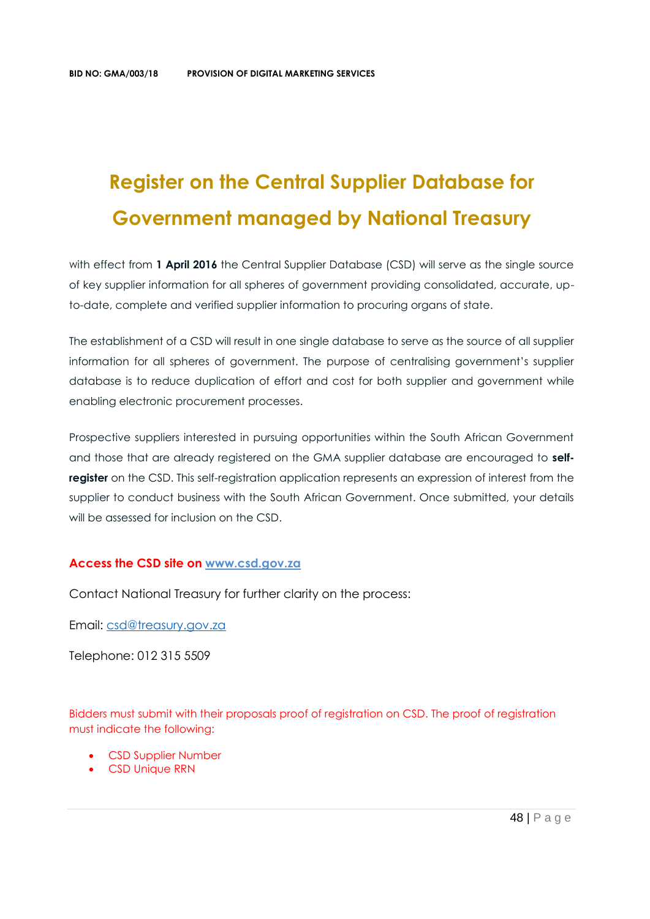# Register on the Central Supplier Database for Government managed by National Treasury

with effect from **1 April 2016** the Central Supplier Database (CSD) will serve as the single source of key supplier information for all spheres of government providing consolidated, accurate, up-to-date, complete and verified supplier information to procuring organs of state.

The establishment of a CSD will result in one single database to serve as the source of all supplier information for all spheres of government. The purpose of centralising government's supplier database is to reduce duplication of effort and cost for both supplier and government while enabling electronic procurement processes.

Prospective suppliers interested in pursuing opportunities within the South African Government and those that are already registered on the GMA supplier database are encouraged to **self-register** on the CSD. This self-registration application represents an expression of interest from the supplier to conduct business with the South African Government. Once submitted, your details will be assessed for inclusion on the CSD.

**Access the CSD site on www.csd.gov.za**

Contact National Treasury for further clarity on the process:

Email: csd@treasury.gov.za

Telephone: 012 315 5509

Bidders must submit with their proposals proof of registration on CSD. The proof of registration must indicate the following:

- CSD Supplier Number
- CSD Unique RRN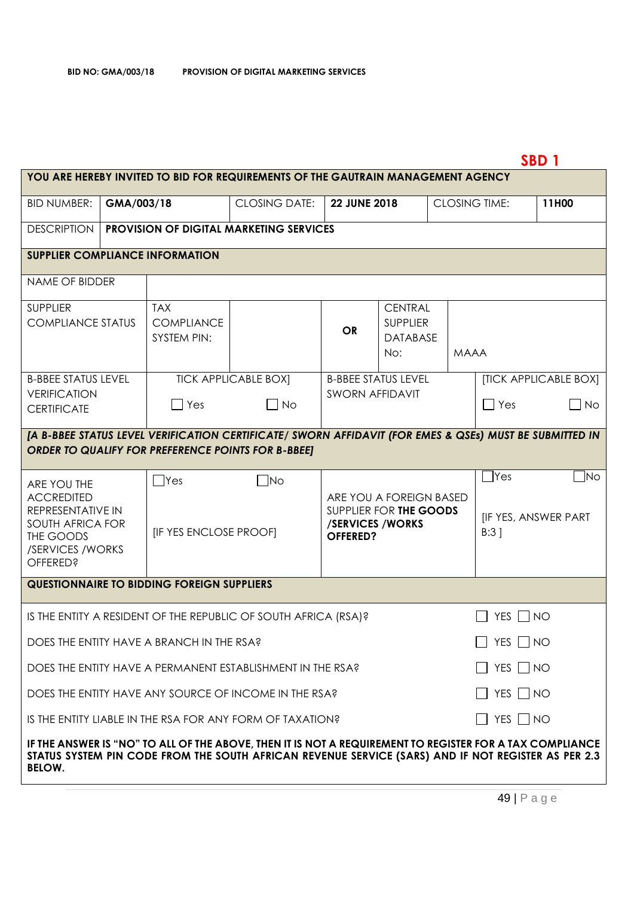**BID NO: GMA/003/18 PROVISION OF DIGITAL MARKETING SERVICES**

**SBD 1**

| **YOU ARE HEREBY INVITED TO BID FOR REQUIREMENTS OF THE GAUTRAIN MANAGEMENT AGENCY** | | | | | |
|---|---|---|---|---|---|
| BID NUMBER: | **GMA/003/18** | CLOSING DATE: | **22 JUNE 2018** | CLOSING TIME: | **11H00** |
| DESCRIPTION | **PROVISION OF DIGITAL MARKETING SERVICES** | | | | |

| **SUPPLIER COMPLIANCE INFORMATION** | | | | | |
|---|---|---|---|---|---|
| NAME OF BIDDER | | | | | |
| SUPPLIER COMPLIANCE STATUS | TAX COMPLIANCE SYSTEM PIN: | | **OR** | CENTRAL SUPPLIER DATABASE No: | MAAA |
| B-BBEE STATUS LEVEL VERIFICATION CERTIFICATE | TICK APPLICABLE BOX] ☐ Yes ☐ No | | B-BBEE STATUS LEVEL SWORN AFFIDAVIT | | [TICK APPLICABLE BOX] ☐ Yes ☐ No |
| ***[A B-BBEE STATUS LEVEL VERIFICATION CERTIFICATE/ SWORN AFFIDAVIT (FOR EMES & QSEs) MUST BE SUBMITTED IN ORDER TO QUALIFY FOR PREFERENCE POINTS FOR B-BBEE]*** | | | | | |
| ARE YOU THE ACCREDITED REPRESENTATIVE IN SOUTH AFRICA FOR THE GOODS /SERVICES /WORKS OFFERED? | ☐Yes ☐No [IF YES ENCLOSE PROOF] | | ARE YOU A FOREIGN BASED SUPPLIER FOR **THE GOODS /SERVICES /WORKS OFFERED?** | | ☐Yes ☐No [IF YES, ANSWER PART B:3 ] |

| **QUESTIONNAIRE TO BIDDING FOREIGN SUPPLIERS** | |
|---|---|
| IS THE ENTITY A RESIDENT OF THE REPUBLIC OF SOUTH AFRICA (RSA)? | ☐ YES ☐ NO |
| DOES THE ENTITY HAVE A BRANCH IN THE RSA? | ☐ YES ☐ NO |
| DOES THE ENTITY HAVE A PERMANENT ESTABLISHMENT IN THE RSA? | ☐ YES ☐ NO |
| DOES THE ENTITY HAVE ANY SOURCE OF INCOME IN THE RSA? | ☐ YES ☐ NO |
| IS THE ENTITY LIABLE IN THE RSA FOR ANY FORM OF TAXATION? | ☐ YES ☐ NO |
| **IF THE ANSWER IS "NO" TO ALL OF THE ABOVE, THEN IT IS NOT A REQUIREMENT TO REGISTER FOR A TAX COMPLIANCE STATUS SYSTEM PIN CODE FROM THE SOUTH AFRICAN REVENUE SERVICE (SARS) AND IF NOT REGISTER AS PER 2.3 BELOW.** | |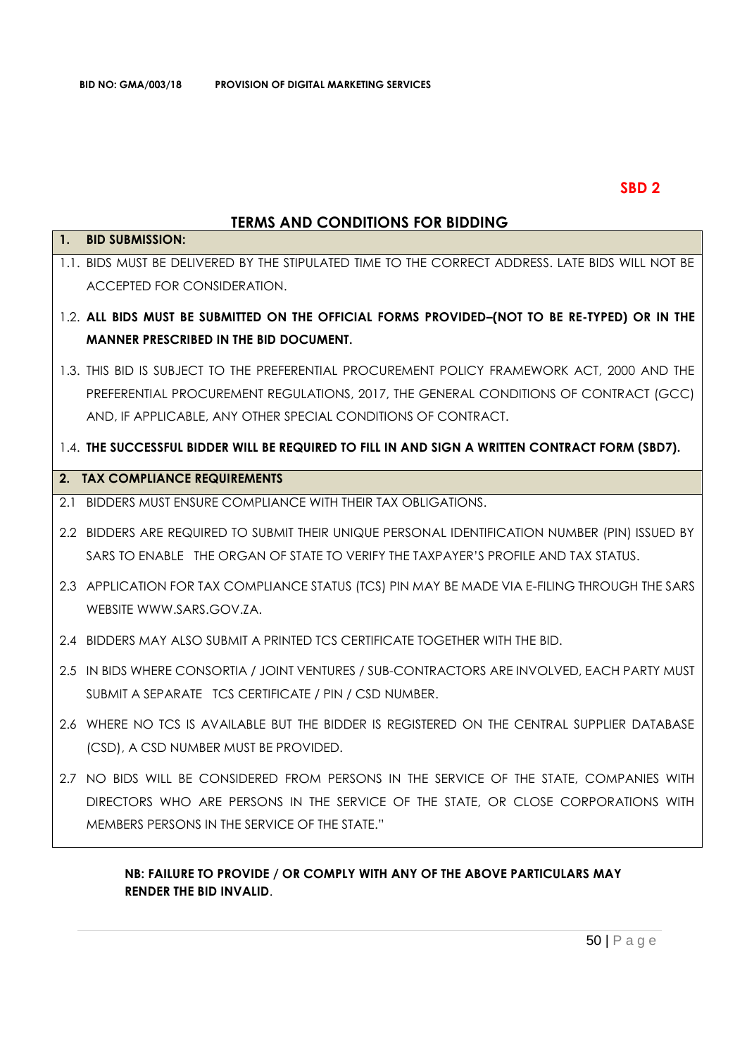**SBD 2**

## TERMS AND CONDITIONS FOR BIDDING

**1. BID SUBMISSION:**

1.1. BIDS MUST BE DELIVERED BY THE STIPULATED TIME TO THE CORRECT ADDRESS. LATE BIDS WILL NOT BE ACCEPTED FOR CONSIDERATION.

1.2. **ALL BIDS MUST BE SUBMITTED ON THE OFFICIAL FORMS PROVIDED–(NOT TO BE RE-TYPED) OR IN THE MANNER PRESCRIBED IN THE BID DOCUMENT.**

1.3. THIS BID IS SUBJECT TO THE PREFERENTIAL PROCUREMENT POLICY FRAMEWORK ACT, 2000 AND THE PREFERENTIAL PROCUREMENT REGULATIONS, 2017, THE GENERAL CONDITIONS OF CONTRACT (GCC) AND, IF APPLICABLE, ANY OTHER SPECIAL CONDITIONS OF CONTRACT.

1.4. **THE SUCCESSFUL BIDDER WILL BE REQUIRED TO FILL IN AND SIGN A WRITTEN CONTRACT FORM (SBD7).**

**2. TAX COMPLIANCE REQUIREMENTS**

2.1 BIDDERS MUST ENSURE COMPLIANCE WITH THEIR TAX OBLIGATIONS.

2.2 BIDDERS ARE REQUIRED TO SUBMIT THEIR UNIQUE PERSONAL IDENTIFICATION NUMBER (PIN) ISSUED BY SARS TO ENABLE THE ORGAN OF STATE TO VERIFY THE TAXPAYER'S PROFILE AND TAX STATUS.

2.3 APPLICATION FOR TAX COMPLIANCE STATUS (TCS) PIN MAY BE MADE VIA E-FILING THROUGH THE SARS WEBSITE WWW.SARS.GOV.ZA.

2.4 BIDDERS MAY ALSO SUBMIT A PRINTED TCS CERTIFICATE TOGETHER WITH THE BID.

2.5 IN BIDS WHERE CONSORTIA / JOINT VENTURES / SUB-CONTRACTORS ARE INVOLVED, EACH PARTY MUST SUBMIT A SEPARATE TCS CERTIFICATE / PIN / CSD NUMBER.

2.6 WHERE NO TCS IS AVAILABLE BUT THE BIDDER IS REGISTERED ON THE CENTRAL SUPPLIER DATABASE (CSD), A CSD NUMBER MUST BE PROVIDED.

2.7 NO BIDS WILL BE CONSIDERED FROM PERSONS IN THE SERVICE OF THE STATE, COMPANIES WITH DIRECTORS WHO ARE PERSONS IN THE SERVICE OF THE STATE, OR CLOSE CORPORATIONS WITH MEMBERS PERSONS IN THE SERVICE OF THE STATE."

**NB: FAILURE TO PROVIDE / OR COMPLY WITH ANY OF THE ABOVE PARTICULARS MAY RENDER THE BID INVALID**.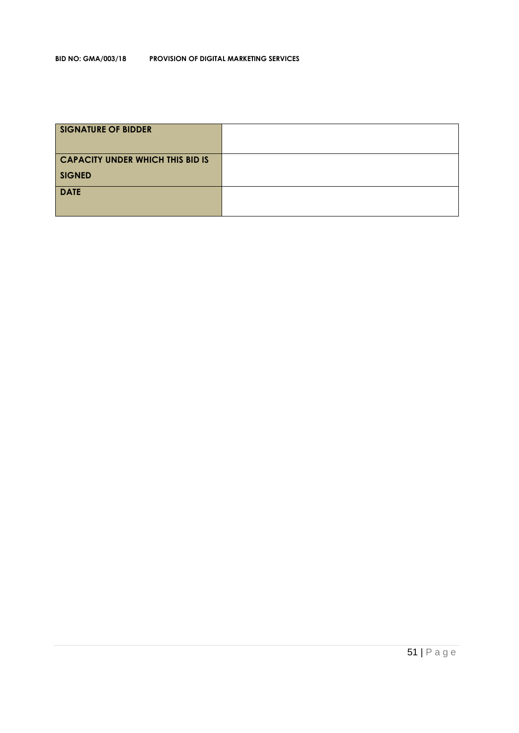| **SIGNATURE OF BIDDER** | |
|---|---|
| **CAPACITY UNDER WHICH THIS BID IS SIGNED** | |
| **DATE** | |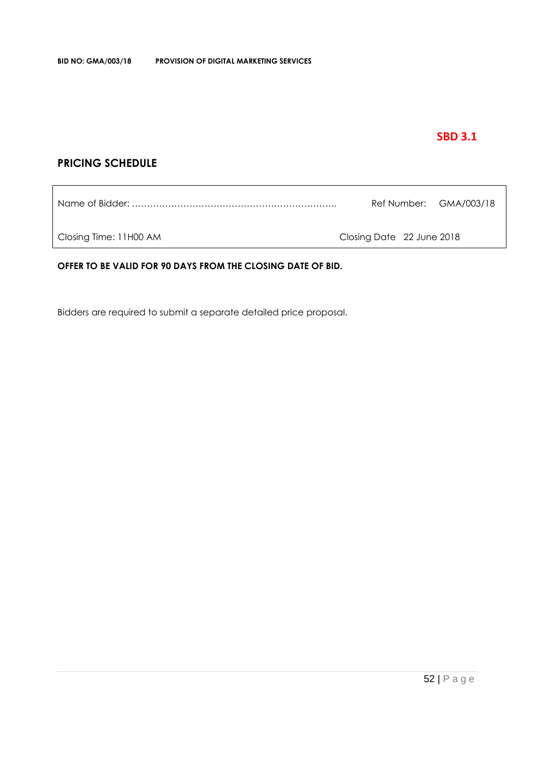**SBD 3.1**

## PRICING SCHEDULE

| Name of Bidder: ………………………………………………………….. | Ref Number: GMA/003/18 |
|---|---|
| Closing Time: 11H00 AM | Closing Date 22 June 2018 |

**OFFER TO BE VALID FOR 90 DAYS FROM THE CLOSING DATE OF BID.**

Bidders are required to submit a separate detailed price proposal.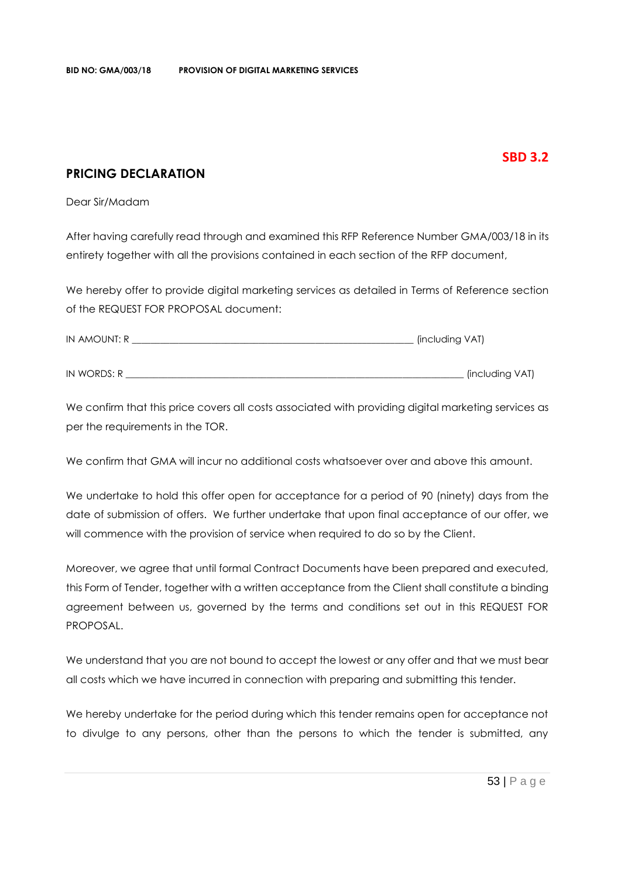**SBD 3.2**

## PRICING DECLARATION

Dear Sir/Madam

After having carefully read through and examined this RFP Reference Number GMA/003/18 in its entirety together with all the provisions contained in each section of the RFP document,

We hereby offer to provide digital marketing services as detailed in Terms of Reference section of the REQUEST FOR PROPOSAL document:

IN AMOUNT: R _______________________________________________________ (including VAT)

IN WORDS: R _____________________________________________________________ (including VAT)

We confirm that this price covers all costs associated with providing digital marketing services as per the requirements in the TOR.

We confirm that GMA will incur no additional costs whatsoever over and above this amount.

We undertake to hold this offer open for acceptance for a period of 90 (ninety) days from the date of submission of offers. We further undertake that upon final acceptance of our offer, we will commence with the provision of service when required to do so by the Client.

Moreover, we agree that until formal Contract Documents have been prepared and executed, this Form of Tender, together with a written acceptance from the Client shall constitute a binding agreement between us, governed by the terms and conditions set out in this REQUEST FOR PROPOSAL.

We understand that you are not bound to accept the lowest or any offer and that we must bear all costs which we have incurred in connection with preparing and submitting this tender.

We hereby undertake for the period during which this tender remains open for acceptance not to divulge to any persons, other than the persons to which the tender is submitted, any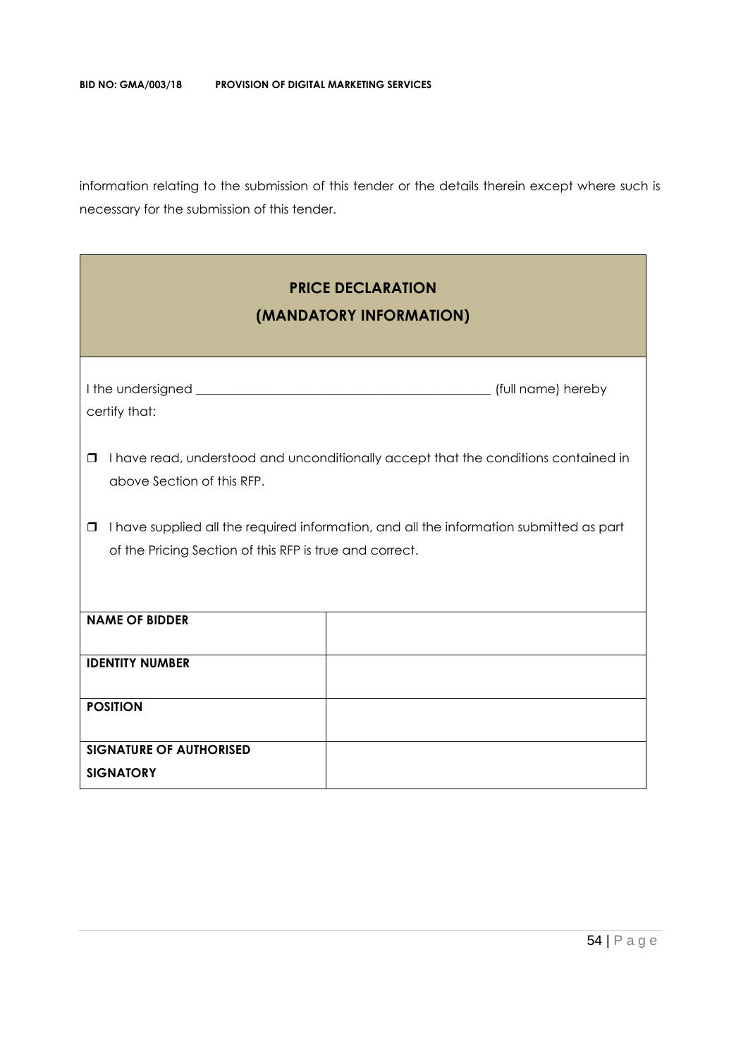information relating to the submission of this tender or the details therein except where such is necessary for the submission of this tender.

## PRICE DECLARATION
## (MANDATORY INFORMATION)

I the undersigned _____________________________________________ (full name) hereby certify that:

- ☐ I have read, understood and unconditionally accept that the conditions contained in above Section of this RFP.
- ☐ I have supplied all the required information, and all the information submitted as part of the Pricing Section of this RFP is true and correct.

| | |
|---|---|
| **NAME OF BIDDER** | |
| **IDENTITY NUMBER** | |
| **POSITION** | |
| **SIGNATURE OF AUTHORISED SIGNATORY** | |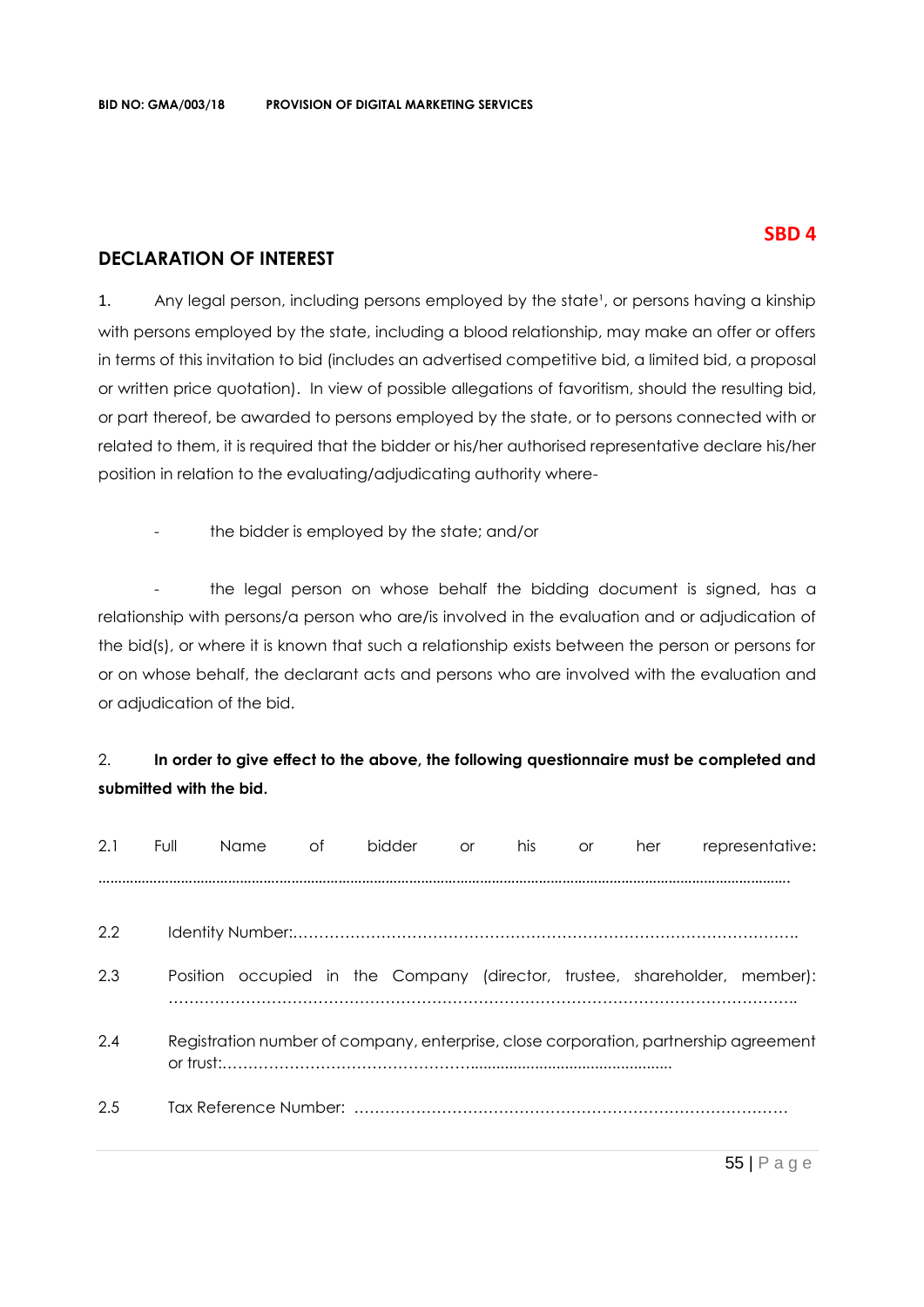**SBD 4**

## DECLARATION OF INTEREST

1. Any legal person, including persons employed by the state[1], or persons having a kinship with persons employed by the state, including a blood relationship, may make an offer or offers in terms of this invitation to bid (includes an advertised competitive bid, a limited bid, a proposal or written price quotation). In view of possible allegations of favoritism, should the resulting bid, or part thereof, be awarded to persons employed by the state, or to persons connected with or related to them, it is required that the bidder or his/her authorised representative declare his/her position in relation to the evaluating/adjudicating authority where-

- the bidder is employed by the state; and/or

- the legal person on whose behalf the bidding document is signed, has a relationship with persons/a person who are/is involved in the evaluation and or adjudication of the bid(s), or where it is known that such a relationship exists between the person or persons for or on whose behalf, the declarant acts and persons who are involved with the evaluation and or adjudication of the bid.

2. **In order to give effect to the above, the following questionnaire must be completed and submitted with the bid.**

2.1 Full Name of bidder or his or her representative: ……………………………………………………………………………………………………………

2.2 Identity Number:……………………………………………………………………………………….

2.3 Position occupied in the Company (director, trustee, shareholder, member): ……………………………………………………………………………………………………………..

2.4 Registration number of company, enterprise, close corporation, partnership agreement or trust:…………………………………………...............................................

2.5 Tax Reference Number: ………………………………………………………………………….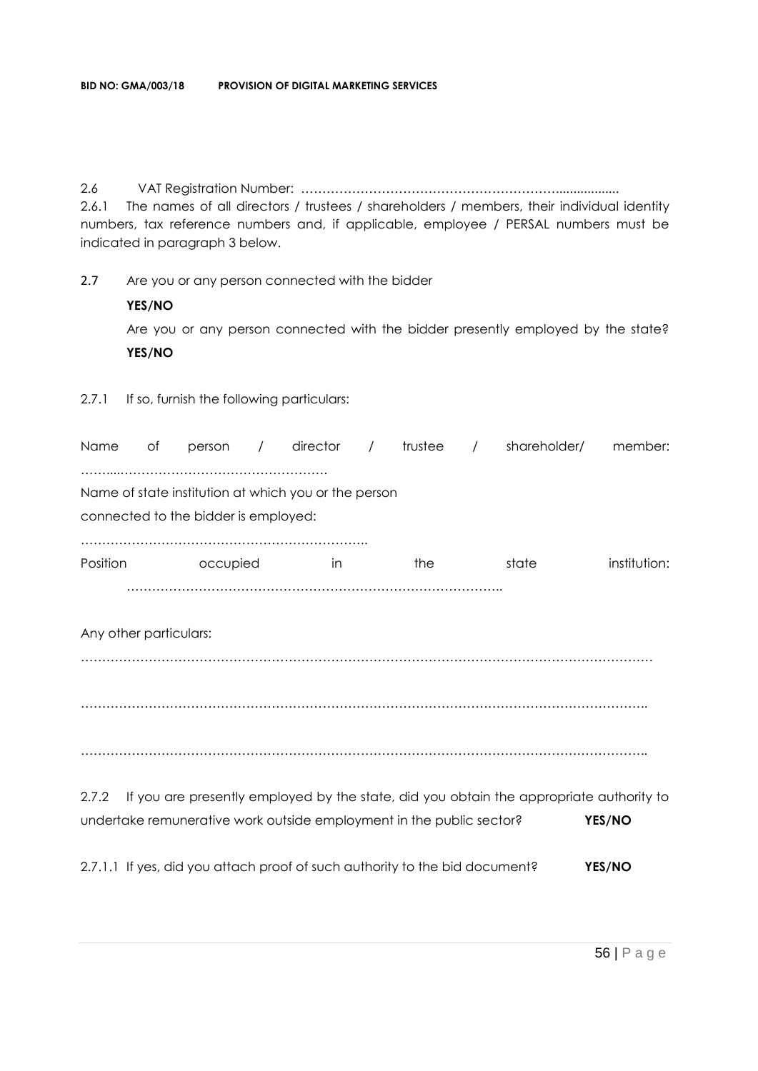2.6 VAT Registration Number: ……………………………………………………..................

2.6.1 The names of all directors / trustees / shareholders / members, their individual identity numbers, tax reference numbers and, if applicable, employee / PERSAL numbers must be indicated in paragraph 3 below.

2.7 Are you or any person connected with the bidder

**YES/NO**

Are you or any person connected with the bidder presently employed by the state? **YES/NO**

2.7.1 If so, furnish the following particulars:

Name of person / director / trustee / shareholder/ member: ……....…………………………………………

Name of state institution at which you or the person connected to the bidder is employed:

…………………………………………………………..

Position occupied in the state institution: ……………………………………………………………………………..

Any other particulars:

………………………………………………………………………………………………………………

……………………………………………………………………………………………………………..

……………………………………………………………………………………………………………..

2.7.2 If you are presently employed by the state, did you obtain the appropriate authority to undertake remunerative work outside employment in the public sector? **YES/NO**

2.7.1.1 If yes, did you attach proof of such authority to the bid document? **YES/NO**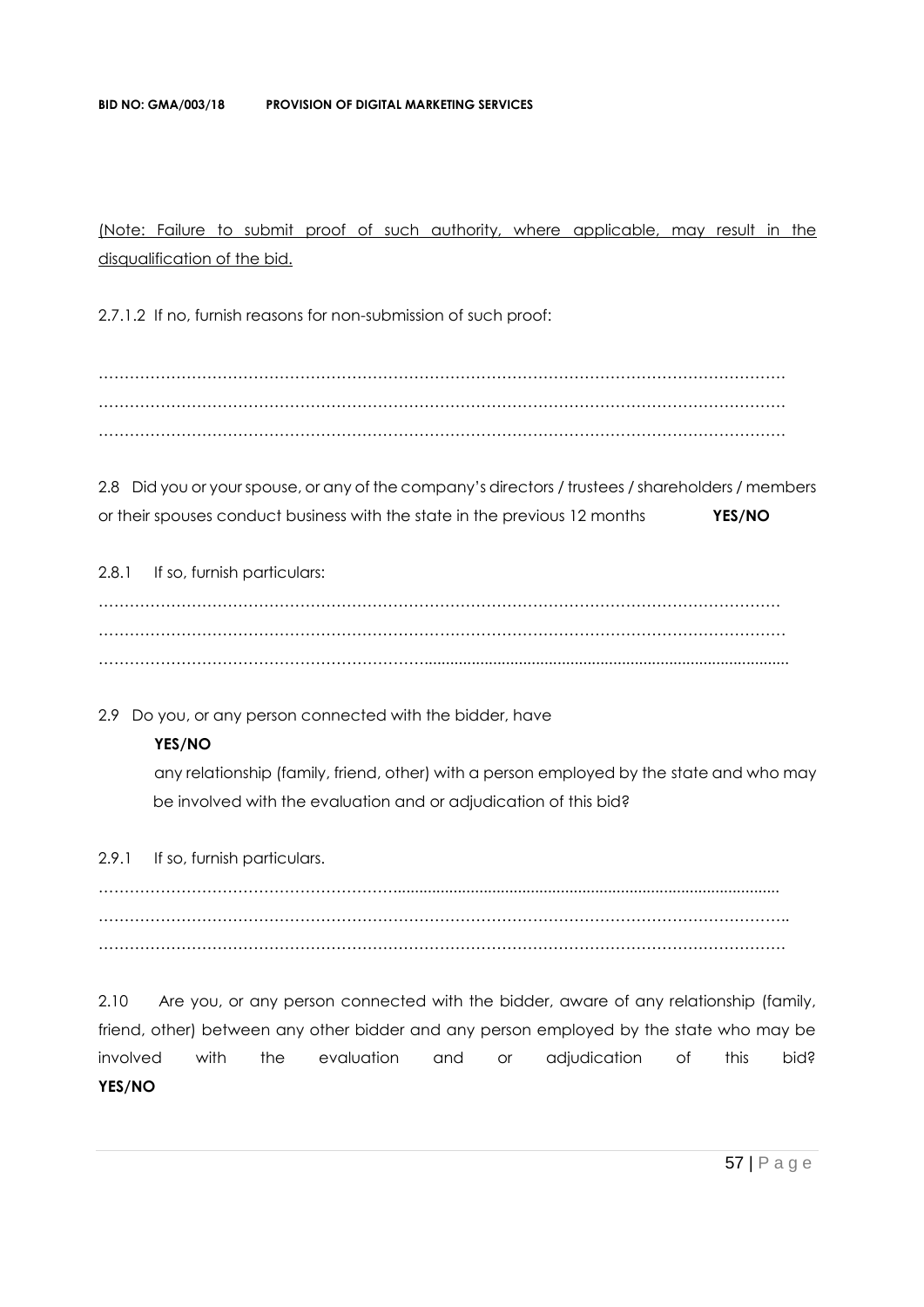(Note: Failure to submit proof of such authority, where applicable, may result in the disqualification of the bid.

2.7.1.2 If no, furnish reasons for non-submission of such proof:

……………………………………………………………………………………………………………………
……………………………………………………………………………………………………………………
……………………………………………………………………………………………………………………

2.8 Did you or your spouse, or any of the company's directors / trustees / shareholders / members or their spouses conduct business with the state in the previous 12 months **YES/NO**

2.8.1 If so, furnish particulars:

……………………………………………………………………………………………………………………
……………………………………………………………………………………………………………………
……………………………………………………………………………………………………………………

2.9 Do you, or any person connected with the bidder, have **YES/NO** any relationship (family, friend, other) with a person employed by the state and who may be involved with the evaluation and or adjudication of this bid?

2.9.1 If so, furnish particulars.

……………………………………………………………………………………………………………………
……………………………………………………………………………………………………………………
……………………………………………………………………………………………………………………

2.10 Are you, or any person connected with the bidder, aware of any relationship (family, friend, other) between any other bidder and any person employed by the state who may be involved with the evaluation and or adjudication of this bid? **YES/NO**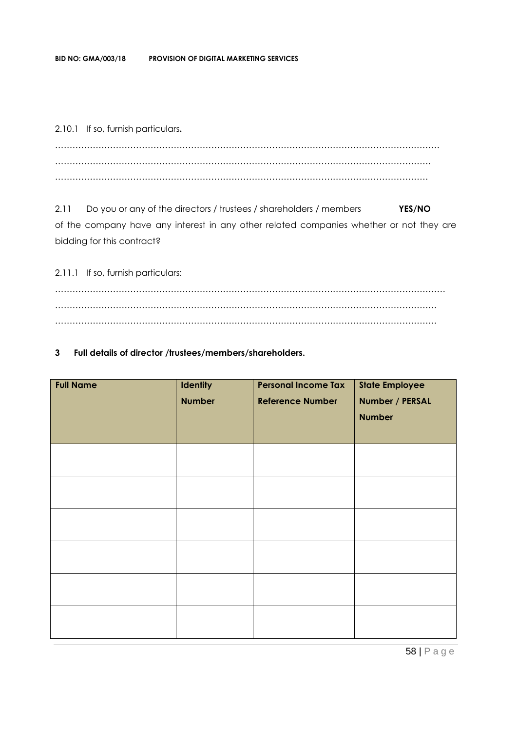2.10.1 If so, furnish particulars.

…………………………………………………………………………………………………………………………
…………………………………………………………………………………………………………………………
…………………………………………………………………………………………………………………………

2.11 Do you or any of the directors / trustees / shareholders / members **YES/NO** of the company have any interest in any other related companies whether or not they are bidding for this contract?

2.11.1 If so, furnish particulars:

…………………………………………………………………………………………………………………………
…………………………………………………………………………………………………………………………
…………………………………………………………………………………………………………………………

**3 Full details of director /trustees/members/shareholders.**

| Full Name | Identity Number | Personal Income Tax Reference Number | State Employee Number / PERSAL Number |
|---|---|---|---|
| | | | |
| | | | |
| | | | |
| | | | |
| | | | |
| | | | |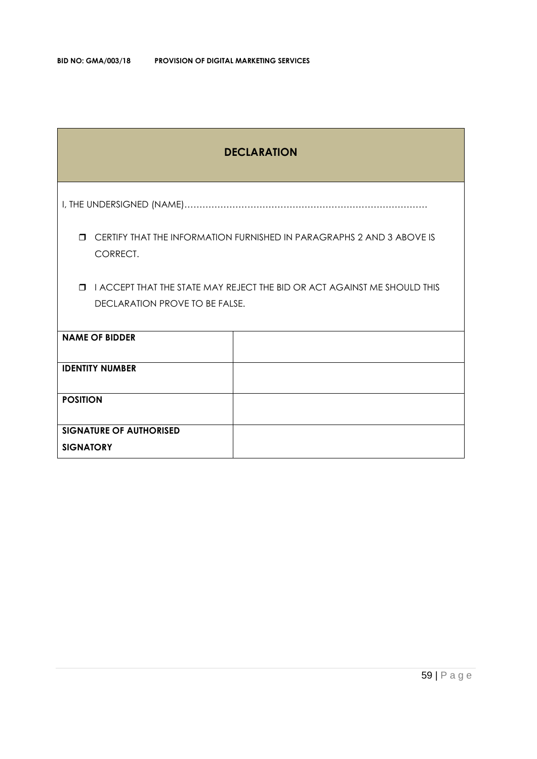## DECLARATION

I, THE UNDERSIGNED (NAME)……………………………………………………………………

- CERTIFY THAT THE INFORMATION FURNISHED IN PARAGRAPHS 2 AND 3 ABOVE IS CORRECT.
- I ACCEPT THAT THE STATE MAY REJECT THE BID OR ACT AGAINST ME SHOULD THIS DECLARATION PROVE TO BE FALSE.

| | |
|---|---|
| **NAME OF BIDDER** | |
| **IDENTITY NUMBER** | |
| **POSITION** | |
| **SIGNATURE OF AUTHORISED SIGNATORY** | |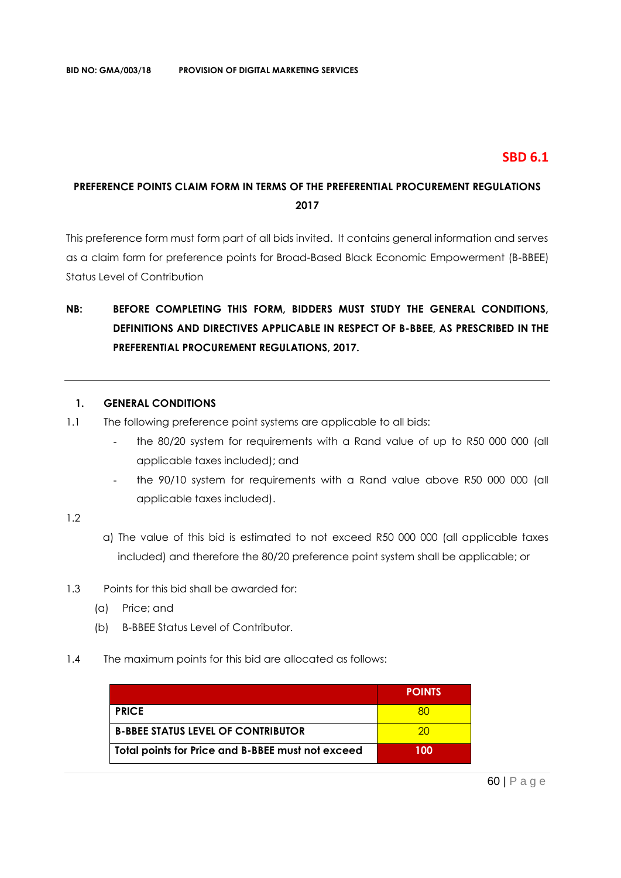**SBD 6.1**

## PREFERENCE POINTS CLAIM FORM IN TERMS OF THE PREFERENTIAL PROCUREMENT REGULATIONS 2017

This preference form must form part of all bids invited. It contains general information and serves as a claim form for preference points for Broad-Based Black Economic Empowerment (B-BBEE) Status Level of Contribution

**NB: BEFORE COMPLETING THIS FORM, BIDDERS MUST STUDY THE GENERAL CONDITIONS, DEFINITIONS AND DIRECTIVES APPLICABLE IN RESPECT OF B-BBEE, AS PRESCRIBED IN THE PREFERENTIAL PROCUREMENT REGULATIONS, 2017.**

---

### 1. GENERAL CONDITIONS

1.1 The following preference point systems are applicable to all bids:

- the 80/20 system for requirements with a Rand value of up to R50 000 000 (all applicable taxes included); and
- the 90/10 system for requirements with a Rand value above R50 000 000 (all applicable taxes included).

1.2

a) The value of this bid is estimated to not exceed R50 000 000 (all applicable taxes included) and therefore the 80/20 preference point system shall be applicable; or

1.3 Points for this bid shall be awarded for:

(a) Price; and

(b) B-BBEE Status Level of Contributor.

1.4 The maximum points for this bid are allocated as follows:

| | POINTS |
|---|---|
| **PRICE** | 80 |
| **B-BBEE STATUS LEVEL OF CONTRIBUTOR** | 20 |
| **Total points for Price and B-BBEE must not exceed** | **100** |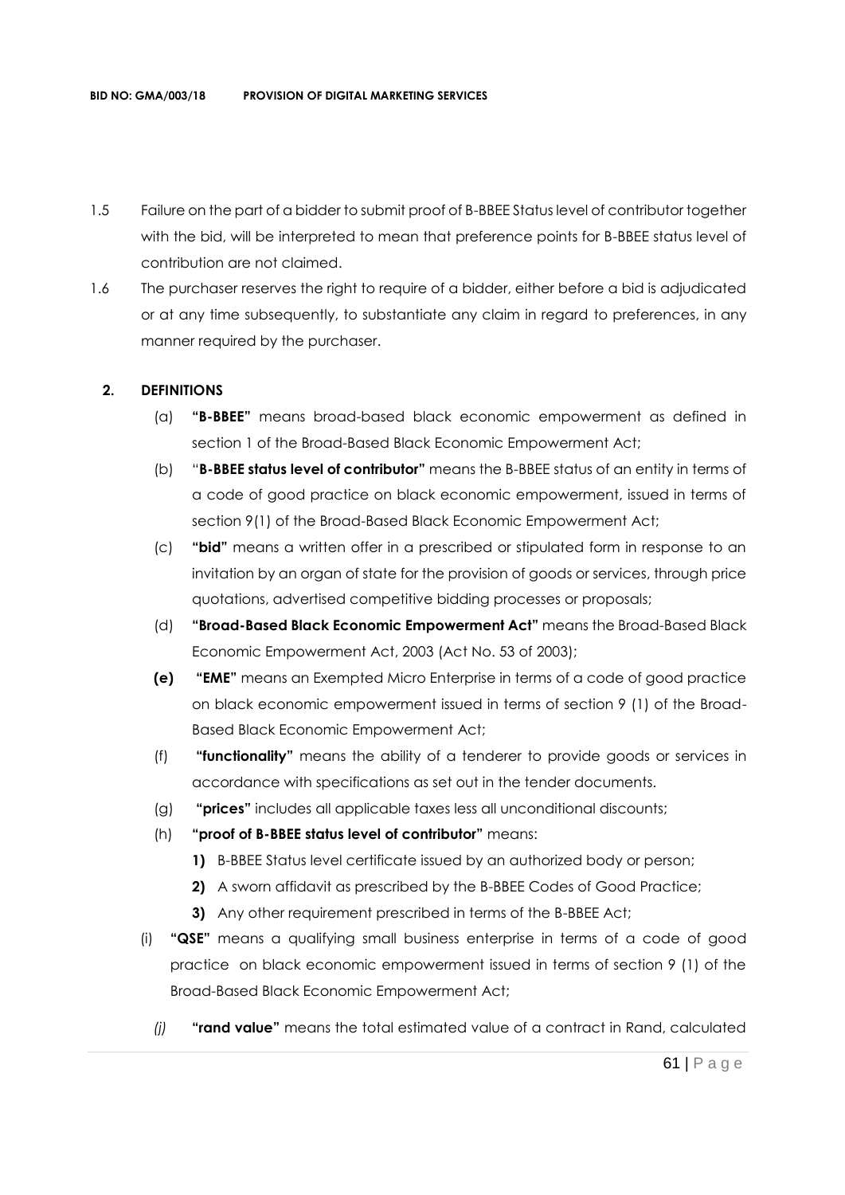1.5 Failure on the part of a bidder to submit proof of B-BBEE Status level of contributor together with the bid, will be interpreted to mean that preference points for B-BBEE status level of contribution are not claimed.

1.6 The purchaser reserves the right to require of a bidder, either before a bid is adjudicated or at any time subsequently, to substantiate any claim in regard to preferences, in any manner required by the purchaser.

**2. DEFINITIONS**

(a) **"B-BBEE"** means broad-based black economic empowerment as defined in section 1 of the Broad-Based Black Economic Empowerment Act;

(b) "**B-BBEE status level of contributor"** means the B-BBEE status of an entity in terms of a code of good practice on black economic empowerment, issued in terms of section 9(1) of the Broad-Based Black Economic Empowerment Act;

(c) **"bid"** means a written offer in a prescribed or stipulated form in response to an invitation by an organ of state for the provision of goods or services, through price quotations, advertised competitive bidding processes or proposals;

(d) **"Broad-Based Black Economic Empowerment Act"** means the Broad-Based Black Economic Empowerment Act, 2003 (Act No. 53 of 2003);

**(e)** **"EME"** means an Exempted Micro Enterprise in terms of a code of good practice on black economic empowerment issued in terms of section 9 (1) of the Broad-Based Black Economic Empowerment Act;

(f) **"functionality"** means the ability of a tenderer to provide goods or services in accordance with specifications as set out in the tender documents.

(g) **"prices"** includes all applicable taxes less all unconditional discounts;

(h) **"proof of B-BBEE status level of contributor"** means:

**1)** B-BBEE Status level certificate issued by an authorized body or person;

**2)** A sworn affidavit as prescribed by the B-BBEE Codes of Good Practice;

**3)** Any other requirement prescribed in terms of the B-BBEE Act;

(i) **"QSE"** means a qualifying small business enterprise in terms of a code of good practice on black economic empowerment issued in terms of section 9 (1) of the Broad-Based Black Economic Empowerment Act;

*(j)* **"rand value"** means the total estimated value of a contract in Rand, calculated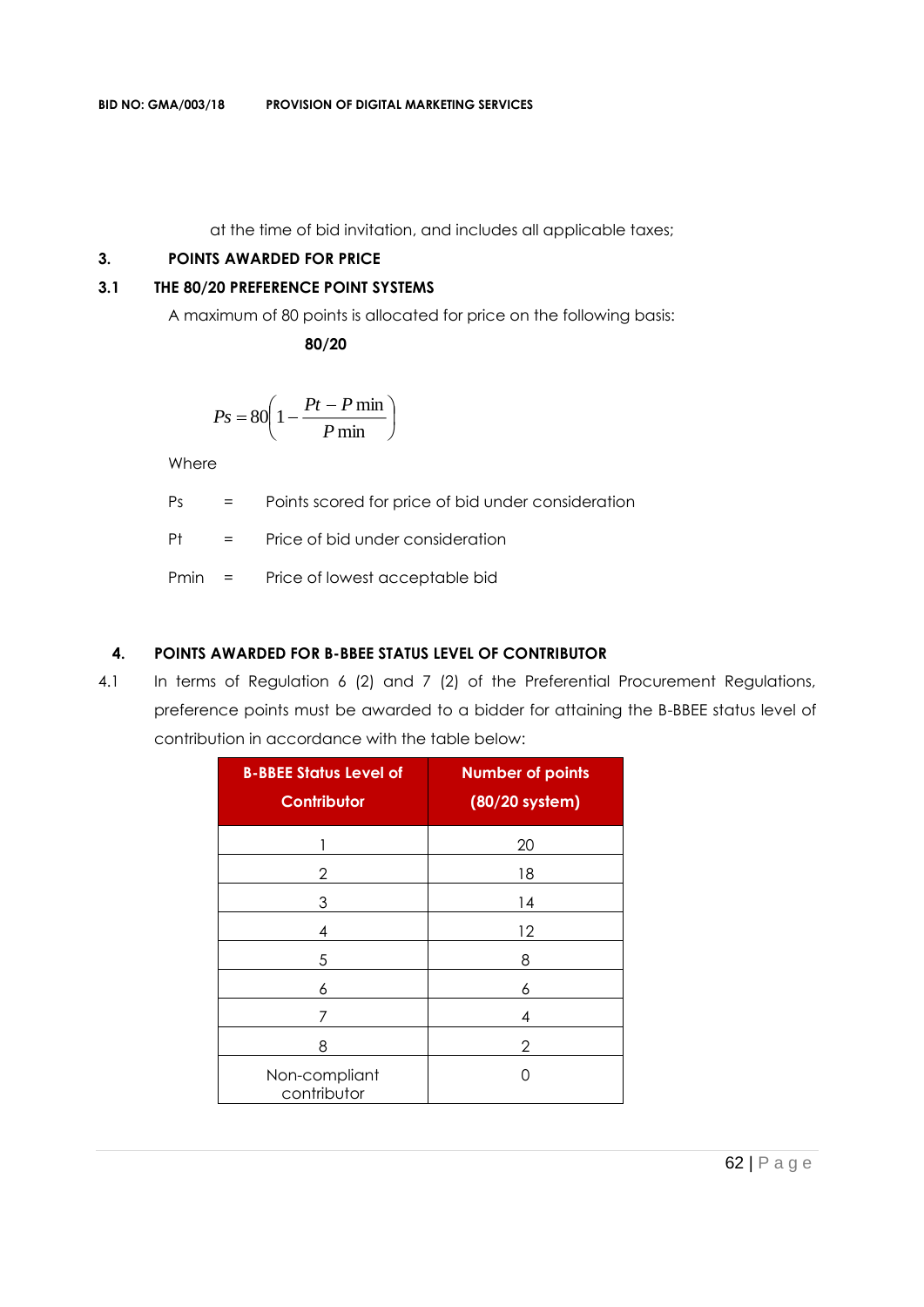at the time of bid invitation, and includes all applicable taxes;

## 3. POINTS AWARDED FOR PRICE

### 3.1 THE 80/20 PREFERENCE POINT SYSTEMS

A maximum of 80 points is allocated for price on the following basis:

**80/20**

$$Ps = 80\left(1 - \frac{Pt - P\min}{P\min}\right)$$

Where

Ps = Points scored for price of bid under consideration

Pt = Price of bid under consideration

Pmin = Price of lowest acceptable bid

## 4. POINTS AWARDED FOR B-BBEE STATUS LEVEL OF CONTRIBUTOR

4.1 In terms of Regulation 6 (2) and 7 (2) of the Preferential Procurement Regulations, preference points must be awarded to a bidder for attaining the B-BBEE status level of contribution in accordance with the table below:

| B-BBEE Status Level of Contributor | Number of points (80/20 system) |
|---|---|
| 1 | 20 |
| 2 | 18 |
| 3 | 14 |
| 4 | 12 |
| 5 | 8 |
| 6 | 6 |
| 7 | 4 |
| 8 | 2 |
| Non-compliant contributor | 0 |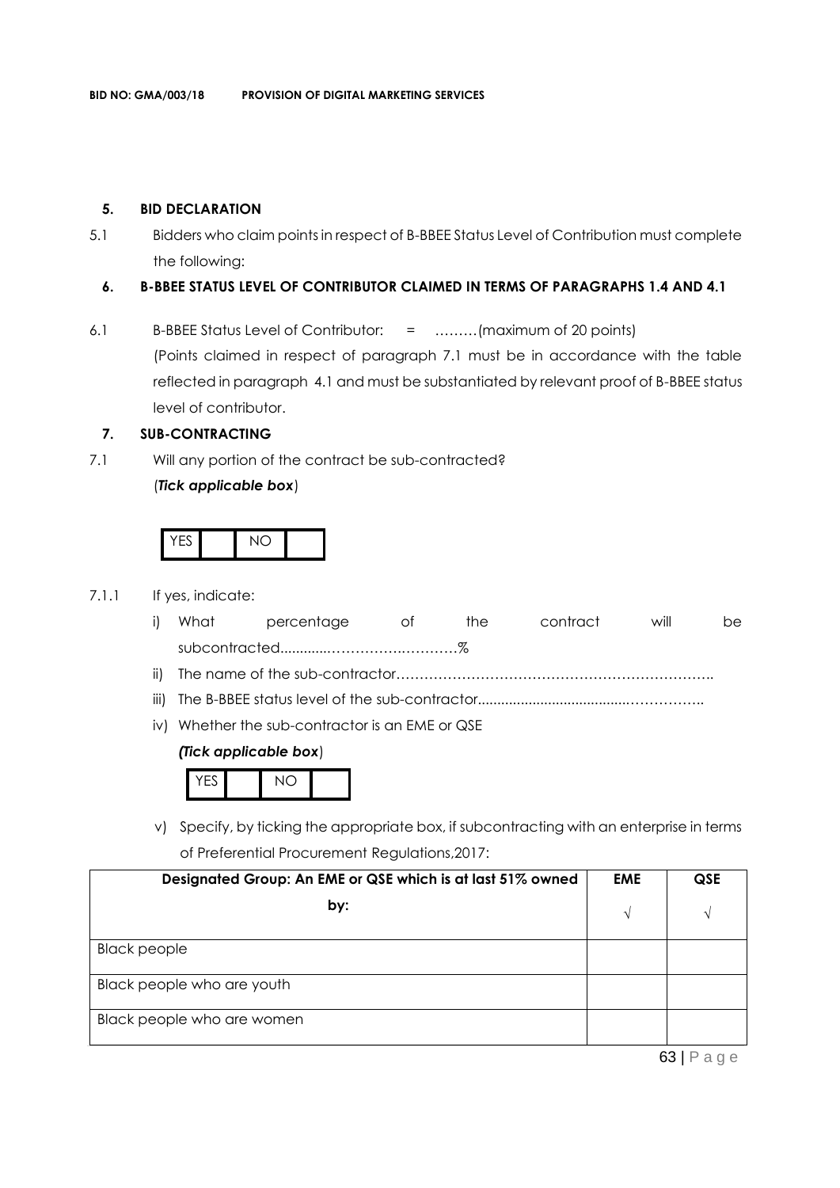## 5. BID DECLARATION

5.1 Bidders who claim points in respect of B-BBEE Status Level of Contribution must complete the following:

## 6. B-BBEE STATUS LEVEL OF CONTRIBUTOR CLAIMED IN TERMS OF PARAGRAPHS 1.4 AND 4.1

6.1 B-BBEE Status Level of Contributor: = ………(maximum of 20 points)

(Points claimed in respect of paragraph 7.1 must be in accordance with the table reflected in paragraph 4.1 and must be substantiated by relevant proof of B-BBEE status level of contributor.

## 7. SUB-CONTRACTING

7.1 Will any portion of the contract be sub-contracted?

(***Tick applicable box***)

| YES | | NO | |
|---|---|---|---|

7.1.1 If yes, indicate:

i) What percentage of the contract will be subcontracted............…………….…………%

ii) The name of the sub-contractor…………………………………………………………..

iii) The B-BBEE status level of the sub-contractor......................................……………..

iv) Whether the sub-contractor is an EME or QSE

***(Tick applicable box***)

| YES | | NO | |
|---|---|---|---|

v) Specify, by ticking the appropriate box, if subcontracting with an enterprise in terms of Preferential Procurement Regulations,2017:

| Designated Group: An EME or QSE which is at last 51% owned by: | EME √ | QSE √ |
|---|---|---|
| Black people | | |
| Black people who are youth | | |
| Black people who are women | | |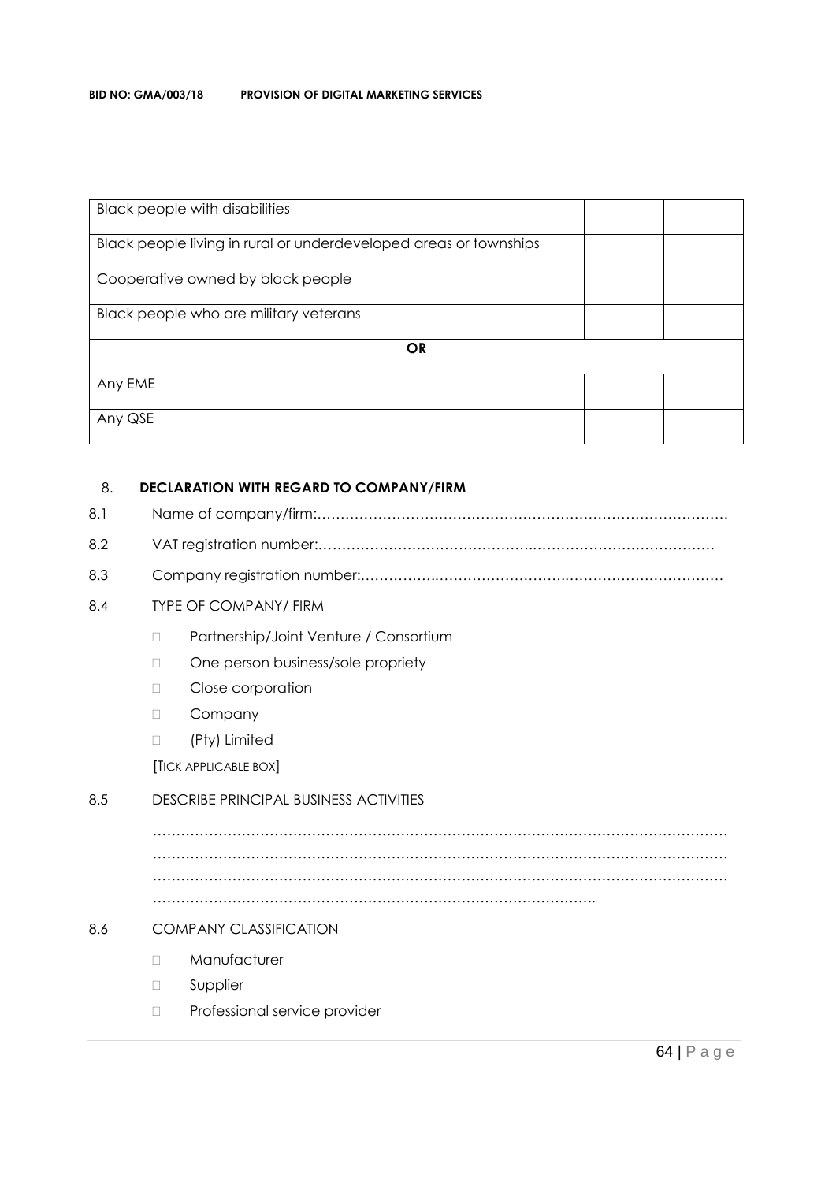| | | |
|---|---|---|
| Black people with disabilities | | |
| Black people living in rural or underdeveloped areas or townships | | |
| Cooperative owned by black people | | |
| Black people who are military veterans | | |
| **OR** | | |
| Any EME | | |
| Any QSE | | |

8. **DECLARATION WITH REGARD TO COMPANY/FIRM**

8.1 Name of company/firm:…………………………………………………………………………….

8.2 VAT registration number:……………………………………..……………………………….

8.3 Company registration number:…………….……………………….…………………………….

8.4 TYPE OF COMPANY/ FIRM

- Partnership/Joint Venture / Consortium
- One person business/sole propriety
- Close corporation
- Company
- (Pty) Limited

[TICK APPLICABLE BOX]

8.5 DESCRIBE PRINCIPAL BUSINESS ACTIVITIES

………………………………………………………………………………………………………………………………………………………………………………………………………………………………………………………………………………………………………………………………………………………………………………..

8.6 COMPANY CLASSIFICATION

- Manufacturer
- Supplier
- Professional service provider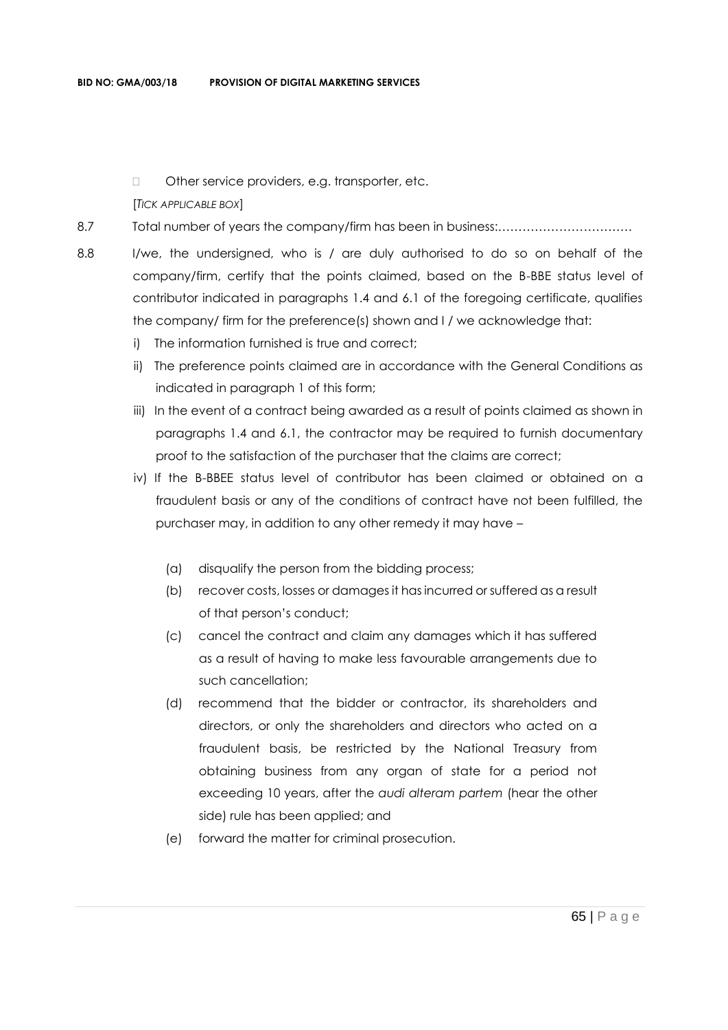- Other service providers, e.g. transporter, etc.

[*TICK APPLICABLE BOX*]

8.7 Total number of years the company/firm has been in business:……………………………

8.8 I/we, the undersigned, who is / are duly authorised to do so on behalf of the company/firm, certify that the points claimed, based on the B-BBE status level of contributor indicated in paragraphs 1.4 and 6.1 of the foregoing certificate, qualifies the company/ firm for the preference(s) shown and I / we acknowledge that:

i) The information furnished is true and correct;

ii) The preference points claimed are in accordance with the General Conditions as indicated in paragraph 1 of this form;

iii) In the event of a contract being awarded as a result of points claimed as shown in paragraphs 1.4 and 6.1, the contractor may be required to furnish documentary proof to the satisfaction of the purchaser that the claims are correct;

iv) If the B-BBEE status level of contributor has been claimed or obtained on a fraudulent basis or any of the conditions of contract have not been fulfilled, the purchaser may, in addition to any other remedy it may have –

(a) disqualify the person from the bidding process;

(b) recover costs, losses or damages it has incurred or suffered as a result of that person's conduct;

(c) cancel the contract and claim any damages which it has suffered as a result of having to make less favourable arrangements due to such cancellation;

(d) recommend that the bidder or contractor, its shareholders and directors, or only the shareholders and directors who acted on a fraudulent basis, be restricted by the National Treasury from obtaining business from any organ of state for a period not exceeding 10 years, after the *audi alteram partem* (hear the other side) rule has been applied; and

(e) forward the matter for criminal prosecution.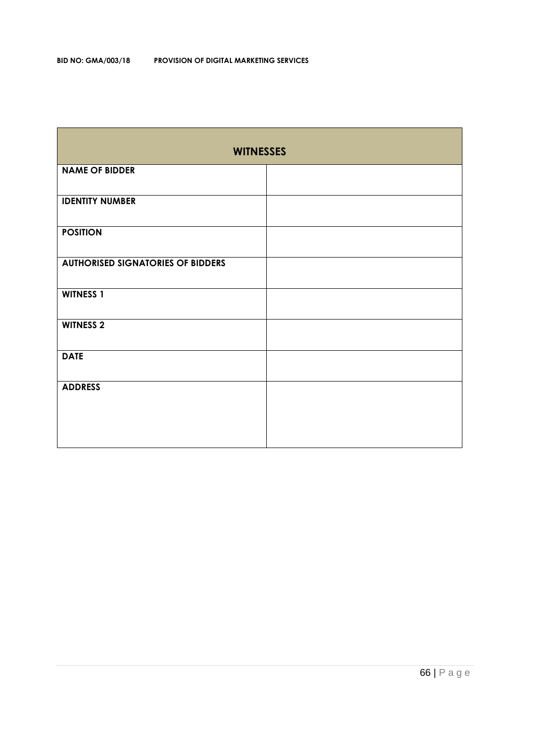| WITNESSES | |
|---|---|
| **NAME OF BIDDER** | |
| **IDENTITY NUMBER** | |
| **POSITION** | |
| **AUTHORISED SIGNATORIES OF BIDDERS** | |
| **WITNESS 1** | |
| **WITNESS 2** | |
| **DATE** | |
| **ADDRESS** | |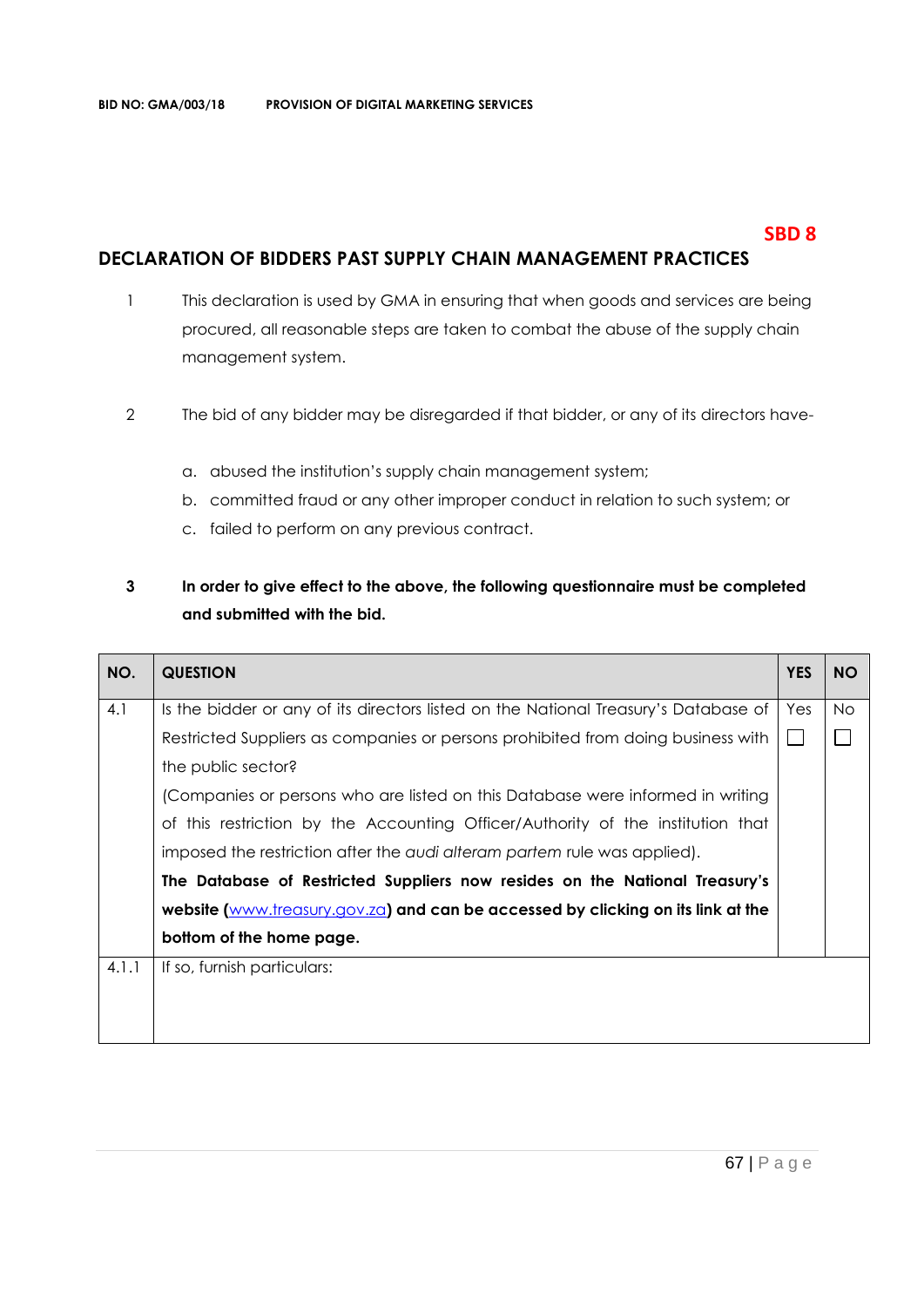**SBD 8**

## DECLARATION OF BIDDERS PAST SUPPLY CHAIN MANAGEMENT PRACTICES

1. This declaration is used by GMA in ensuring that when goods and services are being procured, all reasonable steps are taken to combat the abuse of the supply chain management system.

2. The bid of any bidder may be disregarded if that bidder, or any of its directors have-

   a. abused the institution's supply chain management system;
   b. committed fraud or any other improper conduct in relation to such system; or
   c. failed to perform on any previous contract.

3. **In order to give effect to the above, the following questionnaire must be completed and submitted with the bid.**

| NO. | QUESTION | YES | NO |
|---|---|---|---|
| 4.1 | Is the bidder or any of its directors listed on the National Treasury's Database of Restricted Suppliers as companies or persons prohibited from doing business with the public sector? (Companies or persons who are listed on this Database were informed in writing of this restriction by the Accounting Officer/Authority of the institution that imposed the restriction after the *audi alteram partem* rule was applied). **The Database of Restricted Suppliers now resides on the National Treasury's website (www.treasury.gov.za) and can be accessed by clicking on its link at the bottom of the home page.** | Yes ☐ | No ☐ |
| 4.1.1 | If so, furnish particulars: | | |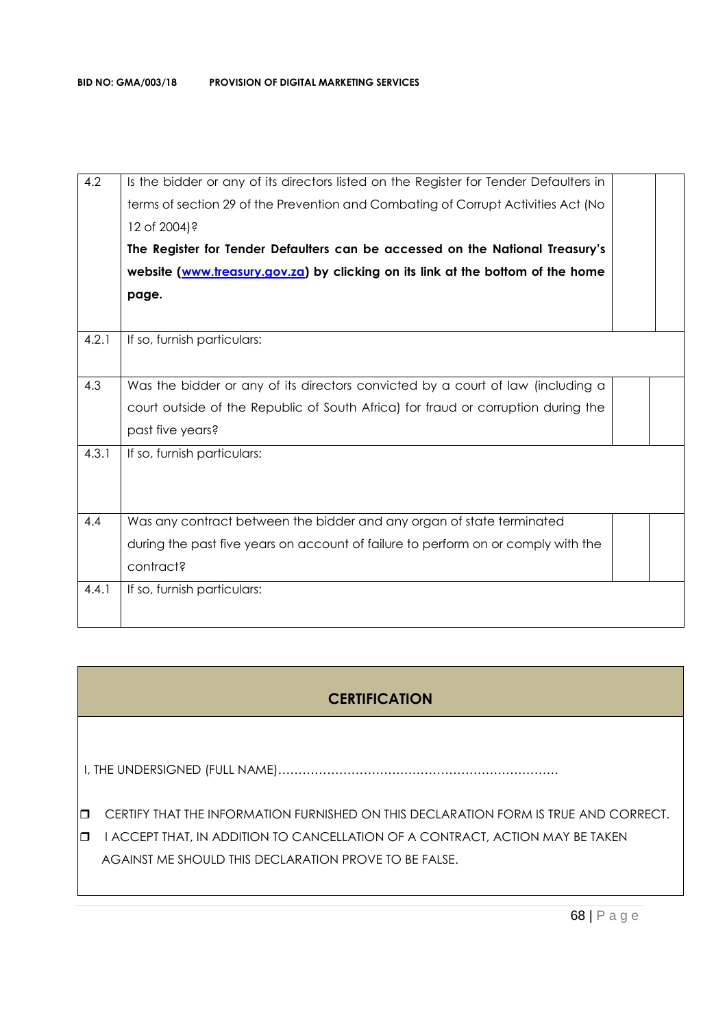| | | | |
|---|---|---|---|
| 4.2 | Is the bidder or any of its directors listed on the Register for Tender Defaulters in terms of section 29 of the Prevention and Combating of Corrupt Activities Act (No 12 of 2004)? **The Register for Tender Defaulters can be accessed on the National Treasury's website ([www.treasury.gov.za](http://www.treasury.gov.za)) by clicking on its link at the bottom of the home page.** | | |
| 4.2.1 | If so, furnish particulars: | | |
| 4.3 | Was the bidder or any of its directors convicted by a court of law (including a court outside of the Republic of South Africa) for fraud or corruption during the past five years? | | |
| 4.3.1 | If so, furnish particulars: | | |
| 4.4 | Was any contract between the bidder and any organ of state terminated during the past five years on account of failure to perform on or comply with the contract? | | |
| 4.4.1 | If so, furnish particulars: | | |

## CERTIFICATION

I, THE UNDERSIGNED (FULL NAME)……………………………………………………………

- ❒ CERTIFY THAT THE INFORMATION FURNISHED ON THIS DECLARATION FORM IS TRUE AND CORRECT.
- ❒ I ACCEPT THAT, IN ADDITION TO CANCELLATION OF A CONTRACT, ACTION MAY BE TAKEN AGAINST ME SHOULD THIS DECLARATION PROVE TO BE FALSE.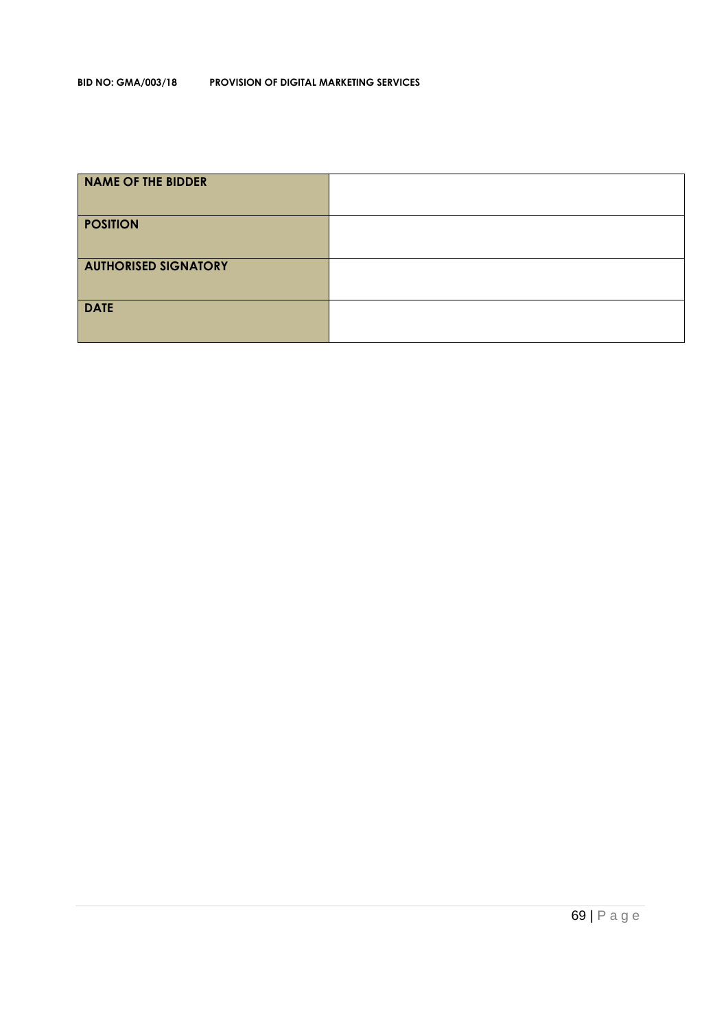| NAME OF THE BIDDER | |
|---|---|
| POSITION | |
| AUTHORISED SIGNATORY | |
| DATE | |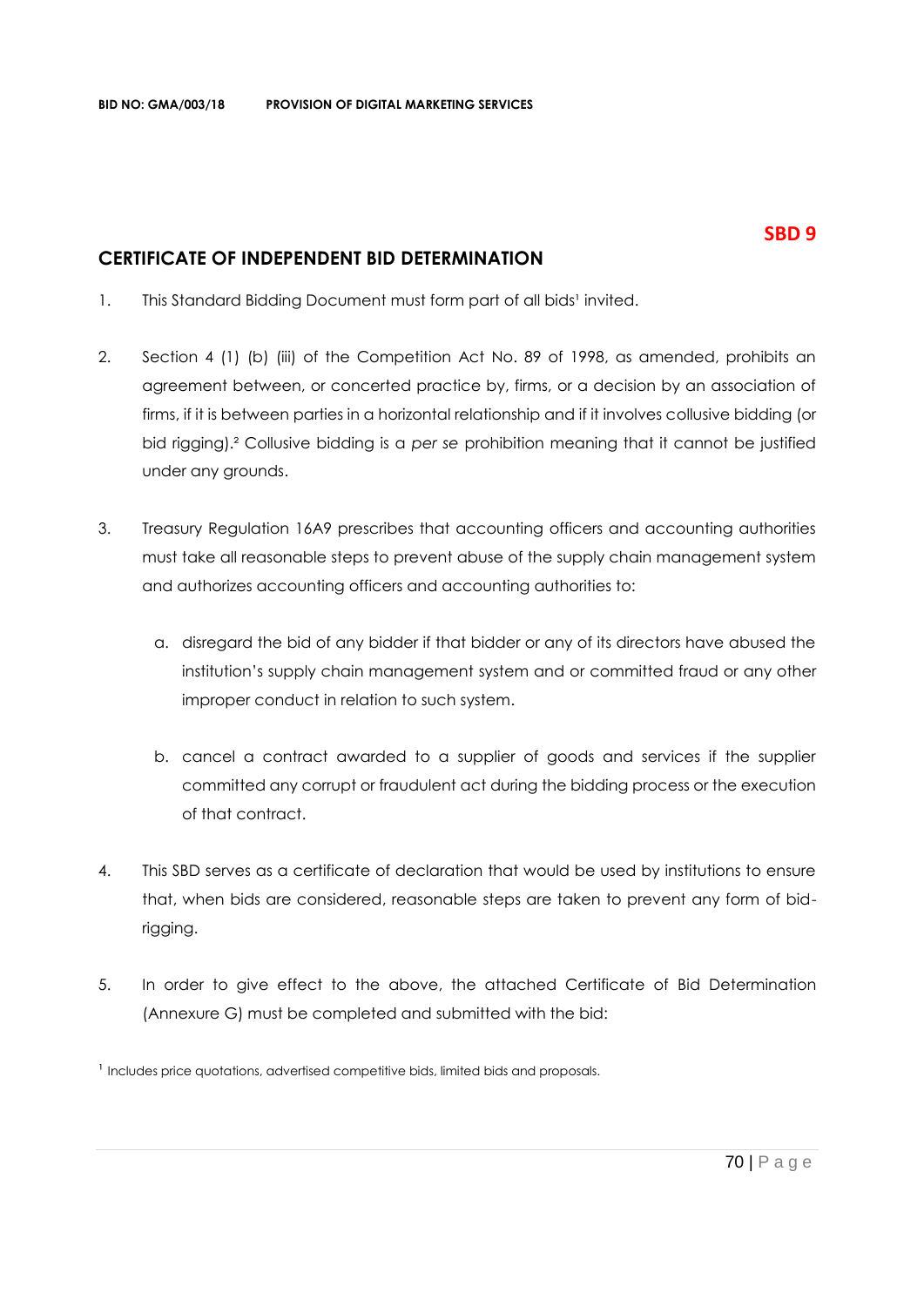**BID NO: GMA/003/18 PROVISION OF DIGITAL MARKETING SERVICES**

**SBD 9**

## CERTIFICATE OF INDEPENDENT BID DETERMINATION

1. This Standard Bidding Document must form part of all bids[1] invited.

2. Section 4 (1) (b) (iii) of the Competition Act No. 89 of 1998, as amended, prohibits an agreement between, or concerted practice by, firms, or a decision by an association of firms, if it is between parties in a horizontal relationship and if it involves collusive bidding (or bid rigging).[2] Collusive bidding is a *per se* prohibition meaning that it cannot be justified under any grounds.

3. Treasury Regulation 16A9 prescribes that accounting officers and accounting authorities must take all reasonable steps to prevent abuse of the supply chain management system and authorizes accounting officers and accounting authorities to:

   a. disregard the bid of any bidder if that bidder or any of its directors have abused the institution's supply chain management system and or committed fraud or any other improper conduct in relation to such system.

   b. cancel a contract awarded to a supplier of goods and services if the supplier committed any corrupt or fraudulent act during the bidding process or the execution of that contract.

4. This SBD serves as a certificate of declaration that would be used by institutions to ensure that, when bids are considered, reasonable steps are taken to prevent any form of bid-rigging.

5. In order to give effect to the above, the attached Certificate of Bid Determination (Annexure G) must be completed and submitted with the bid:

[1] Includes price quotations, advertised competitive bids, limited bids and proposals.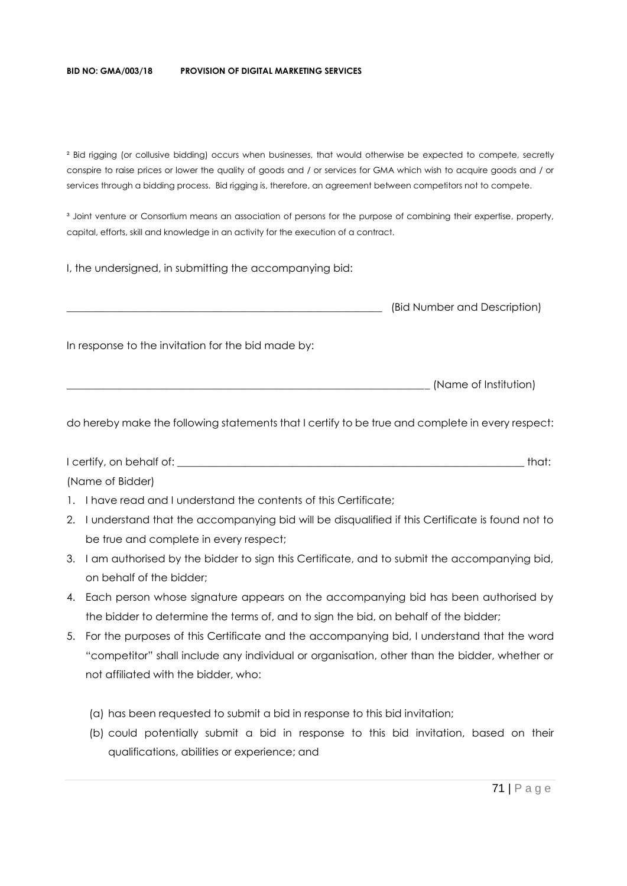[2] Bid rigging (or collusive bidding) occurs when businesses, that would otherwise be expected to compete, secretly conspire to raise prices or lower the quality of goods and / or services for GMA which wish to acquire goods and / or services through a bidding process. Bid rigging is, therefore, an agreement between competitors not to compete.

[3] Joint venture or Consortium means an association of persons for the purpose of combining their expertise, property, capital, efforts, skill and knowledge in an activity for the execution of a contract.

I, the undersigned, in submitting the accompanying bid:

_____________________________________________________________ (Bid Number and Description)

In response to the invitation for the bid made by:

______________________________________________________________________ (Name of Institution)

do hereby make the following statements that I certify to be true and complete in every respect:

I certify, on behalf of: _________________________________________________________________ that:
(Name of Bidder)

1. I have read and I understand the contents of this Certificate;
2. I understand that the accompanying bid will be disqualified if this Certificate is found not to be true and complete in every respect;
3. I am authorised by the bidder to sign this Certificate, and to submit the accompanying bid, on behalf of the bidder;
4. Each person whose signature appears on the accompanying bid has been authorised by the bidder to determine the terms of, and to sign the bid, on behalf of the bidder;
5. For the purposes of this Certificate and the accompanying bid, I understand that the word "competitor" shall include any individual or organisation, other than the bidder, whether or not affiliated with the bidder, who:

   (a) has been requested to submit a bid in response to this bid invitation;
   (b) could potentially submit a bid in response to this bid invitation, based on their qualifications, abilities or experience; and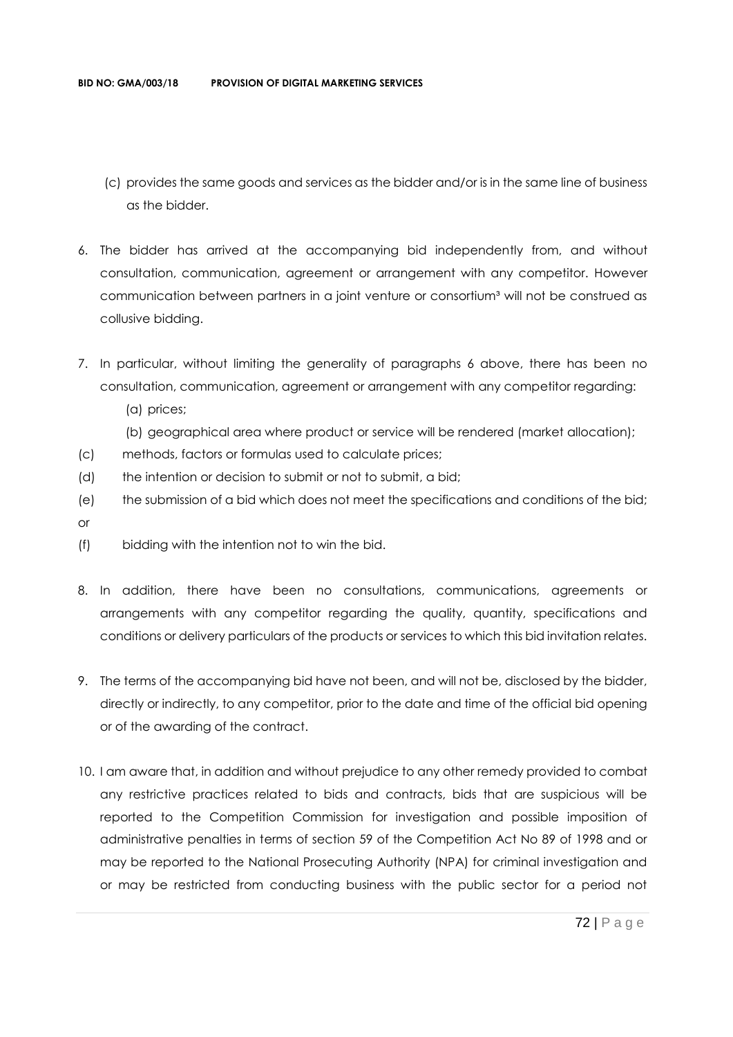(c) provides the same goods and services as the bidder and/or is in the same line of business as the bidder.

6. The bidder has arrived at the accompanying bid independently from, and without consultation, communication, agreement or arrangement with any competitor. However communication between partners in a joint venture or consortium[3] will not be construed as collusive bidding.

7. In particular, without limiting the generality of paragraphs 6 above, there has been no consultation, communication, agreement or arrangement with any competitor regarding:
   (a) prices;
   (b) geographical area where product or service will be rendered (market allocation);
   (c) methods, factors or formulas used to calculate prices;
   (d) the intention or decision to submit or not to submit, a bid;
   (e) the submission of a bid which does not meet the specifications and conditions of the bid; or
   (f) bidding with the intention not to win the bid.

8. In addition, there have been no consultations, communications, agreements or arrangements with any competitor regarding the quality, quantity, specifications and conditions or delivery particulars of the products or services to which this bid invitation relates.

9. The terms of the accompanying bid have not been, and will not be, disclosed by the bidder, directly or indirectly, to any competitor, prior to the date and time of the official bid opening or of the awarding of the contract.

10. I am aware that, in addition and without prejudice to any other remedy provided to combat any restrictive practices related to bids and contracts, bids that are suspicious will be reported to the Competition Commission for investigation and possible imposition of administrative penalties in terms of section 59 of the Competition Act No 89 of 1998 and or may be reported to the National Prosecuting Authority (NPA) for criminal investigation and or may be restricted from conducting business with the public sector for a period not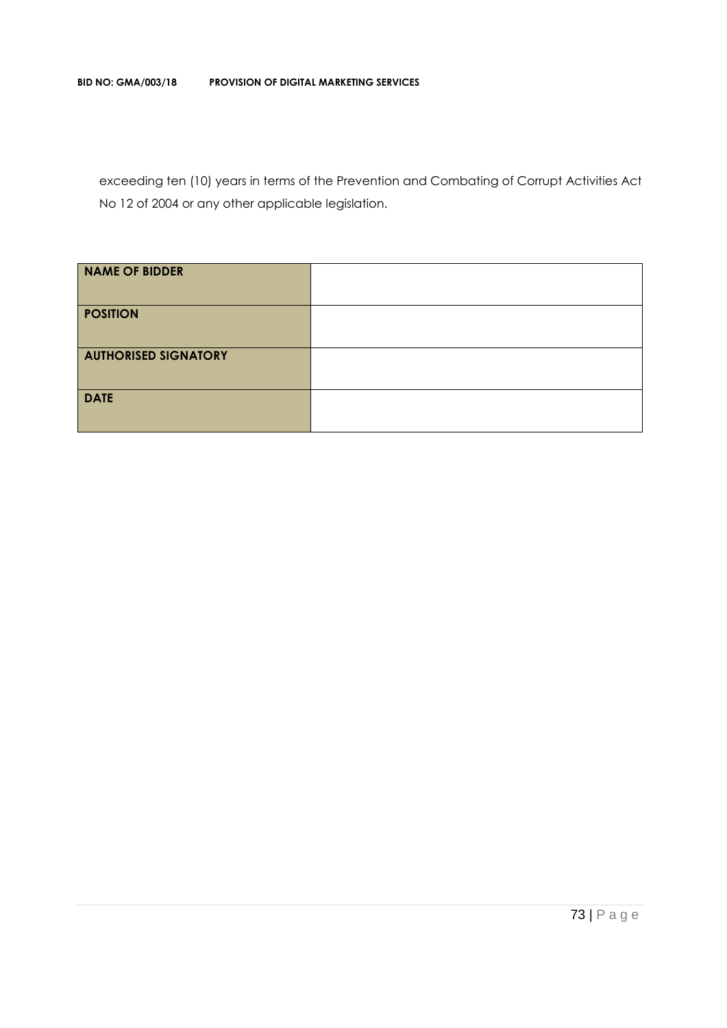exceeding ten (10) years in terms of the Prevention and Combating of Corrupt Activities Act No 12 of 2004 or any other applicable legislation.

| **NAME OF BIDDER** | |
|---|---|
| **POSITION** | |
| **AUTHORISED SIGNATORY** | |
| **DATE** | |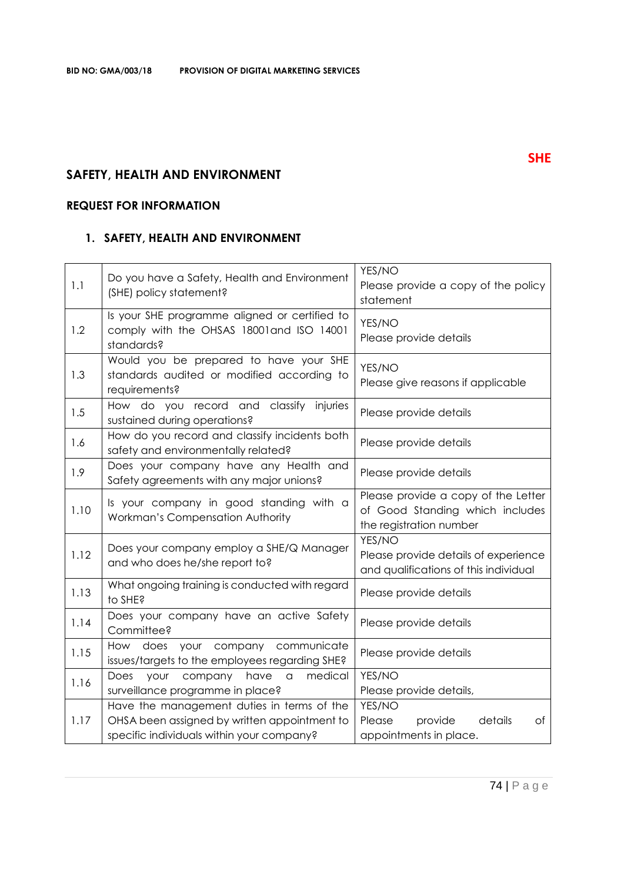**SHE**

## SAFETY, HEALTH AND ENVIRONMENT

### REQUEST FOR INFORMATION

### 1. SAFETY, HEALTH AND ENVIRONMENT

| | | |
|---|---|---|
| 1.1 | Do you have a Safety, Health and Environment (SHE) policy statement? | YES/NO<br>Please provide a copy of the policy statement |
| 1.2 | Is your SHE programme aligned or certified to comply with the OHSAS 18001and ISO 14001 standards? | YES/NO<br>Please provide details |
| 1.3 | Would you be prepared to have your SHE standards audited or modified according to requirements? | YES/NO<br>Please give reasons if applicable |
| 1.5 | How do you record and classify injuries sustained during operations? | Please provide details |
| 1.6 | How do you record and classify incidents both safety and environmentally related? | Please provide details |
| 1.9 | Does your company have any Health and Safety agreements with any major unions? | Please provide details |
| 1.10 | Is your company in good standing with a Workman's Compensation Authority | Please provide a copy of the Letter of Good Standing which includes the registration number |
| 1.12 | Does your company employ a SHE/Q Manager and who does he/she report to? | YES/NO<br>Please provide details of experience and qualifications of this individual |
| 1.13 | What ongoing training is conducted with regard to SHE? | Please provide details |
| 1.14 | Does your company have an active Safety Committee? | Please provide details |
| 1.15 | How does your company communicate issues/targets to the employees regarding SHE? | Please provide details |
| 1.16 | Does your company have a medical surveillance programme in place? | YES/NO<br>Please provide details, |
| 1.17 | Have the management duties in terms of the OHSA been assigned by written appointment to specific individuals within your company? | YES/NO<br>Please provide details of appointments in place. |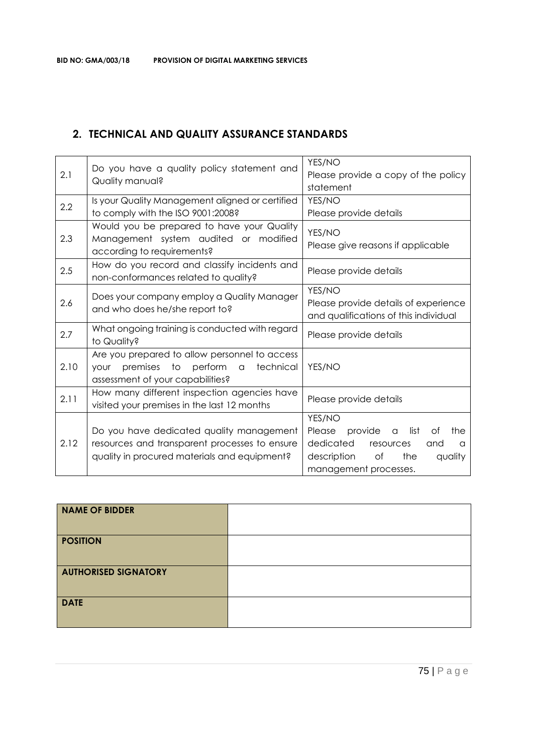## 2. TECHNICAL AND QUALITY ASSURANCE STANDARDS

| | | |
|---|---|---|
| 2.1 | Do you have a quality policy statement and Quality manual? | YES/NO<br>Please provide a copy of the policy statement |
| 2.2 | Is your Quality Management aligned or certified to comply with the ISO 9001:2008? | YES/NO<br>Please provide details |
| 2.3 | Would you be prepared to have your Quality Management system audited or modified according to requirements? | YES/NO<br>Please give reasons if applicable |
| 2.5 | How do you record and classify incidents and non-conformances related to quality? | Please provide details |
| 2.6 | Does your company employ a Quality Manager and who does he/she report to? | YES/NO<br>Please provide details of experience and qualifications of this individual |
| 2.7 | What ongoing training is conducted with regard to Quality? | Please provide details |
| 2.10 | Are you prepared to allow personnel to access your premises to perform a technical assessment of your capabilities? | YES/NO |
| 2.11 | How many different inspection agencies have visited your premises in the last 12 months | Please provide details |
| 2.12 | Do you have dedicated quality management resources and transparent processes to ensure quality in procured materials and equipment? | YES/NO<br>Please provide a list of the dedicated resources and a description of the quality management processes. |

| | |
|---|---|
| **NAME OF BIDDER** | |
| **POSITION** | |
| **AUTHORISED SIGNATORY** | |
| **DATE** | |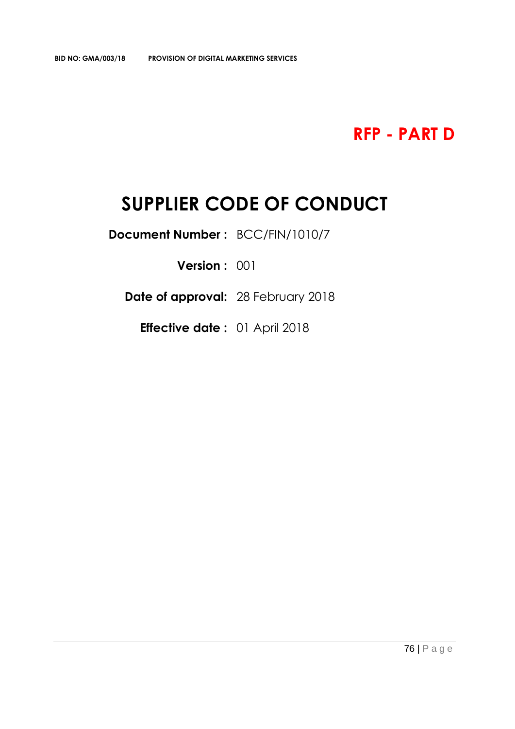# RFP - PART D

# SUPPLIER CODE OF CONDUCT

**Document Number :** BCC/FIN/1010/7

**Version :** 001

**Date of approval:** 28 February 2018

**Effective date :** 01 April 2018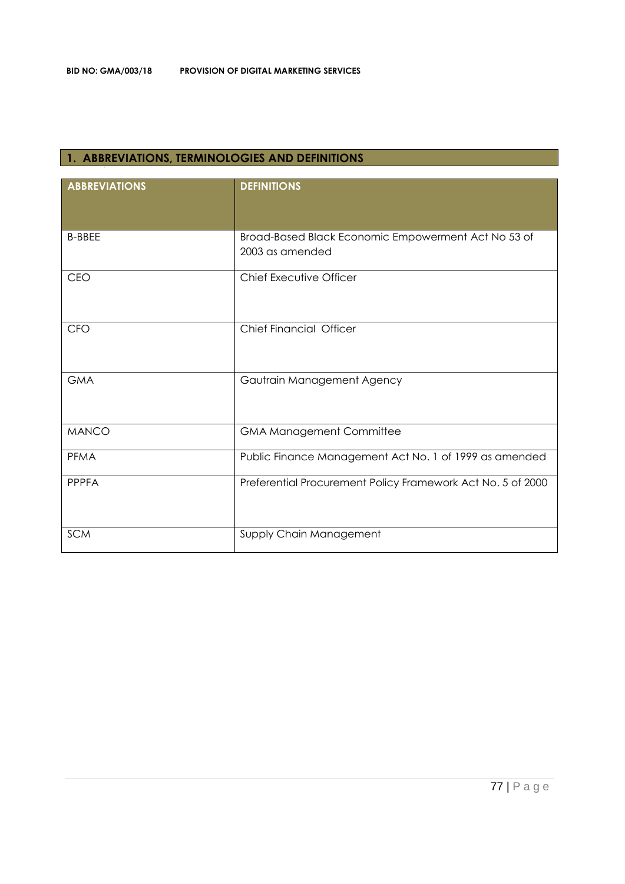## 1. ABBREVIATIONS, TERMINOLOGIES AND DEFINITIONS

| ABBREVIATIONS | DEFINITIONS |
| --- | --- |
| B-BBEE | Broad-Based Black Economic Empowerment Act No 53 of 2003 as amended |
| CEO | Chief Executive Officer |
| CFO | Chief Financial Officer |
| GMA | Gautrain Management Agency |
| MANCO | GMA Management Committee |
| PFMA | Public Finance Management Act No. 1 of 1999 as amended |
| PPPFA | Preferential Procurement Policy Framework Act No. 5 of 2000 |
| SCM | Supply Chain Management |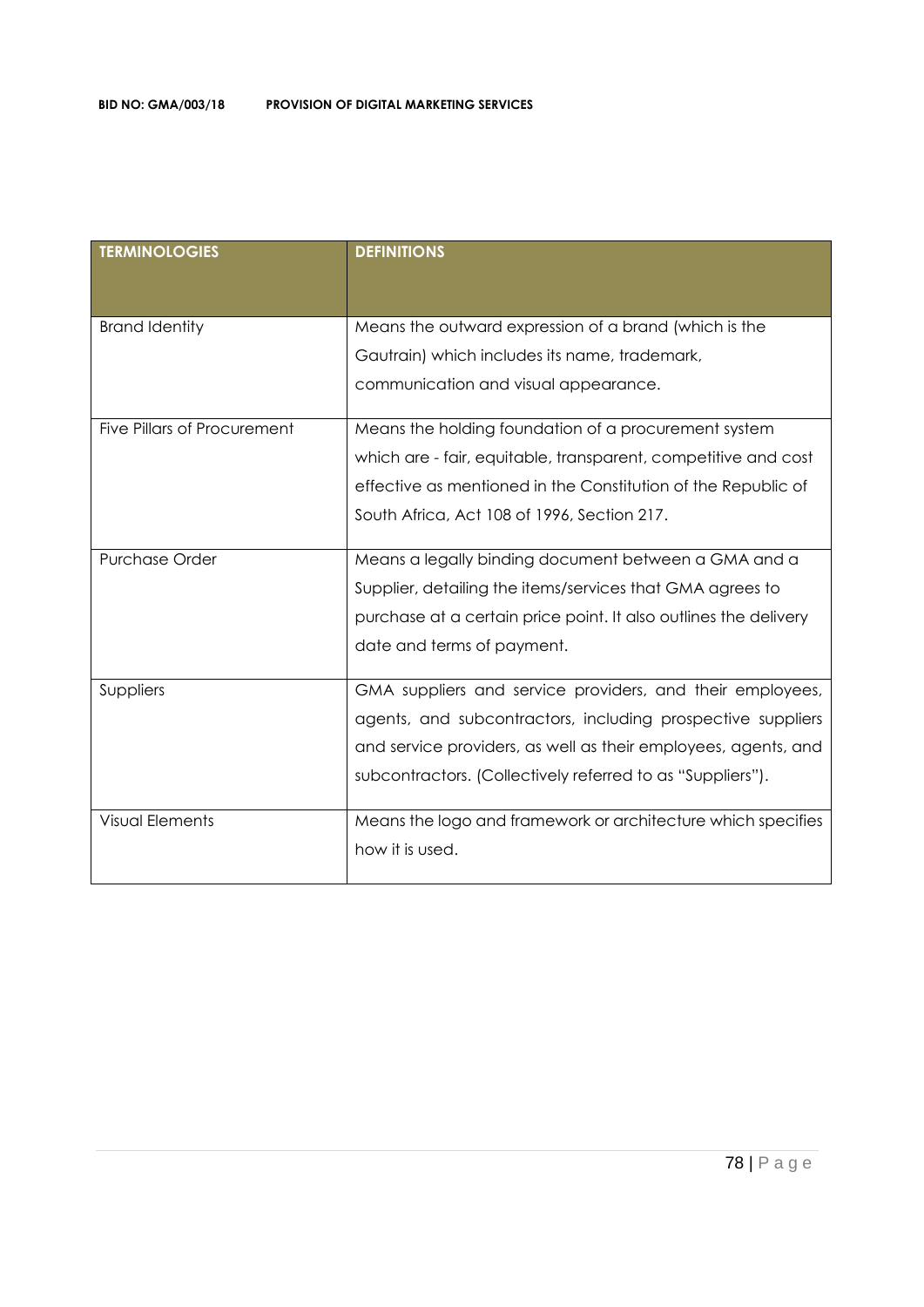| TERMINOLOGIES | DEFINITIONS |
| --- | --- |
| Brand Identity | Means the outward expression of a brand (which is the Gautrain) which includes its name, trademark, communication and visual appearance. |
| Five Pillars of Procurement | Means the holding foundation of a procurement system which are - fair, equitable, transparent, competitive and cost effective as mentioned in the Constitution of the Republic of South Africa, Act 108 of 1996, Section 217. |
| Purchase Order | Means a legally binding document between a GMA and a Supplier, detailing the items/services that GMA agrees to purchase at a certain price point. It also outlines the delivery date and terms of payment. |
| Suppliers | GMA suppliers and service providers, and their employees, agents, and subcontractors, including prospective suppliers and service providers, as well as their employees, agents, and subcontractors. (Collectively referred to as "Suppliers"). |
| Visual Elements | Means the logo and framework or architecture which specifies how it is used. |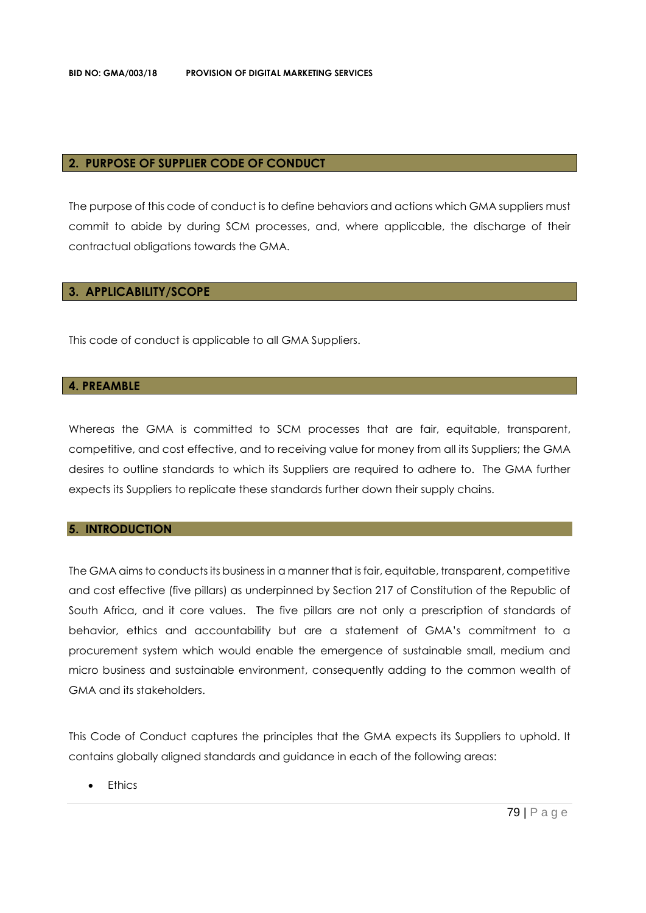## 2. PURPOSE OF SUPPLIER CODE OF CONDUCT

The purpose of this code of conduct is to define behaviors and actions which GMA suppliers must commit to abide by during SCM processes, and, where applicable, the discharge of their contractual obligations towards the GMA.

## 3. APPLICABILITY/SCOPE

This code of conduct is applicable to all GMA Suppliers.

## 4. PREAMBLE

Whereas the GMA is committed to SCM processes that are fair, equitable, transparent, competitive, and cost effective, and to receiving value for money from all its Suppliers; the GMA desires to outline standards to which its Suppliers are required to adhere to. The GMA further expects its Suppliers to replicate these standards further down their supply chains.

## 5. INTRODUCTION

The GMA aims to conducts its business in a manner that is fair, equitable, transparent, competitive and cost effective (five pillars) as underpinned by Section 217 of Constitution of the Republic of South Africa, and it core values. The five pillars are not only a prescription of standards of behavior, ethics and accountability but are a statement of GMA's commitment to a procurement system which would enable the emergence of sustainable small, medium and micro business and sustainable environment, consequently adding to the common wealth of GMA and its stakeholders.

This Code of Conduct captures the principles that the GMA expects its Suppliers to uphold. It contains globally aligned standards and guidance in each of the following areas:

- Ethics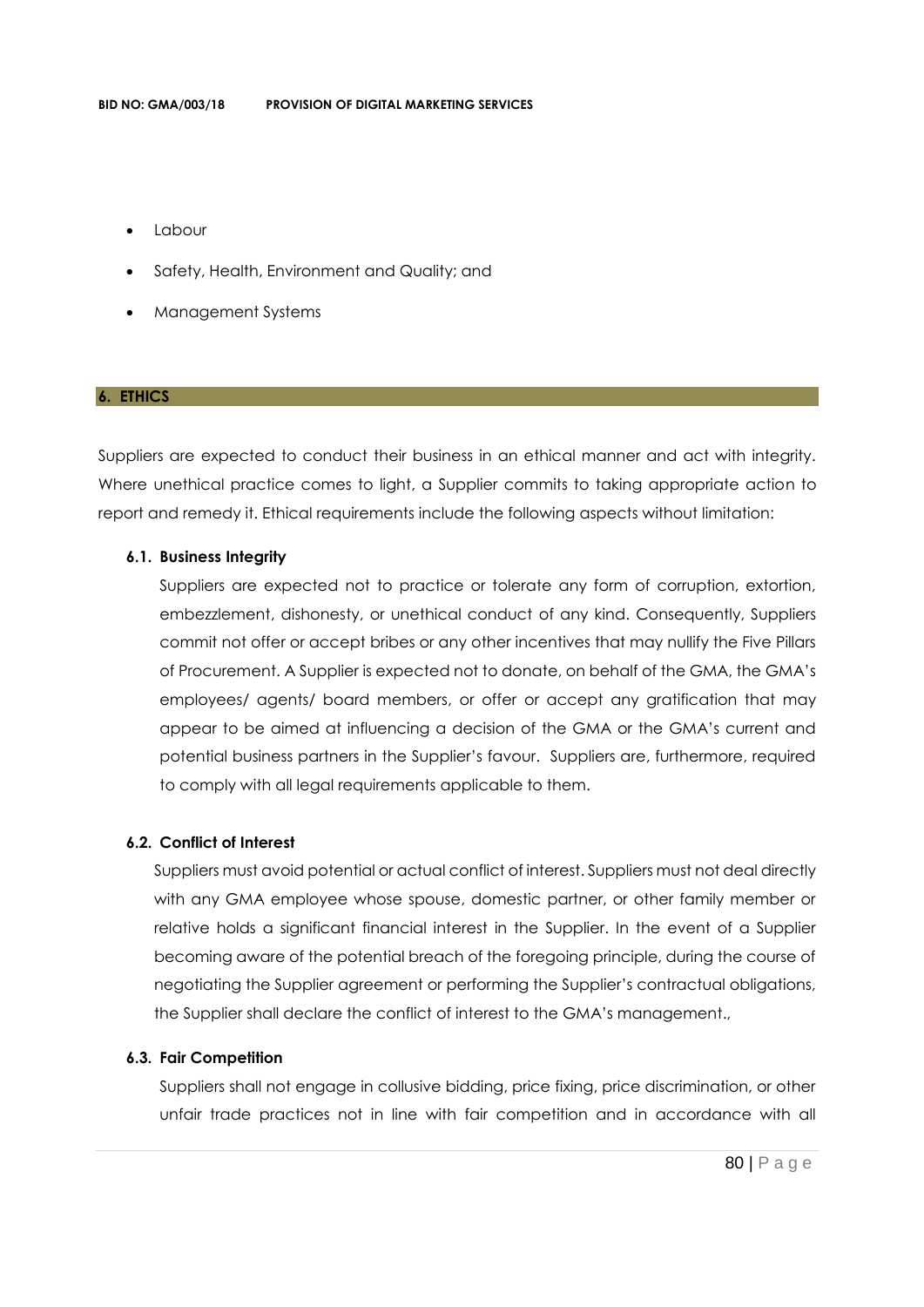- Labour
- Safety, Health, Environment and Quality; and
- Management Systems

## 6. ETHICS

Suppliers are expected to conduct their business in an ethical manner and act with integrity. Where unethical practice comes to light, a Supplier commits to taking appropriate action to report and remedy it. Ethical requirements include the following aspects without limitation:

### 6.1. Business Integrity

Suppliers are expected not to practice or tolerate any form of corruption, extortion, embezzlement, dishonesty, or unethical conduct of any kind. Consequently, Suppliers commit not offer or accept bribes or any other incentives that may nullify the Five Pillars of Procurement. A Supplier is expected not to donate, on behalf of the GMA, the GMA's employees/ agents/ board members, or offer or accept any gratification that may appear to be aimed at influencing a decision of the GMA or the GMA's current and potential business partners in the Supplier's favour. Suppliers are, furthermore, required to comply with all legal requirements applicable to them.

### 6.2. Conflict of Interest

Suppliers must avoid potential or actual conflict of interest. Suppliers must not deal directly with any GMA employee whose spouse, domestic partner, or other family member or relative holds a significant financial interest in the Supplier. In the event of a Supplier becoming aware of the potential breach of the foregoing principle, during the course of negotiating the Supplier agreement or performing the Supplier's contractual obligations, the Supplier shall declare the conflict of interest to the GMA's management.,

### 6.3. Fair Competition

Suppliers shall not engage in collusive bidding, price fixing, price discrimination, or other unfair trade practices not in line with fair competition and in accordance with all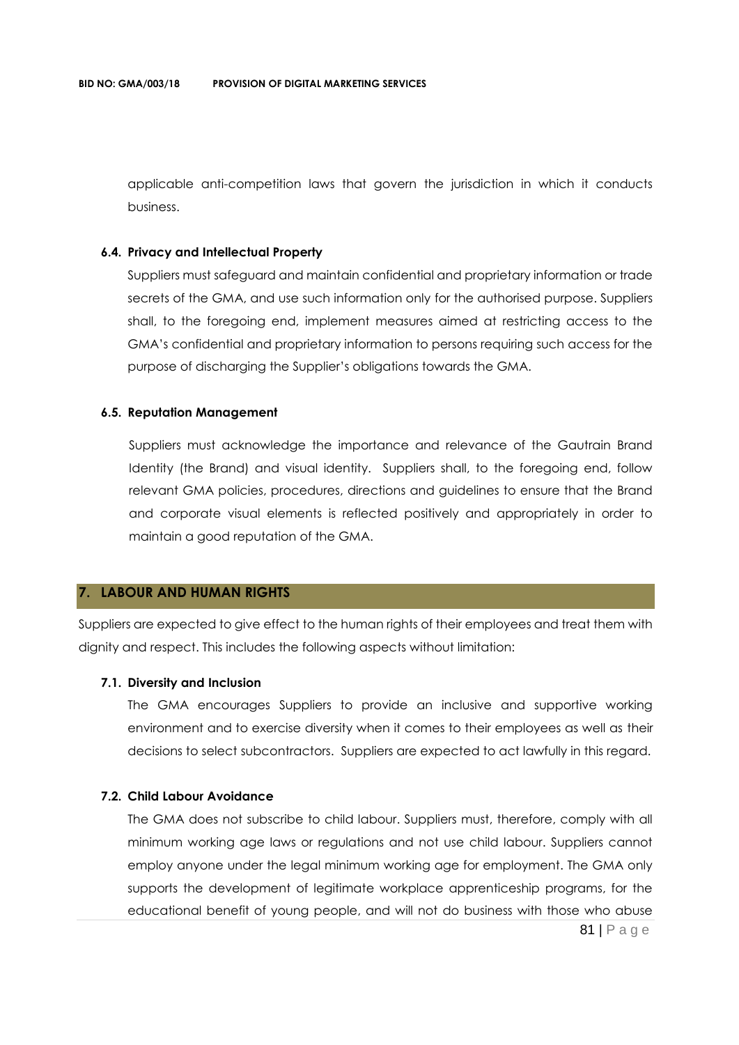applicable anti-competition laws that govern the jurisdiction in which it conducts business.

### 6.4. Privacy and Intellectual Property

Suppliers must safeguard and maintain confidential and proprietary information or trade secrets of the GMA, and use such information only for the authorised purpose. Suppliers shall, to the foregoing end, implement measures aimed at restricting access to the GMA's confidential and proprietary information to persons requiring such access for the purpose of discharging the Supplier's obligations towards the GMA.

### 6.5. Reputation Management

Suppliers must acknowledge the importance and relevance of the Gautrain Brand Identity (the Brand) and visual identity. Suppliers shall, to the foregoing end, follow relevant GMA policies, procedures, directions and guidelines to ensure that the Brand and corporate visual elements is reflected positively and appropriately in order to maintain a good reputation of the GMA.

## 7. LABOUR AND HUMAN RIGHTS

Suppliers are expected to give effect to the human rights of their employees and treat them with dignity and respect. This includes the following aspects without limitation:

### 7.1. Diversity and Inclusion

The GMA encourages Suppliers to provide an inclusive and supportive working environment and to exercise diversity when it comes to their employees as well as their decisions to select subcontractors. Suppliers are expected to act lawfully in this regard.

### 7.2. Child Labour Avoidance

The GMA does not subscribe to child labour. Suppliers must, therefore, comply with all minimum working age laws or regulations and not use child labour. Suppliers cannot employ anyone under the legal minimum working age for employment. The GMA only supports the development of legitimate workplace apprenticeship programs, for the educational benefit of young people, and will not do business with those who abuse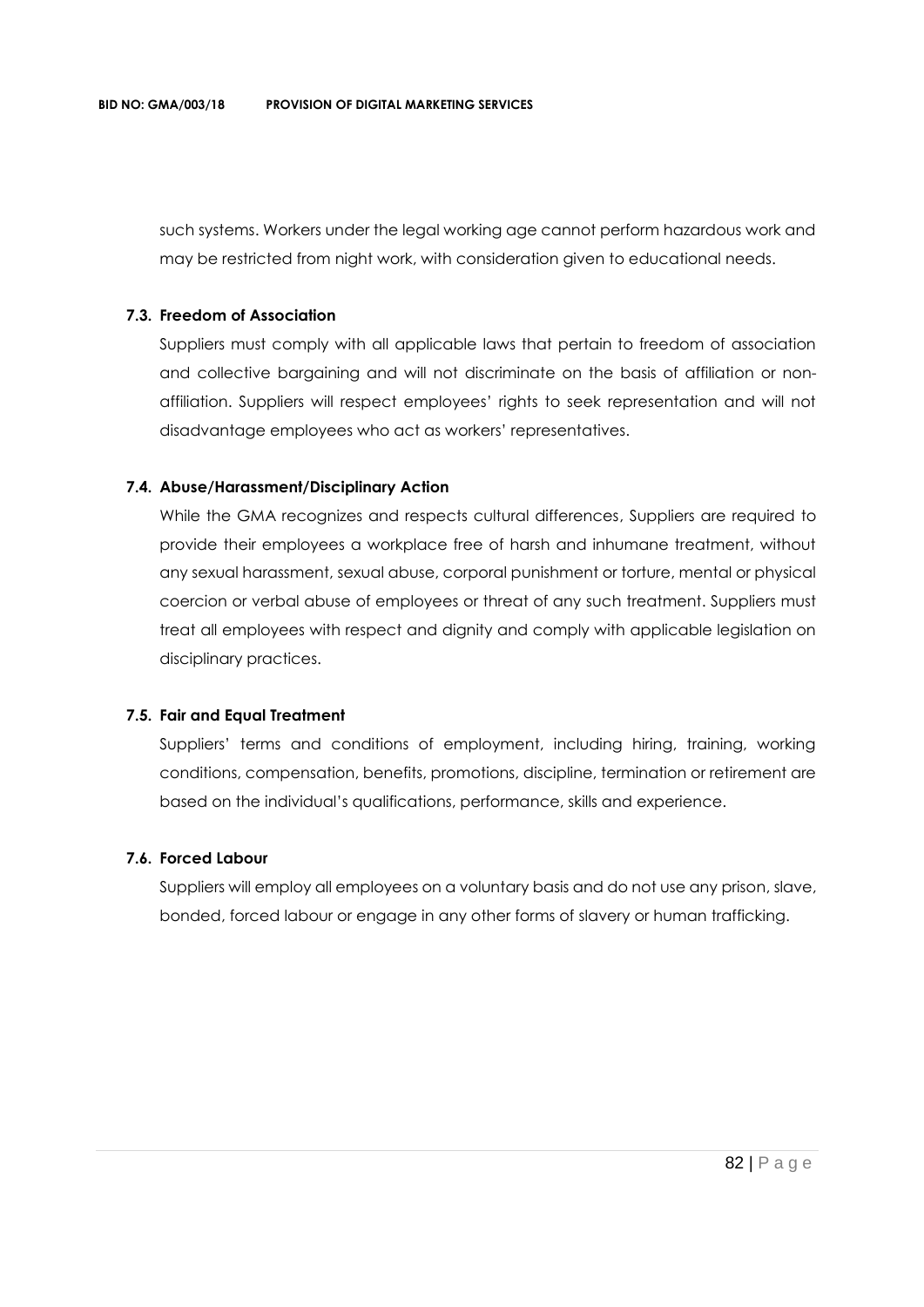such systems. Workers under the legal working age cannot perform hazardous work and may be restricted from night work, with consideration given to educational needs.

**7.3. Freedom of Association**

Suppliers must comply with all applicable laws that pertain to freedom of association and collective bargaining and will not discriminate on the basis of affiliation or non-affiliation. Suppliers will respect employees' rights to seek representation and will not disadvantage employees who act as workers' representatives.

**7.4. Abuse/Harassment/Disciplinary Action**

While the GMA recognizes and respects cultural differences, Suppliers are required to provide their employees a workplace free of harsh and inhumane treatment, without any sexual harassment, sexual abuse, corporal punishment or torture, mental or physical coercion or verbal abuse of employees or threat of any such treatment. Suppliers must treat all employees with respect and dignity and comply with applicable legislation on disciplinary practices.

**7.5. Fair and Equal Treatment**

Suppliers' terms and conditions of employment, including hiring, training, working conditions, compensation, benefits, promotions, discipline, termination or retirement are based on the individual's qualifications, performance, skills and experience.

**7.6. Forced Labour**

Suppliers will employ all employees on a voluntary basis and do not use any prison, slave, bonded, forced labour or engage in any other forms of slavery or human trafficking.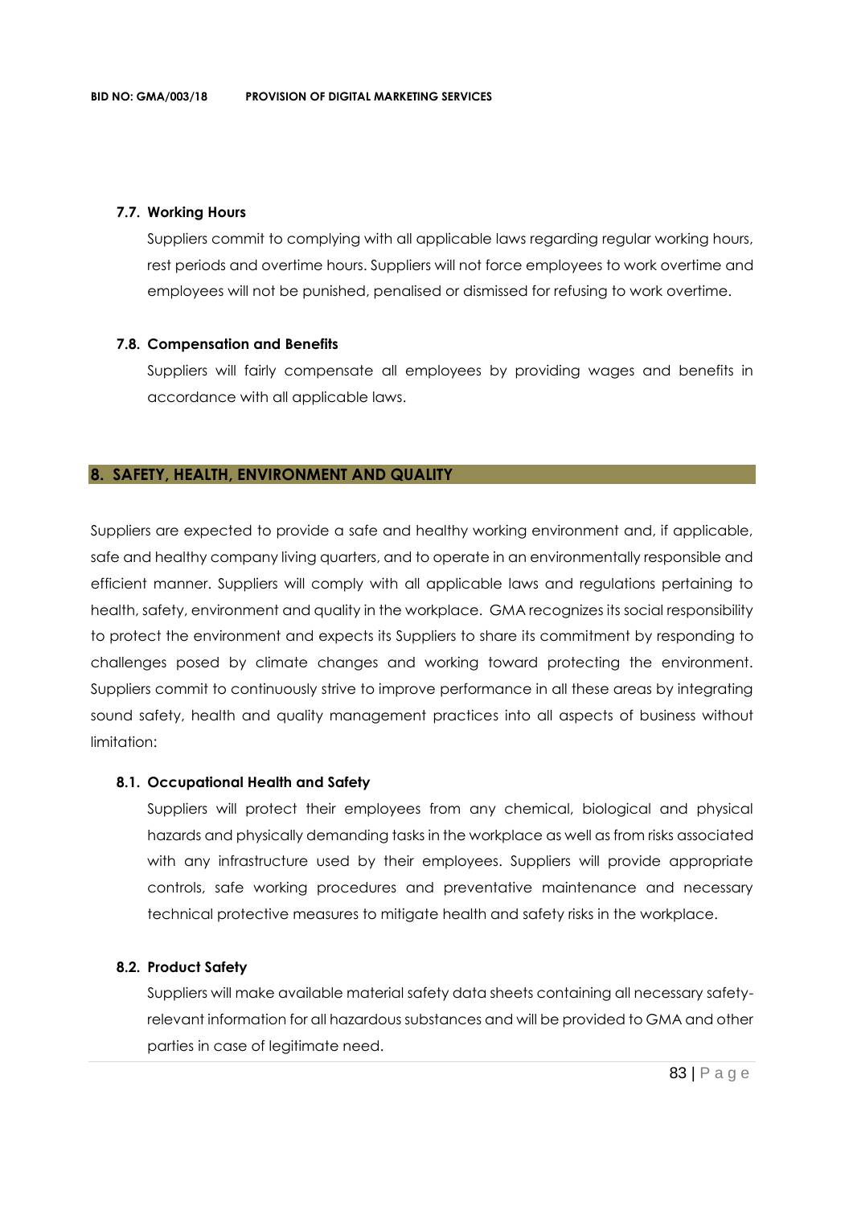### 7.7. Working Hours

Suppliers commit to complying with all applicable laws regarding regular working hours, rest periods and overtime hours. Suppliers will not force employees to work overtime and employees will not be punished, penalised or dismissed for refusing to work overtime.

### 7.8. Compensation and Benefits

Suppliers will fairly compensate all employees by providing wages and benefits in accordance with all applicable laws.

## 8. SAFETY, HEALTH, ENVIRONMENT AND QUALITY

Suppliers are expected to provide a safe and healthy working environment and, if applicable, safe and healthy company living quarters, and to operate in an environmentally responsible and efficient manner. Suppliers will comply with all applicable laws and regulations pertaining to health, safety, environment and quality in the workplace. GMA recognizes its social responsibility to protect the environment and expects its Suppliers to share its commitment by responding to challenges posed by climate changes and working toward protecting the environment. Suppliers commit to continuously strive to improve performance in all these areas by integrating sound safety, health and quality management practices into all aspects of business without limitation:

### 8.1. Occupational Health and Safety

Suppliers will protect their employees from any chemical, biological and physical hazards and physically demanding tasks in the workplace as well as from risks associated with any infrastructure used by their employees. Suppliers will provide appropriate controls, safe working procedures and preventative maintenance and necessary technical protective measures to mitigate health and safety risks in the workplace.

### 8.2. Product Safety

Suppliers will make available material safety data sheets containing all necessary safety-relevant information for all hazardous substances and will be provided to GMA and other parties in case of legitimate need.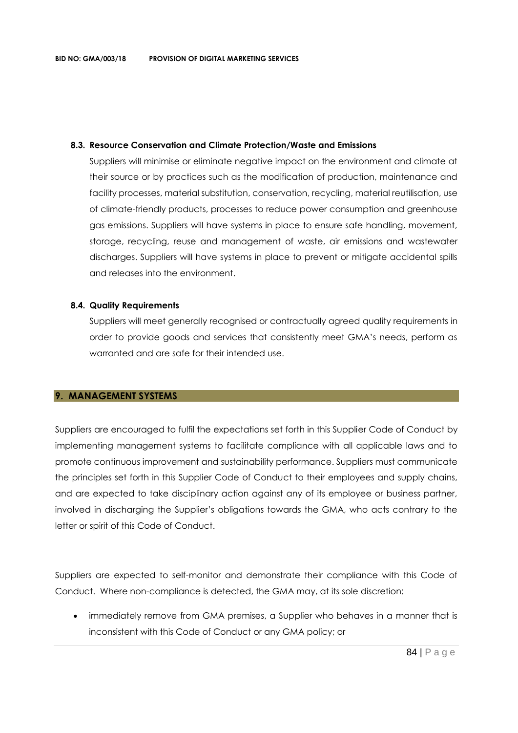#### 8.3. Resource Conservation and Climate Protection/Waste and Emissions

Suppliers will minimise or eliminate negative impact on the environment and climate at their source or by practices such as the modification of production, maintenance and facility processes, material substitution, conservation, recycling, material reutilisation, use of climate-friendly products, processes to reduce power consumption and greenhouse gas emissions. Suppliers will have systems in place to ensure safe handling, movement, storage, recycling, reuse and management of waste, air emissions and wastewater discharges. Suppliers will have systems in place to prevent or mitigate accidental spills and releases into the environment.

#### 8.4. Quality Requirements

Suppliers will meet generally recognised or contractually agreed quality requirements in order to provide goods and services that consistently meet GMA's needs, perform as warranted and are safe for their intended use.

## 9. MANAGEMENT SYSTEMS

Suppliers are encouraged to fulfil the expectations set forth in this Supplier Code of Conduct by implementing management systems to facilitate compliance with all applicable laws and to promote continuous improvement and sustainability performance. Suppliers must communicate the principles set forth in this Supplier Code of Conduct to their employees and supply chains, and are expected to take disciplinary action against any of its employee or business partner, involved in discharging the Supplier's obligations towards the GMA, who acts contrary to the letter or spirit of this Code of Conduct.

Suppliers are expected to self-monitor and demonstrate their compliance with this Code of Conduct. Where non-compliance is detected, the GMA may, at its sole discretion:

- immediately remove from GMA premises, a Supplier who behaves in a manner that is inconsistent with this Code of Conduct or any GMA policy; or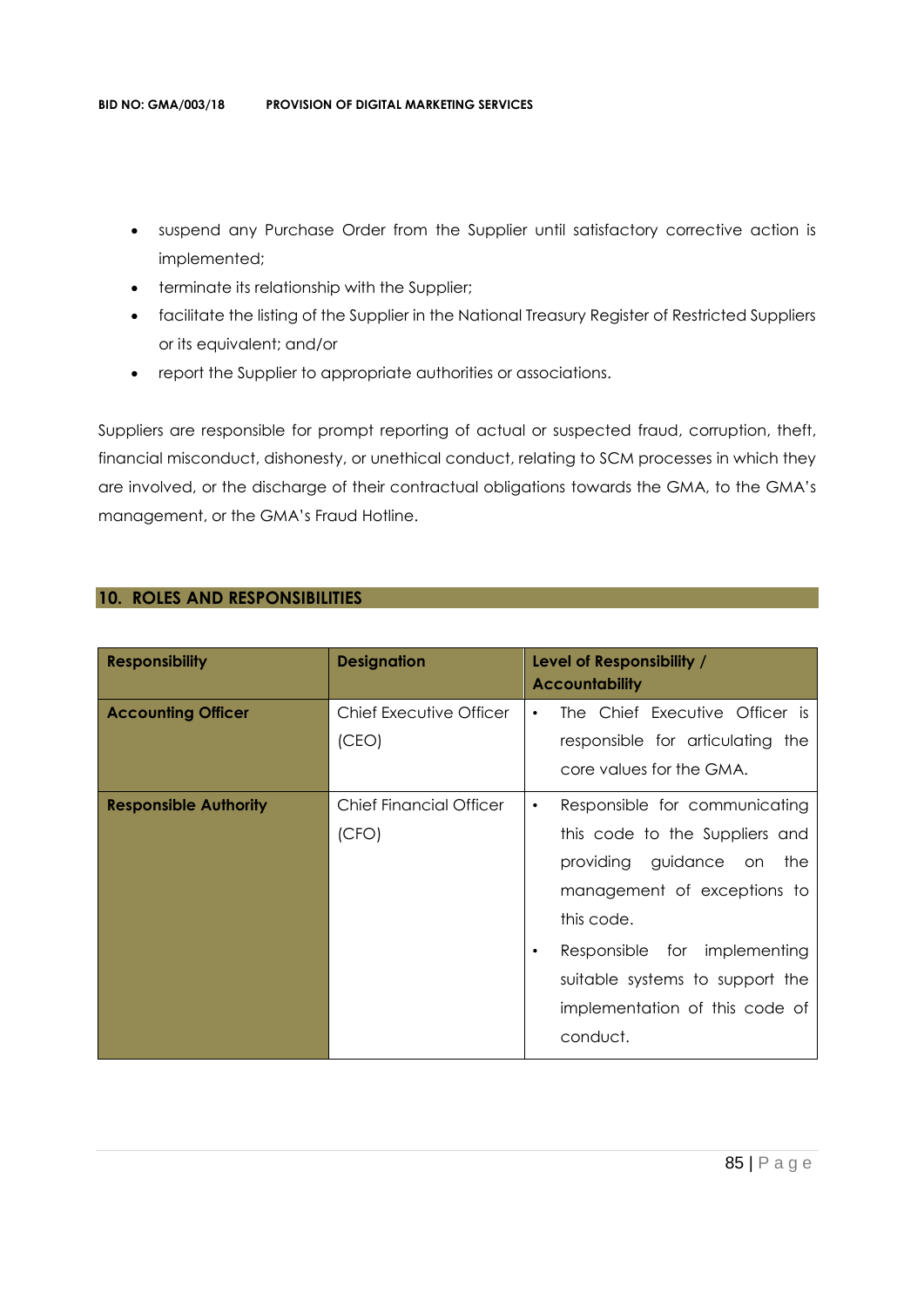- suspend any Purchase Order from the Supplier until satisfactory corrective action is implemented;
- terminate its relationship with the Supplier;
- facilitate the listing of the Supplier in the National Treasury Register of Restricted Suppliers or its equivalent; and/or
- report the Supplier to appropriate authorities or associations.

Suppliers are responsible for prompt reporting of actual or suspected fraud, corruption, theft, financial misconduct, dishonesty, or unethical conduct, relating to SCM processes in which they are involved, or the discharge of their contractual obligations towards the GMA, to the GMA's management, or the GMA's Fraud Hotline.

## 10. ROLES AND RESPONSIBILITIES

| Responsibility | Designation | Level of Responsibility / Accountability |
|---|---|---|
| **Accounting Officer** | Chief Executive Officer (CEO) | • The Chief Executive Officer is responsible for articulating the core values for the GMA. |
| **Responsible Authority** | Chief Financial Officer (CFO) | • Responsible for communicating this code to the Suppliers and providing guidance on the management of exceptions to this code.<br>• Responsible for implementing suitable systems to support the implementation of this code of conduct. |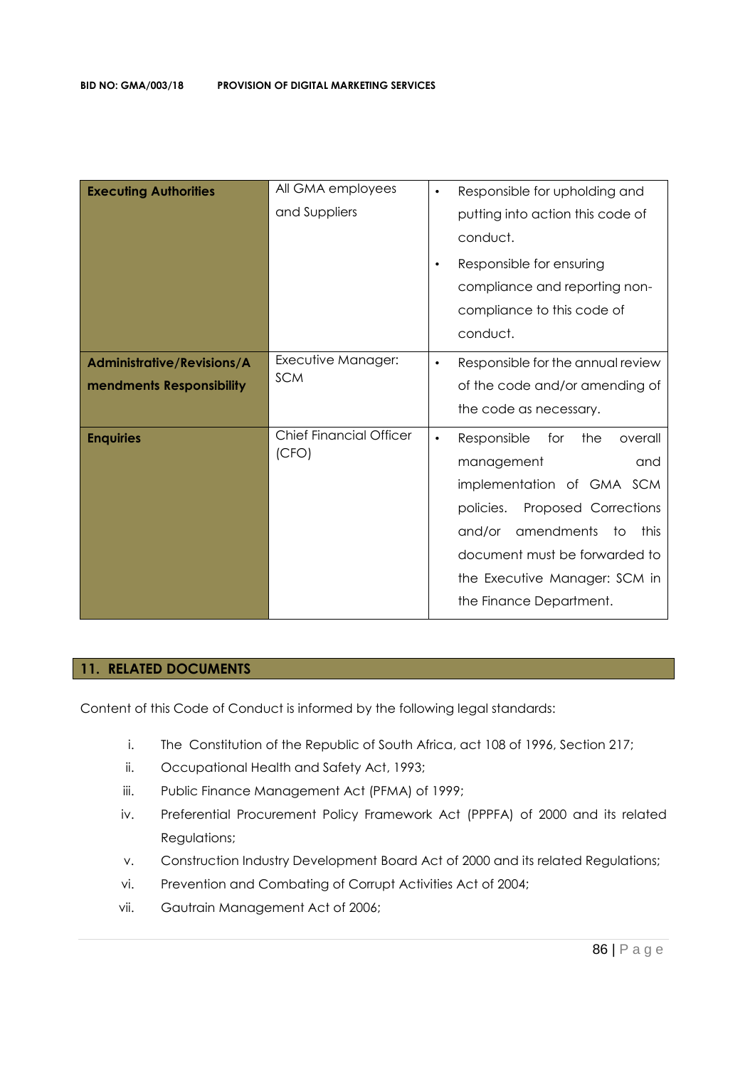| **Executing Authorities** | All GMA employees and Suppliers | • Responsible for upholding and putting into action this code of conduct.<br>• Responsible for ensuring compliance and reporting non-compliance to this code of conduct. |
|---|---|---|
| **Administrative/Revisions/Amendments Responsibility** | Executive Manager: SCM | • Responsible for the annual review of the code and/or amending of the code as necessary. |
| **Enquiries** | Chief Financial Officer (CFO) | • Responsible for the overall management and implementation of GMA SCM policies. Proposed Corrections and/or amendments to this document must be forwarded to the Executive Manager: SCM in the Finance Department. |

## 11. RELATED DOCUMENTS

Content of this Code of Conduct is informed by the following legal standards:

i. The Constitution of the Republic of South Africa, act 108 of 1996, Section 217;
ii. Occupational Health and Safety Act, 1993;
iii. Public Finance Management Act (PFMA) of 1999;
iv. Preferential Procurement Policy Framework Act (PPPFA) of 2000 and its related Regulations;
v. Construction Industry Development Board Act of 2000 and its related Regulations;
vi. Prevention and Combating of Corrupt Activities Act of 2004;
vii. Gautrain Management Act of 2006;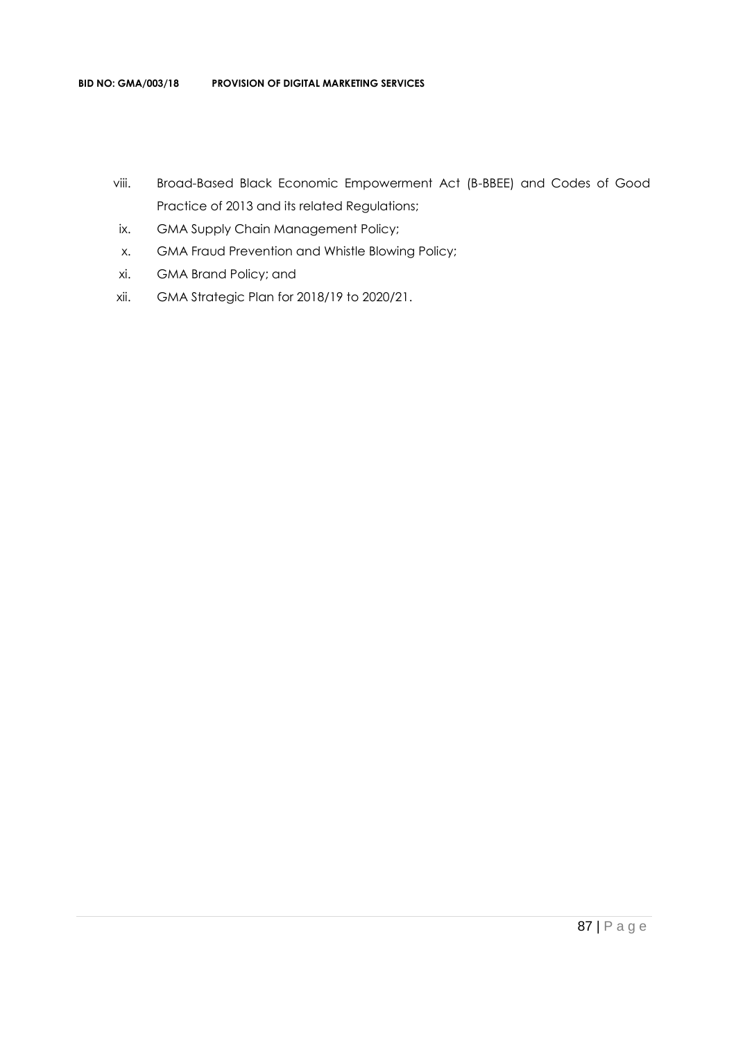viii. Broad-Based Black Economic Empowerment Act (B-BBEE) and Codes of Good Practice of 2013 and its related Regulations;

ix. GMA Supply Chain Management Policy;

x. GMA Fraud Prevention and Whistle Blowing Policy;

xi. GMA Brand Policy; and

xii. GMA Strategic Plan for 2018/19 to 2020/21.